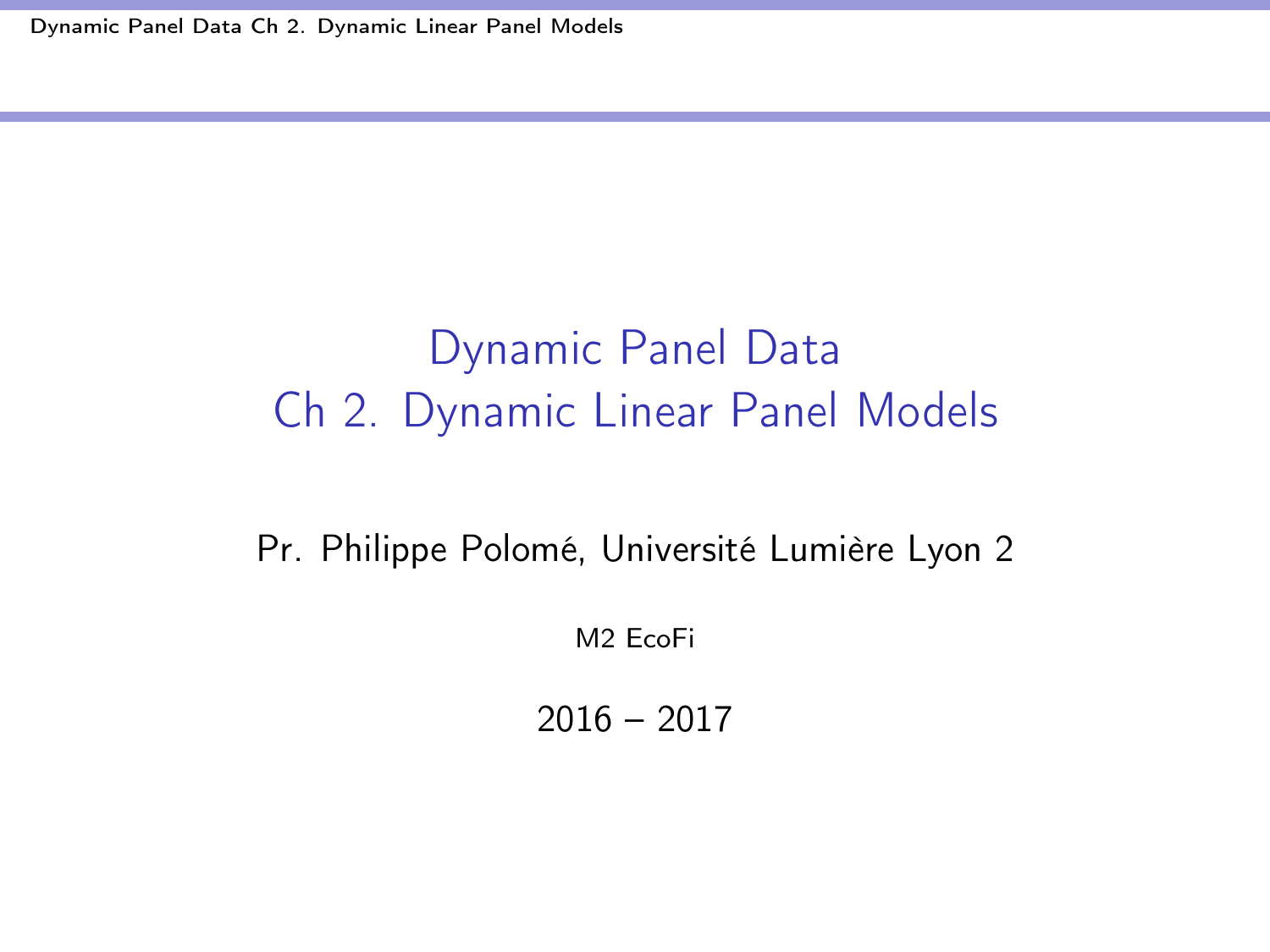# Dynamic Panel Data
# Ch 2. Dynamic Linear Panel Models

Pr. Philippe Polomé, Université Lumière Lyon 2

M2 EcoFi

2016 – 2017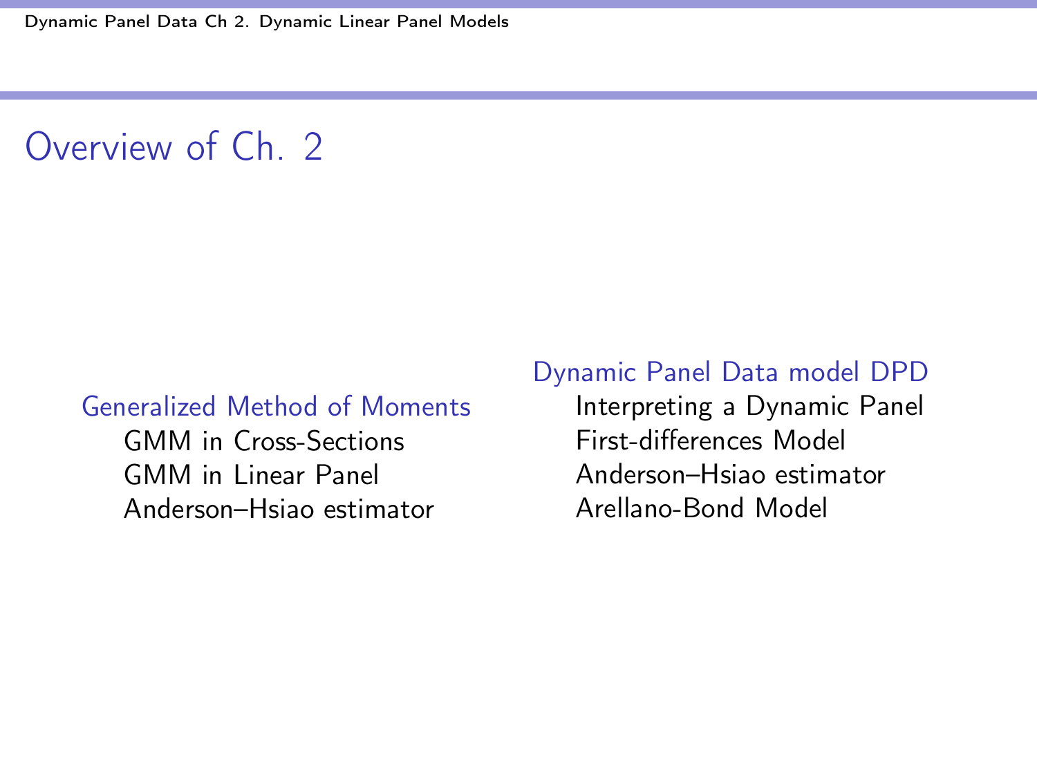# Overview of Ch. 2

- Generalized Method of Moments
  - GMM in Cross-Sections
  - GMM in Linear Panel
  - Anderson–Hsiao estimator
- Dynamic Panel Data model DPD
  - Interpreting a Dynamic Panel
  - First-differences Model
  - Anderson–Hsiao estimator
  - Arellano-Bond Model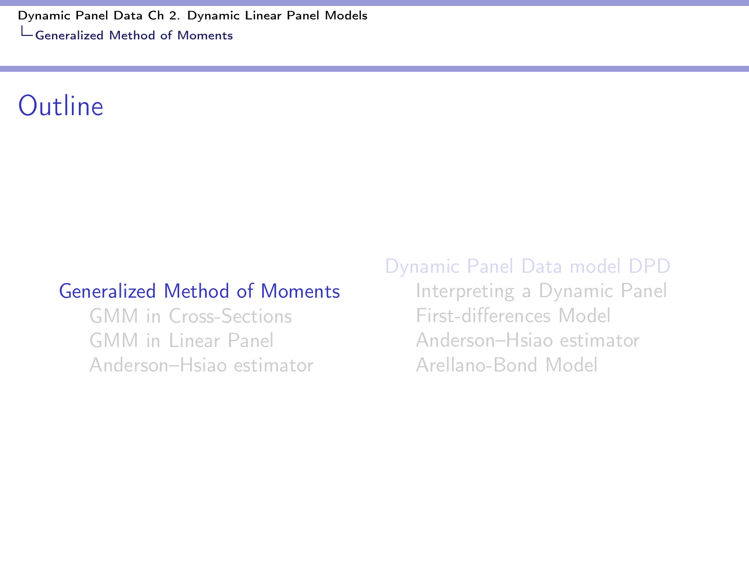# Outline

- Generalized Method of Moments
  - GMM in Cross-Sections
  - GMM in Linear Panel
  - Anderson–Hsiao estimator
- Dynamic Panel Data model DPD
  - Interpreting a Dynamic Panel
  - First-differences Model
  - Anderson–Hsiao estimator
  - Arellano-Bond Model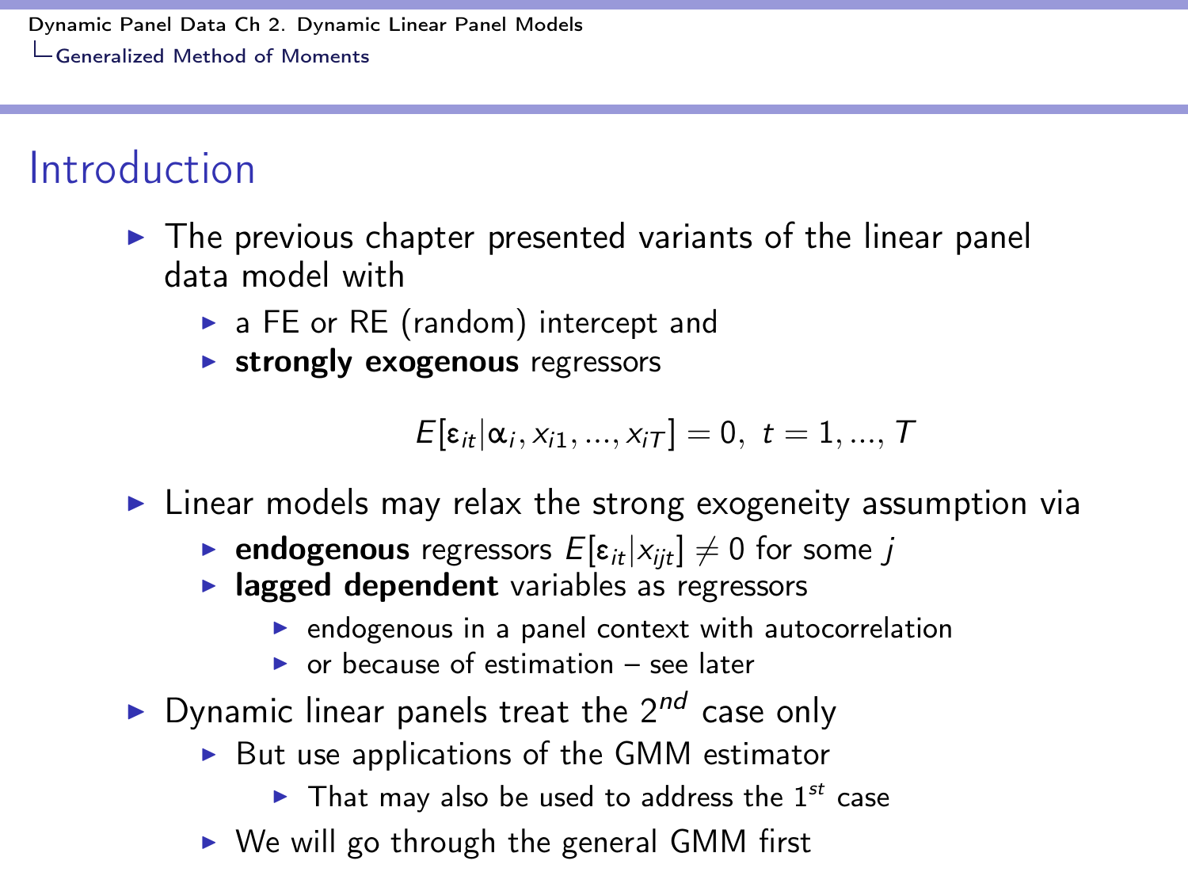# Introduction

- The previous chapter presented variants of the linear panel data model with
  - a FE or RE (random) intercept and
  - **strongly exogenous** regressors

$$E[\varepsilon_{it}|\alpha_i, x_{i1}, ..., x_{iT}] = 0, \; t = 1, ..., T$$

- Linear models may relax the strong exogeneity assumption via
  - **endogenous** regressors $E[\varepsilon_{it}|x_{ijt}] \neq 0$ for some $j$
  - **lagged dependent** variables as regressors
    - endogenous in a panel context with autocorrelation
    - or because of estimation – see later
- Dynamic linear panels treat the $2^{nd}$ case only
  - But use applications of the GMM estimator
    - That may also be used to address the $1^{st}$ case
  - We will go through the general GMM first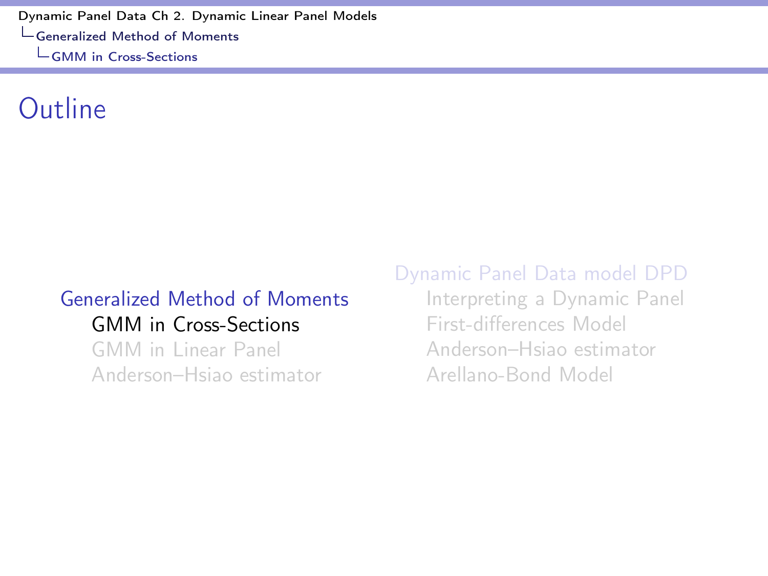# Outline

- Generalized Method of Moments
  - GMM in Cross-Sections
  - GMM in Linear Panel
  - Anderson–Hsiao estimator
- Dynamic Panel Data model DPD
  - Interpreting a Dynamic Panel
  - First-differences Model
  - Anderson–Hsiao estimator
  - Arellano-Bond Model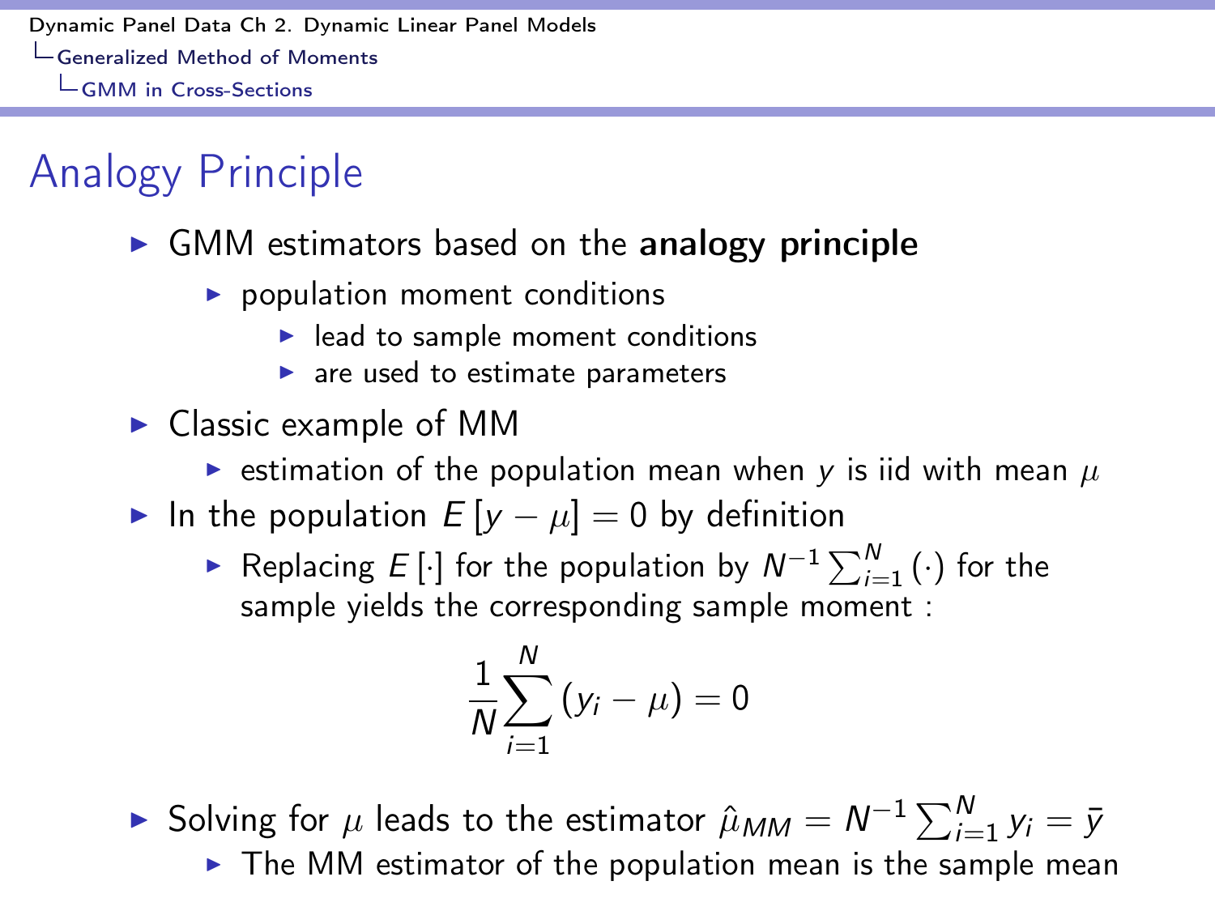# Analogy Principle

- GMM estimators based on the **analogy principle**
  - population moment conditions
    - lead to sample moment conditions
    - are used to estimate parameters
- Classic example of MM
  - estimation of the population mean when $y$ is iid with mean $\mu$
- In the population $E[y - \mu] = 0$ by definition
  - Replacing $E[\cdot]$ for the population by $N^{-1} \sum_{i=1}^{N} (\cdot)$ for the sample yields the corresponding sample moment :

$$\frac{1}{N} \sum_{i=1}^{N} (y_i - \mu) = 0$$

- Solving for $\mu$ leads to the estimator $\hat{\mu}_{MM} = N^{-1} \sum_{i=1}^{N} y_i = \bar{y}$
  - The MM estimator of the population mean is the sample mean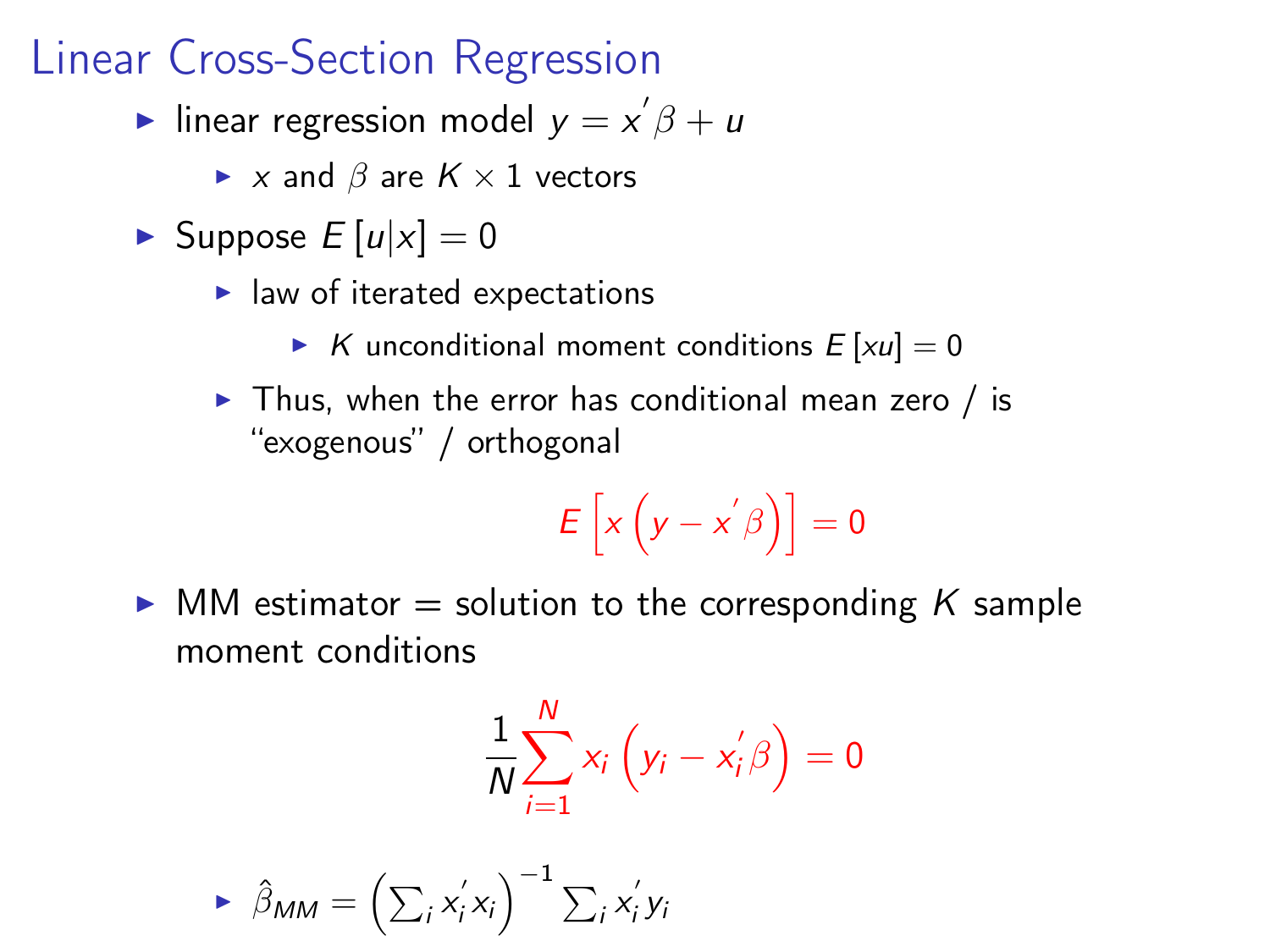# Linear Cross-Section Regression

- linear regression model $y = x^{'}\beta + u$
  - $x$ and $\beta$ are $K \times 1$ vectors
- Suppose $E[u|x] = 0$
  - law of iterated expectations
    - $K$ unconditional moment conditions $E[xu] = 0$
  - Thus, when the error has conditional mean zero / is "exogenous" / orthogonal

$$E\left[x\left(y - x^{'}\beta\right)\right] = 0$$

- MM estimator = solution to the corresponding $K$ sample moment conditions

$$\frac{1}{N}\sum_{i=1}^{N} x_i\left(y_i - x_i^{'}\beta\right) = 0$$

  - $\hat{\beta}_{MM} = \left(\sum_i x_i^{'}x_i\right)^{-1}\sum_i x_i^{'}y_i$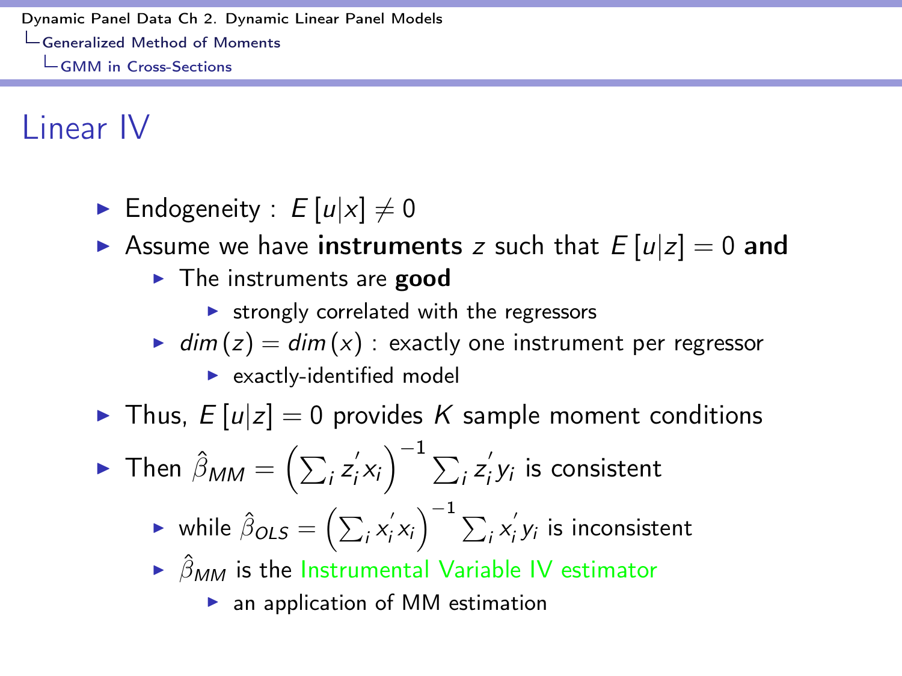# Linear IV

- Endogeneity : $E[u|x] \neq 0$
- Assume we have **instruments** $z$ such that $E[u|z] = 0$ **and**
  - The instruments are **good**
    - strongly correlated with the regressors
  - $dim(z) = dim(x)$ : exactly one instrument per regressor
    - exactly-identified model
- Thus, $E[u|z] = 0$ provides $K$ sample moment conditions
- Then $\hat{\beta}_{MM} = \left(\sum_i z_i' x_i\right)^{-1} \sum_i z_i' y_i$ is consistent
  - while $\hat{\beta}_{OLS} = \left(\sum_i x_i' x_i\right)^{-1} \sum_i x_i' y_i$ is inconsistent
  - $\hat{\beta}_{MM}$ is the Instrumental Variable IV estimator
    - an application of MM estimation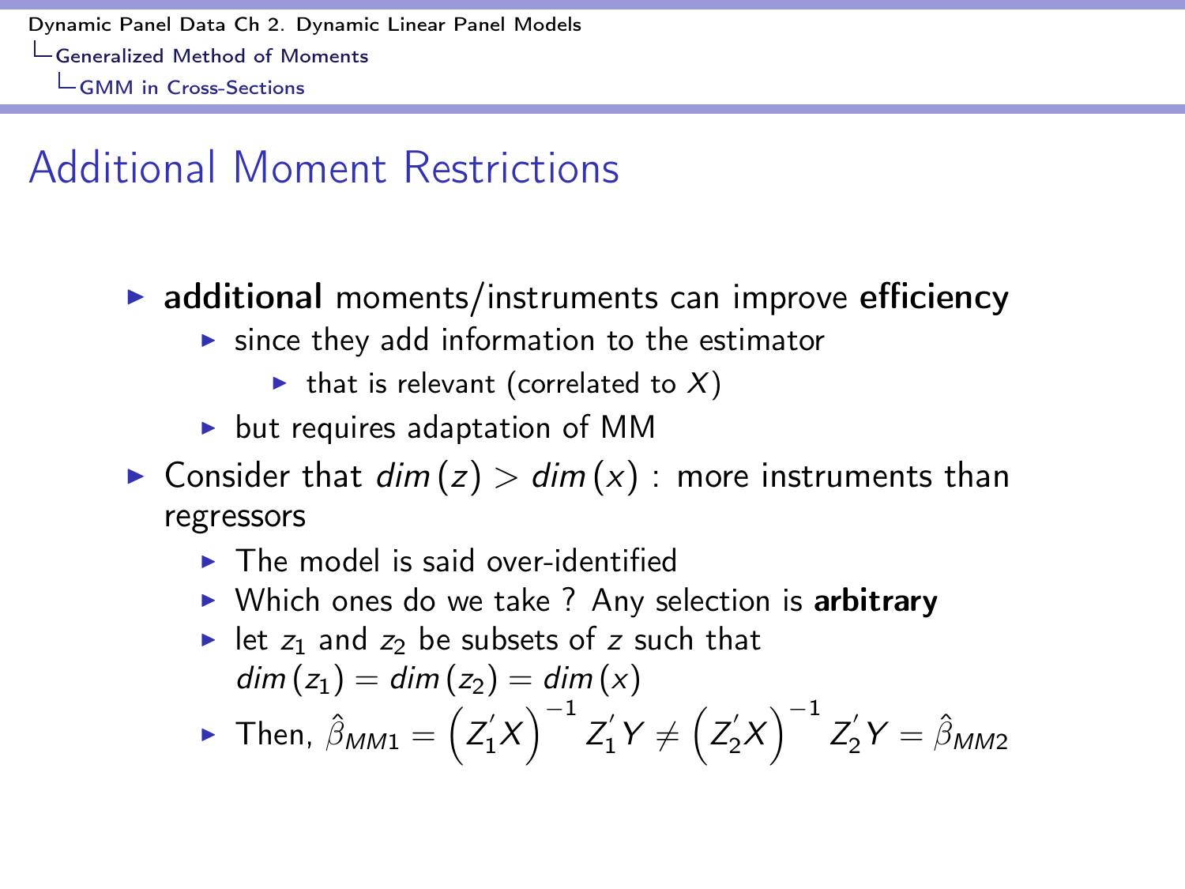## Additional Moment Restrictions

- **additional** moments/instruments can improve **efficiency**
  - since they add information to the estimator
    - that is relevant (correlated to $X$)
  - but requires adaptation of MM
- Consider that $dim(z) > dim(x)$ : more instruments than regressors
  - The model is said over-identified
  - Which ones do we take ? Any selection is **arbitrary**
  - let $z_1$ and $z_2$ be subsets of $z$ such that $dim(z_1) = dim(z_2) = dim(x)$
  - Then, $\hat{\beta}_{MM1} = \left(Z_1'X\right)^{-1} Z_1'Y \neq \left(Z_2'X\right)^{-1} Z_2'Y = \hat{\beta}_{MM2}$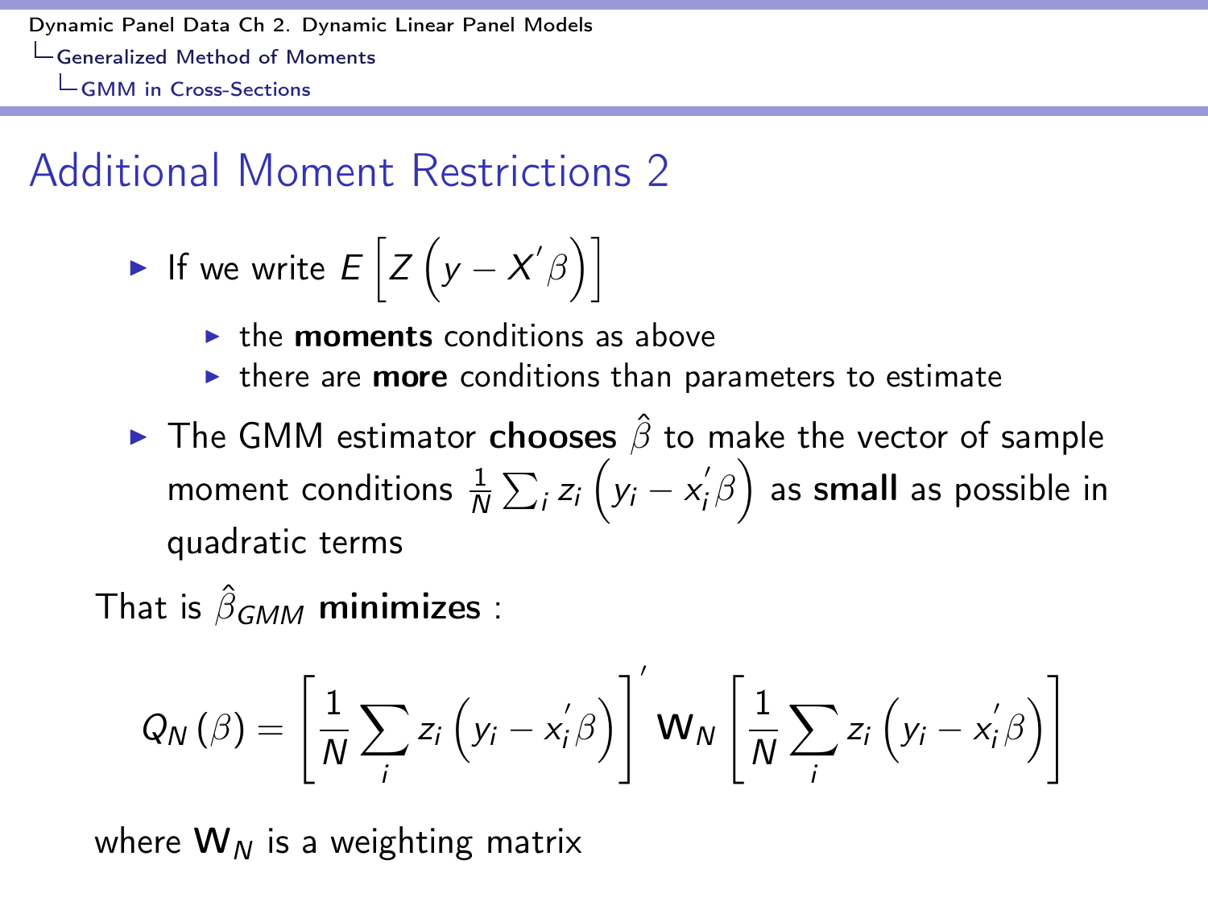## Additional Moment Restrictions 2

- If we write $E\left[Z\left(y - X'\beta\right)\right]$
  - the **moments** conditions as above
  - there are **more** conditions than parameters to estimate
- The GMM estimator **chooses** $\hat{\beta}$ to make the vector of sample moment conditions $\frac{1}{N}\sum_i z_i\left(y_i - x_i'\beta\right)$ as **small** as possible in quadratic terms

That is $\hat{\beta}_{GMM}$ **minimizes** :

$$Q_N(\beta) = \left[\frac{1}{N}\sum_i z_i\left(y_i - x_i'\beta\right)\right]' \mathbf{W}_N \left[\frac{1}{N}\sum_i z_i\left(y_i - x_i'\beta\right)\right]$$

where $\mathbf{W}_N$ is a weighting matrix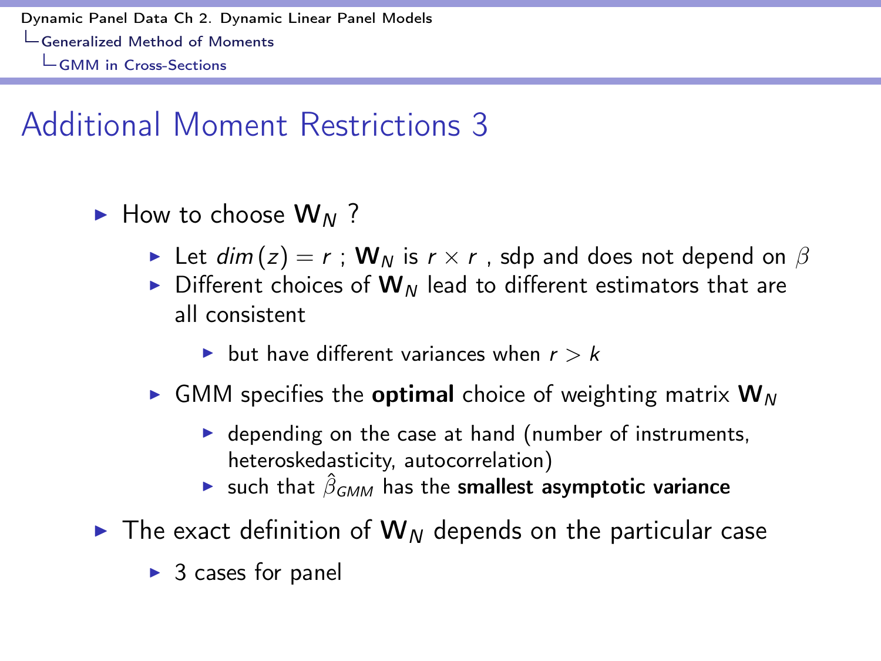# Additional Moment Restrictions 3

- How to choose $\mathbf{W}_N$ ?
  - Let $dim(z) = r$ ; $\mathbf{W}_N$ is $r \times r$ , sdp and does not depend on $\beta$
  - Different choices of $\mathbf{W}_N$ lead to different estimators that are all consistent
    - but have different variances when $r > k$
  - GMM specifies the **optimal** choice of weighting matrix $\mathbf{W}_N$
    - depending on the case at hand (number of instruments, heteroskedasticity, autocorrelation)
    - such that $\hat{\beta}_{GMM}$ has the **smallest asymptotic variance**
- The exact definition of $\mathbf{W}_N$ depends on the particular case
  - 3 cases for panel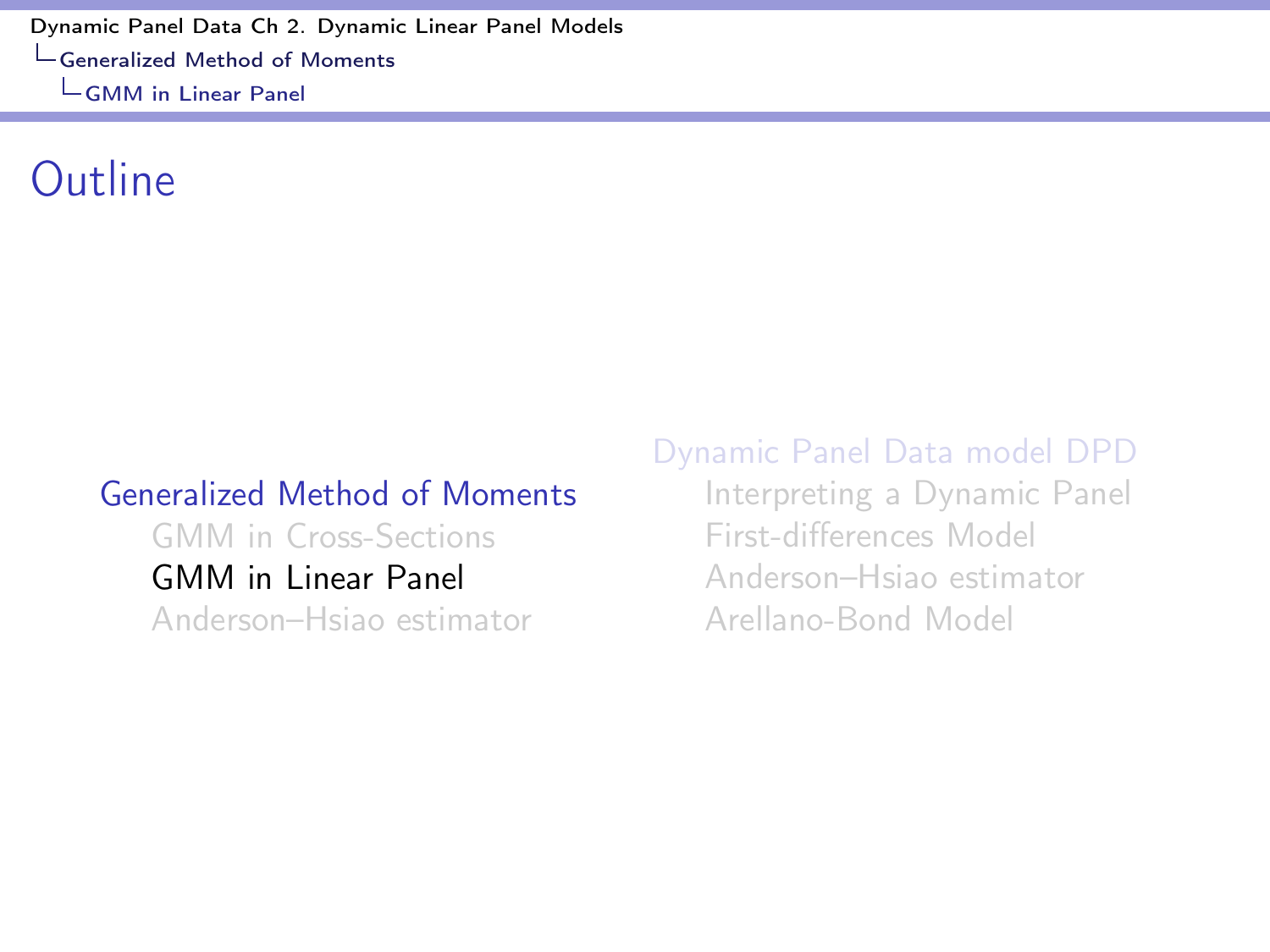# Outline

- Generalized Method of Moments
  - GMM in Cross-Sections
  - GMM in Linear Panel
  - Anderson–Hsiao estimator
- Dynamic Panel Data model DPD
  - Interpreting a Dynamic Panel
  - First-differences Model
  - Anderson–Hsiao estimator
  - Arellano-Bond Model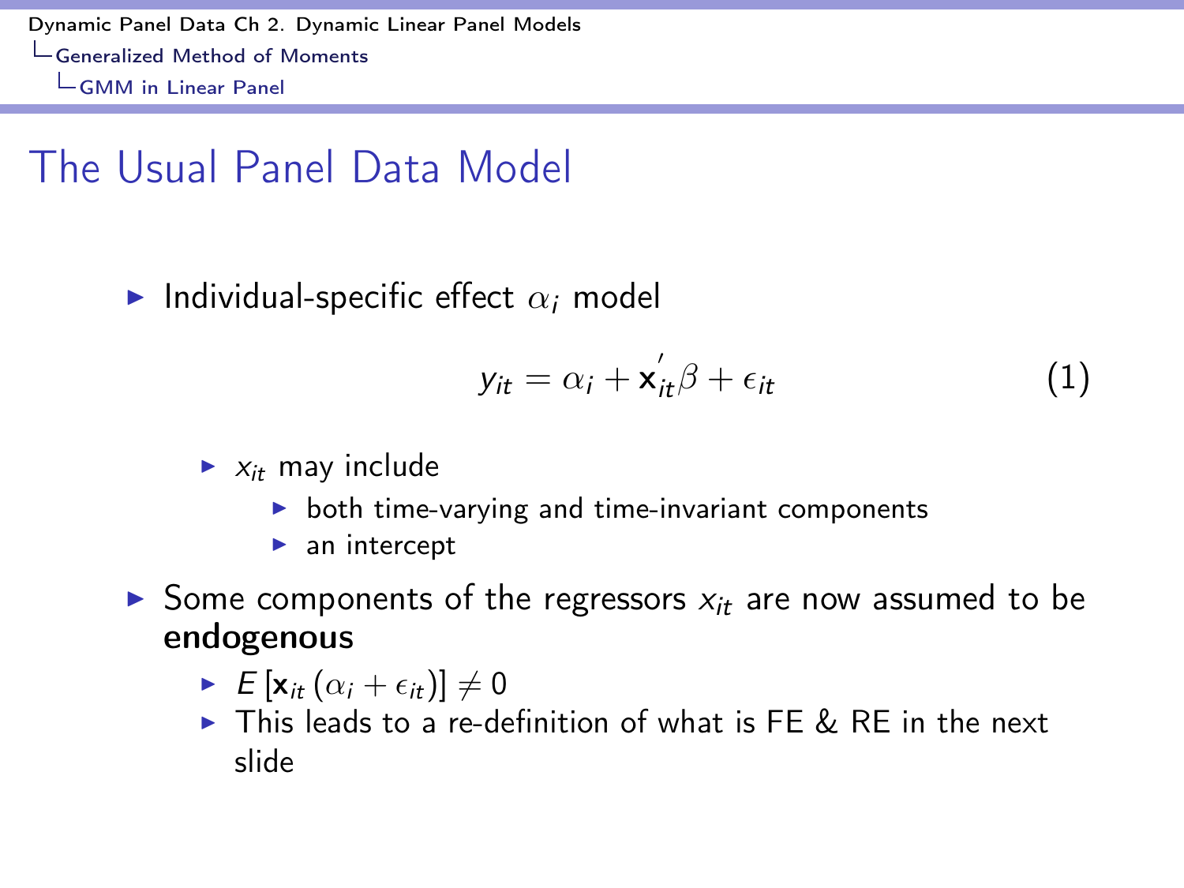# The Usual Panel Data Model

- Individual-specific effect $\alpha_i$ model

$$y_{it} = \alpha_i + \mathbf{x}_{it}^{'}\beta + \epsilon_{it} \tag{1}$$

  - $x_{it}$ may include
    - both time-varying and time-invariant components
    - an intercept
- Some components of the regressors $x_{it}$ are now assumed to be **endogenous**
  - $E\left[\mathbf{x}_{it}\left(\alpha_i + \epsilon_{it}\right)\right] \neq 0$
  - This leads to a re-definition of what is FE & RE in the next slide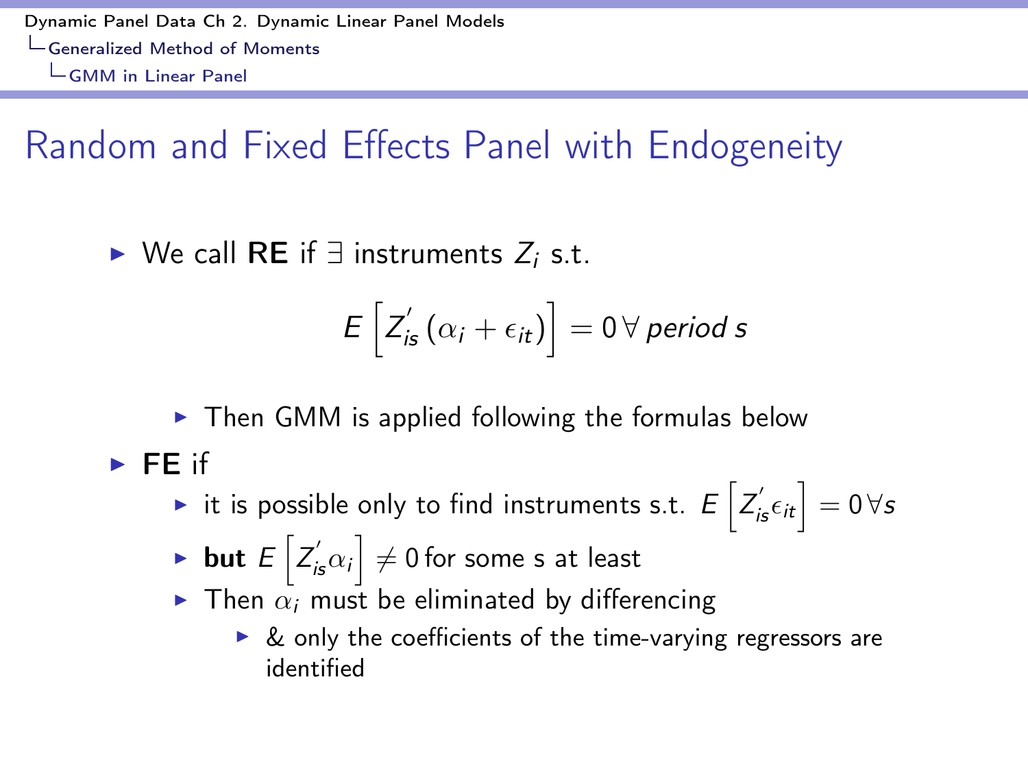# Random and Fixed Effects Panel with Endogeneity

- We call **RE** if $\exists$ instruments $Z_i$ s.t.

$$E\left[Z_{is}^{'}\left(\alpha_i+\epsilon_{it}\right)\right]=0\,\forall\,period\ s$$

  - Then GMM is applied following the formulas below
- **FE** if
  - it is possible only to find instruments s.t. $E\left[Z_{is}^{'}\epsilon_{it}\right]=0\,\forall s$
  - **but** $E\left[Z_{is}^{'}\alpha_i\right]\neq 0$ for some s at least
  - Then $\alpha_i$ must be eliminated by differencing
    - & only the coefficients of the time-varying regressors are identified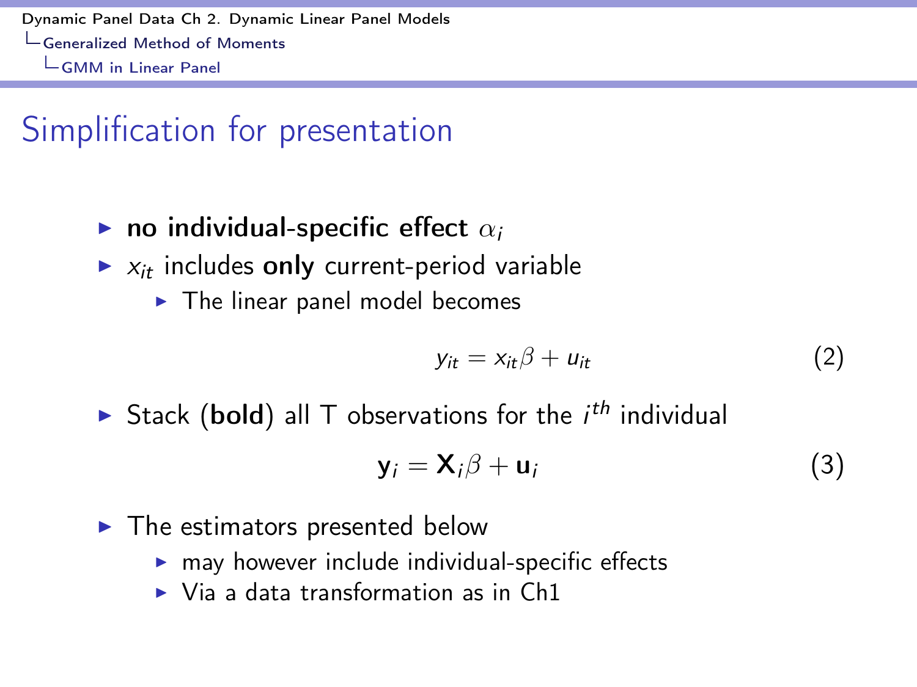## Simplification for presentation

- **no individual-specific effect** $\alpha_i$
- $x_{it}$ includes **only** current-period variable
  - The linear panel model becomes

$$y_{it} = x_{it}\beta + u_{it} \tag{2}$$

- Stack (**bold**) all T observations for the $i^{th}$ individual

$$\mathbf{y}_i = \mathbf{X}_i\beta + \mathbf{u}_i \tag{3}$$

- The estimators presented below
  - may however include individual-specific effects
  - Via a data transformation as in Ch1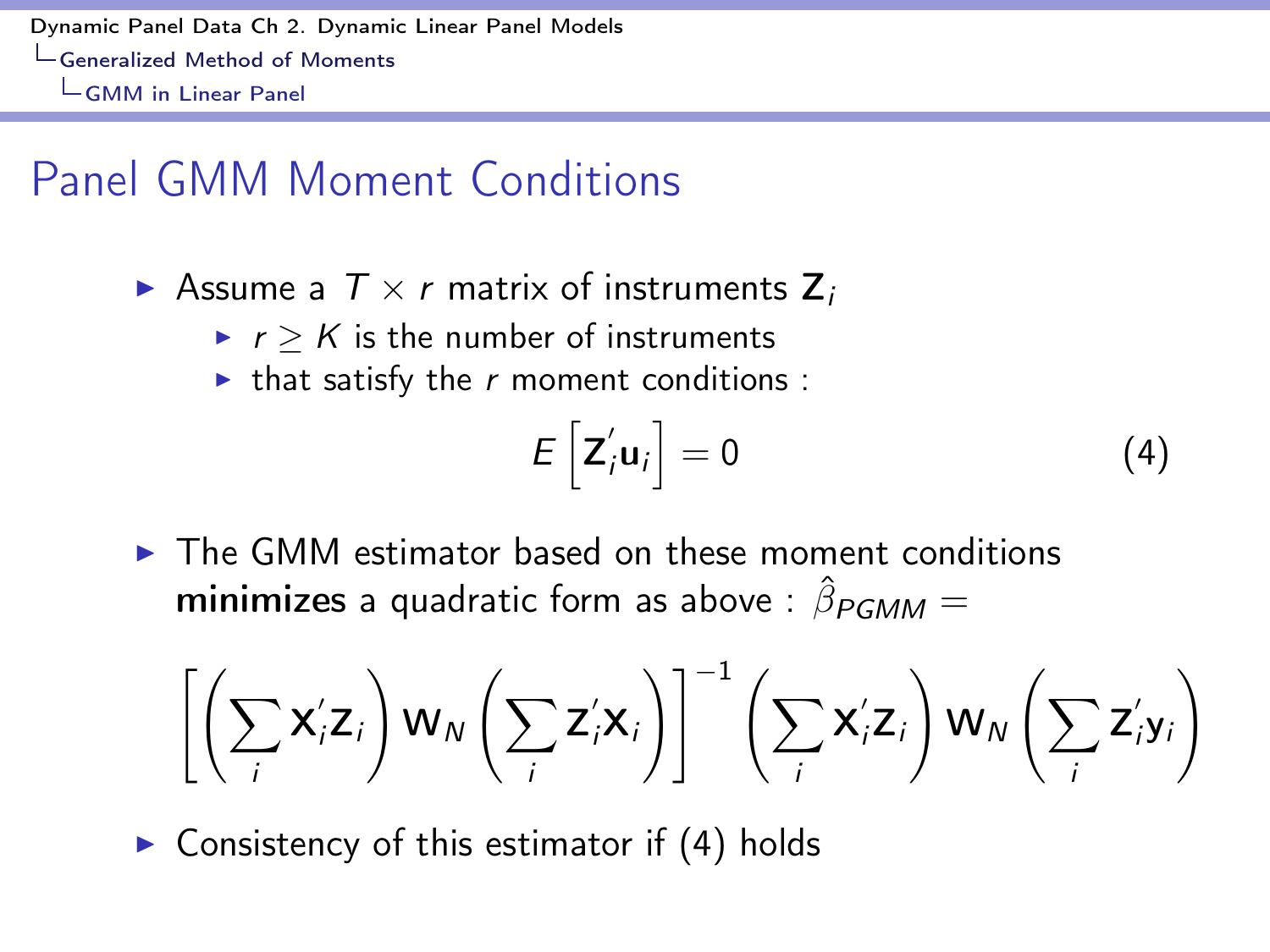## Panel GMM Moment Conditions

- Assume a $T \times r$ matrix of instruments $\mathbf{Z}_i$
  - $r \geq K$ is the number of instruments
  - that satisfy the $r$ moment conditions :

$$E\left[\mathbf{Z}_i'\mathbf{u}_i\right] = 0 \tag{4}$$

- The GMM estimator based on these moment conditions **minimizes** a quadratic form as above : $\hat{\beta}_{PGMM} =$

$$\left[\left(\sum_i \mathbf{X}_i'\mathbf{Z}_i\right)\mathbf{W}_N\left(\sum_i \mathbf{Z}_i'\mathbf{X}_i\right)\right]^{-1}\left(\sum_i \mathbf{X}_i'\mathbf{Z}_i\right)\mathbf{W}_N\left(\sum_i \mathbf{Z}_i'\mathbf{y}_i\right)$$

- Consistency of this estimator if (4) holds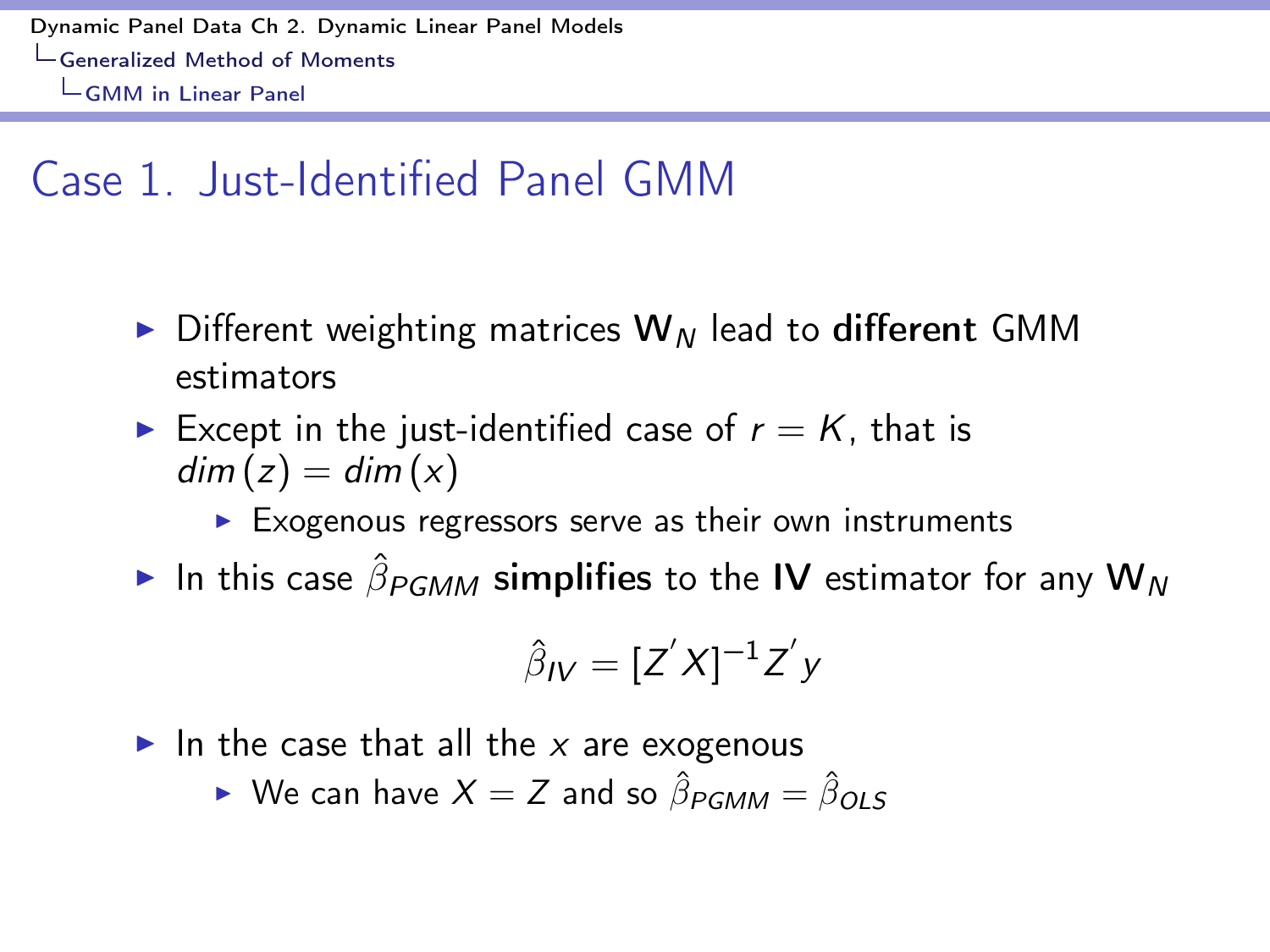# Case 1. Just-Identified Panel GMM

- Different weighting matrices $\mathbf{W}_N$ lead to **different** GMM estimators
- Except in the just-identified case of $r = K$, that is $dim(z) = dim(x)$
  - Exogenous regressors serve as their own instruments
- In this case $\hat{\beta}_{PGMM}$ **simplifies** to the **IV** estimator for any $\mathbf{W}_N$

$$\hat{\beta}_{IV} = [Z'X]^{-1}Z'y$$

- In the case that all the $x$ are exogenous
  - We can have $X = Z$ and so $\hat{\beta}_{PGMM} = \hat{\beta}_{OLS}$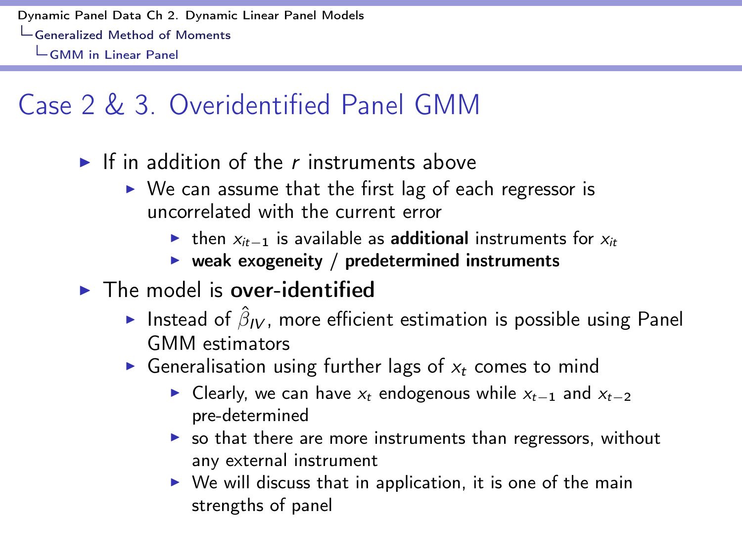# Case 2 & 3. Overidentified Panel GMM

- If in addition of the $r$ instruments above
  - We can assume that the first lag of each regressor is uncorrelated with the current error
    - then $x_{it-1}$ is available as **additional** instruments for $x_{it}$
    - **weak exogeneity / predetermined instruments**
- The model is **over-identified**
  - Instead of $\hat{\beta}_{IV}$, more efficient estimation is possible using Panel GMM estimators
  - Generalisation using further lags of $x_t$ comes to mind
    - Clearly, we can have $x_t$ endogenous while $x_{t-1}$ and $x_{t-2}$ pre-determined
    - so that there are more instruments than regressors, without any external instrument
    - We will discuss that in application, it is one of the main strengths of panel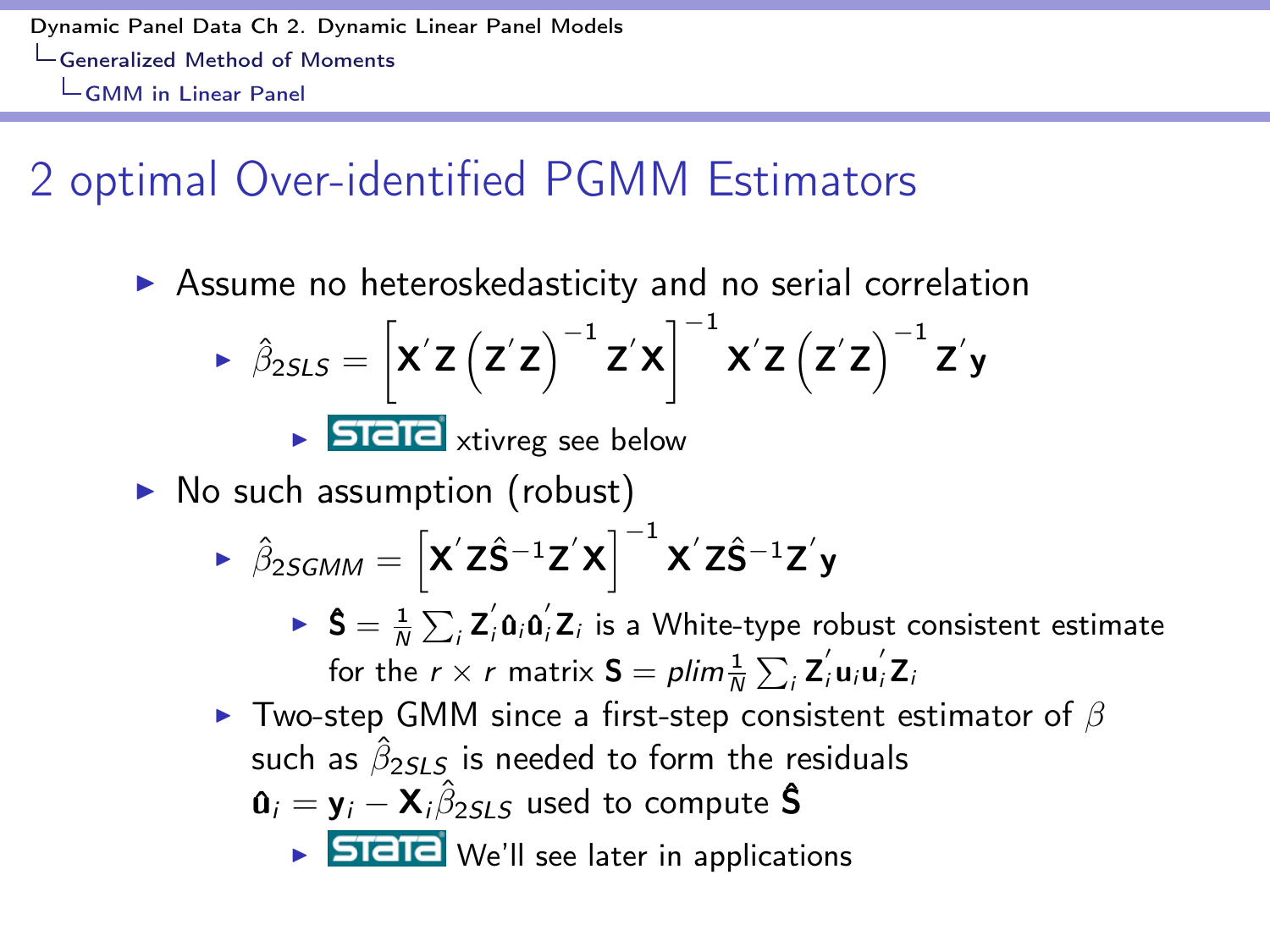## 2 optimal Over-identified PGMM Estimators

- Assume no heteroskedasticity and no serial correlation
  - $\hat{\beta}_{2SLS} = \left[ \mathbf{X}'\mathbf{Z} \left( \mathbf{Z}'\mathbf{Z} \right)^{-1} \mathbf{Z}'\mathbf{X} \right]^{-1} \mathbf{X}'\mathbf{Z} \left( \mathbf{Z}'\mathbf{Z} \right)^{-1} \mathbf{Z}'\mathbf{y}$
    - STATA xtivreg see below
- No such assumption (robust)
  - $\hat{\beta}_{2SGMM} = \left[ \mathbf{X}'\mathbf{Z}\hat{\mathbf{S}}^{-1}\mathbf{Z}'\mathbf{X} \right]^{-1} \mathbf{X}'\mathbf{Z}\hat{\mathbf{S}}^{-1}\mathbf{Z}'\mathbf{y}$
    - $\hat{\mathbf{S}} = \frac{1}{N} \sum_i \mathbf{Z}_i' \hat{\mathbf{u}}_i \hat{\mathbf{u}}_i' \mathbf{Z}_i$ is a White-type robust consistent estimate for the $r \times r$ matrix $\mathbf{S} = plim \frac{1}{N} \sum_i \mathbf{Z}_i' \mathbf{u}_i \mathbf{u}_i' \mathbf{Z}_i$
  - Two-step GMM since a first-step consistent estimator of $\beta$ such as $\hat{\beta}_{2SLS}$ is needed to form the residuals $\hat{\mathbf{u}}_i = \mathbf{y}_i - \mathbf{X}_i \hat{\beta}_{2SLS}$ used to compute $\hat{\mathbf{S}}$
    - STATA We'll see later in applications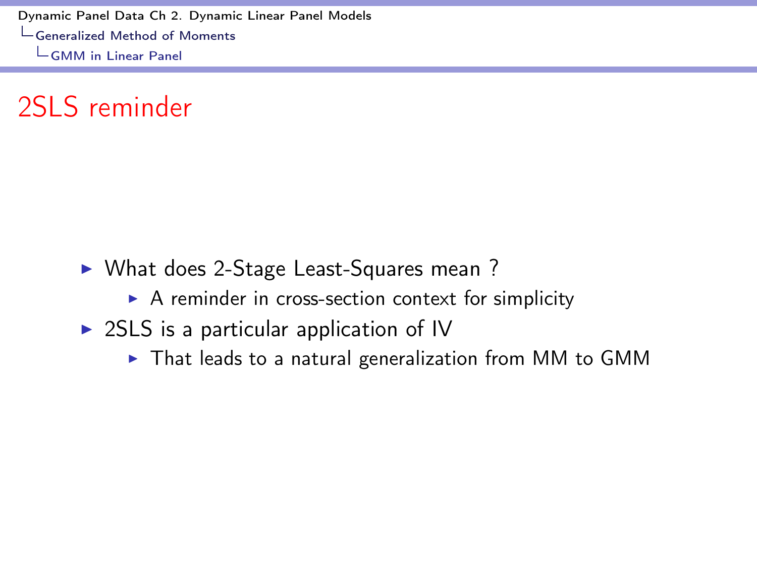# 2SLS reminder

- What does 2-Stage Least-Squares mean ?
  - A reminder in cross-section context for simplicity
- 2SLS is a particular application of IV
  - That leads to a natural generalization from MM to GMM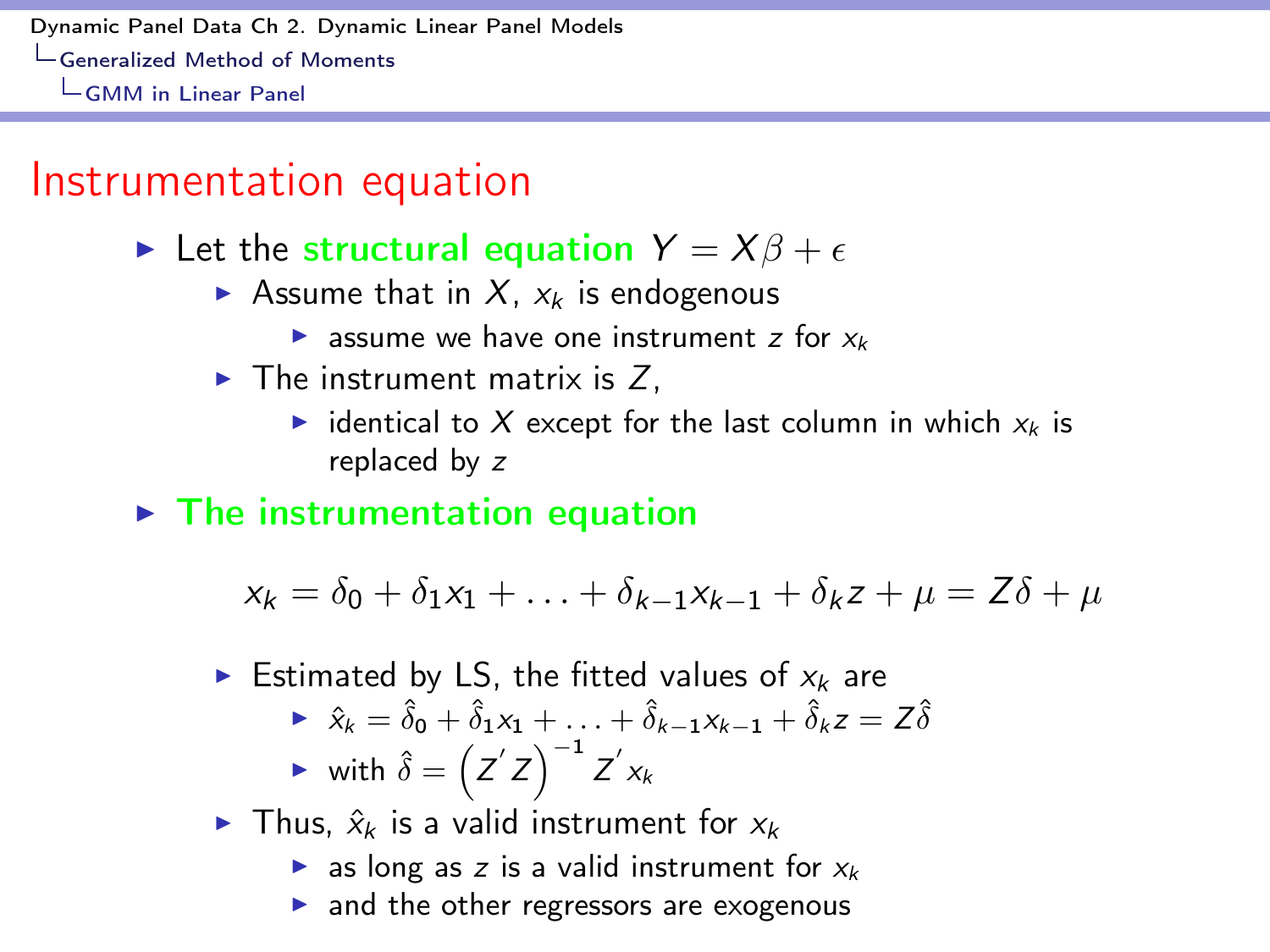# Instrumentation equation

- Let the **structural equation** $Y = X\beta + \epsilon$
  - Assume that in $X$, $x_k$ is endogenous
    - assume we have one instrument $z$ for $x_k$
  - The instrument matrix is $Z$,
    - identical to $X$ except for the last column in which $x_k$ is replaced by $z$
- **The instrumentation equation**

$$x_k = \delta_0 + \delta_1 x_1 + \ldots + \delta_{k-1} x_{k-1} + \delta_k z + \mu = Z\delta + \mu$$

  - Estimated by LS, the fitted values of $x_k$ are
    - $\hat{x}_k = \hat{\delta}_0 + \hat{\delta}_1 x_1 + \ldots + \hat{\delta}_{k-1} x_{k-1} + \hat{\delta}_k z = Z\hat{\delta}$
    - with $\hat{\delta} = \left(Z^{'} Z\right)^{-1} Z^{'} x_k$
  - Thus, $\hat{x}_k$ is a valid instrument for $x_k$
    - as long as $z$ is a valid instrument for $x_k$
    - and the other regressors are exogenous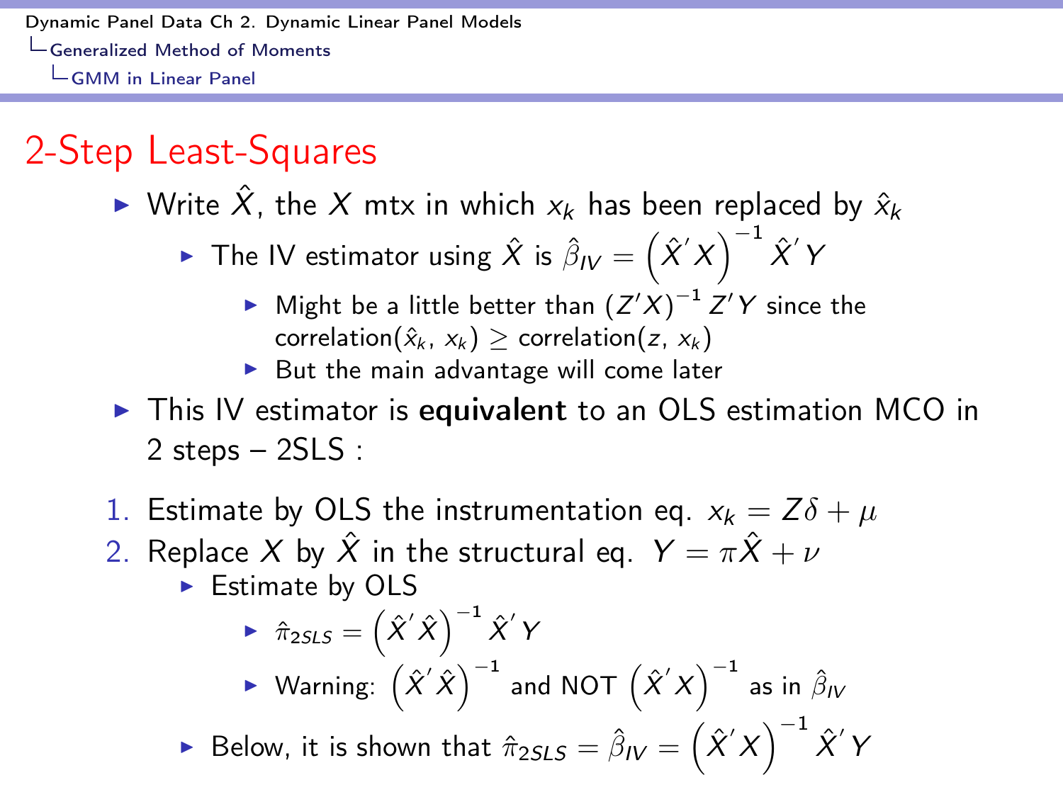## 2-Step Least-Squares

- Write $\hat{X}$, the $X$ mtx in which $x_k$ has been replaced by $\hat{x}_k$
  - The IV estimator using $\hat{X}$ is $\hat{\beta}_{IV} = \left(\hat{X}'X\right)^{-1}\hat{X}'Y$
    - Might be a little better than $(Z'X)^{-1}Z'Y$ since the correlation($\hat{x}_k$, $x_k$) $\geq$ correlation($z$, $x_k$)
    - But the main advantage will come later
- This IV estimator is **equivalent** to an OLS estimation MCO in 2 steps – 2SLS :

1. Estimate by OLS the instrumentation eq. $x_k = Z\delta + \mu$
2. Replace $X$ by $\hat{X}$ in the structural eq. $Y = \pi\hat{X} + \nu$
   - Estimate by OLS
     - $\hat{\pi}_{2SLS} = \left(\hat{X}'\hat{X}\right)^{-1}\hat{X}'Y$
     - Warning: $\left(\hat{X}'\hat{X}\right)^{-1}$ and NOT $\left(\hat{X}'X\right)^{-1}$ as in $\hat{\beta}_{IV}$
   - Below, it is shown that $\hat{\pi}_{2SLS} = \hat{\beta}_{IV} = \left(\hat{X}'X\right)^{-1}\hat{X}'Y$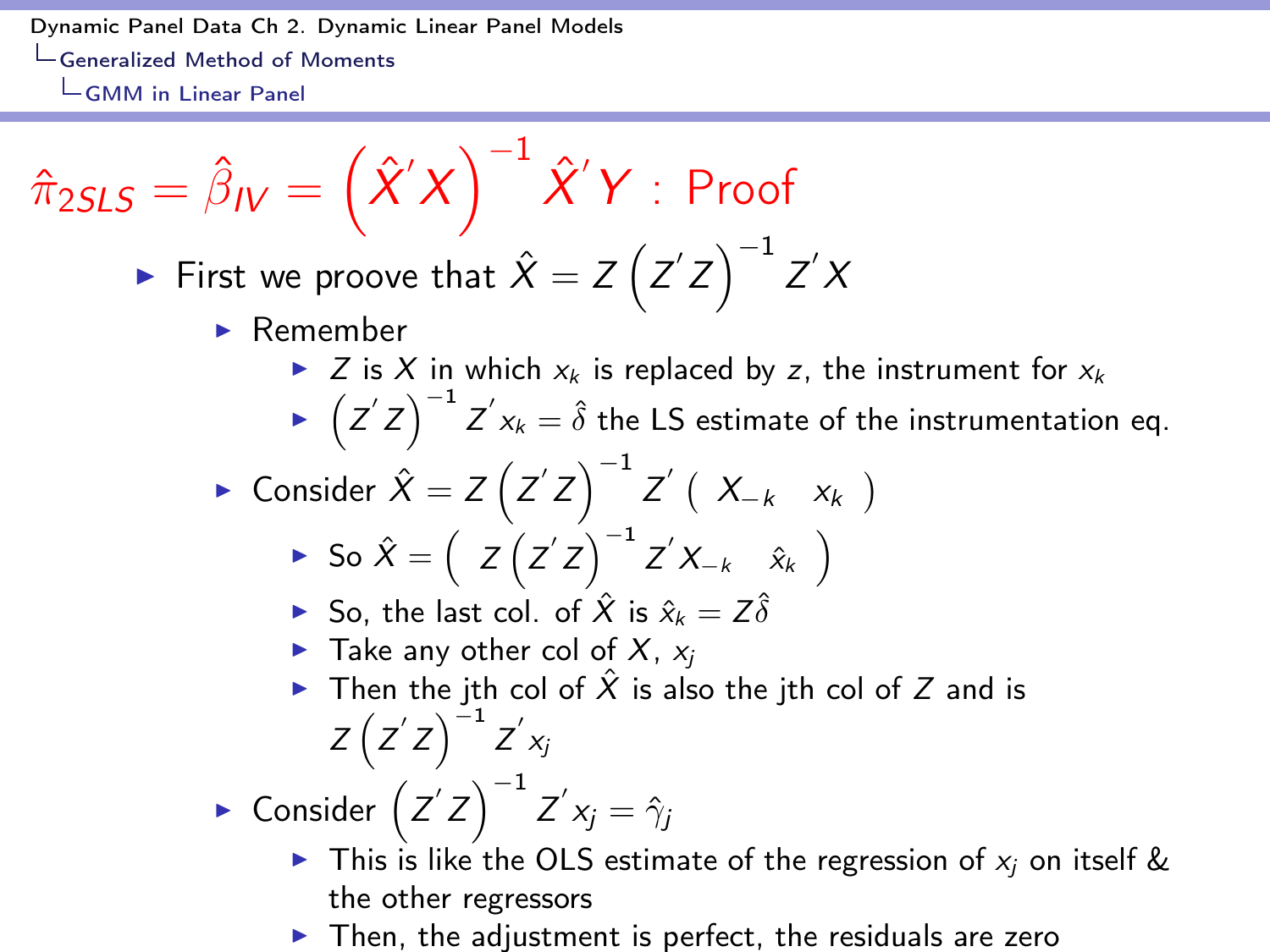# $\hat{\pi}_{2SLS} = \hat{\beta}_{IV} = \left(\hat{X}'X\right)^{-1}\hat{X}'Y$ : Proof

- First we proove that $\hat{X} = Z\left(Z'Z\right)^{-1}Z'X$
  - Remember
    - $Z$ is $X$ in which $x_k$ is replaced by $z$, the instrument for $x_k$
    - $\left(Z'Z\right)^{-1}Z'x_k = \hat{\delta}$ the LS estimate of the instrumentation eq.
  - Consider $\hat{X} = Z\left(Z'Z\right)^{-1}Z'\begin{pmatrix} X_{-k} & x_k \end{pmatrix}$
    - So $\hat{X} = \begin{pmatrix} Z\left(Z'Z\right)^{-1}Z'X_{-k} & \hat{x}_k \end{pmatrix}$
    - So, the last col. of $\hat{X}$ is $\hat{x}_k = Z\hat{\delta}$
    - Take any other col of $X$, $x_j$
    - Then the jth col of $\hat{X}$ is also the jth col of $Z$ and is $Z\left(Z'Z\right)^{-1}Z'x_j$
  - Consider $\left(Z'Z\right)^{-1}Z'x_j = \hat{\gamma}_j$
    - This is like the OLS estimate of the regression of $x_j$ on itself & the other regressors
    - Then, the adjustment is perfect, the residuals are zero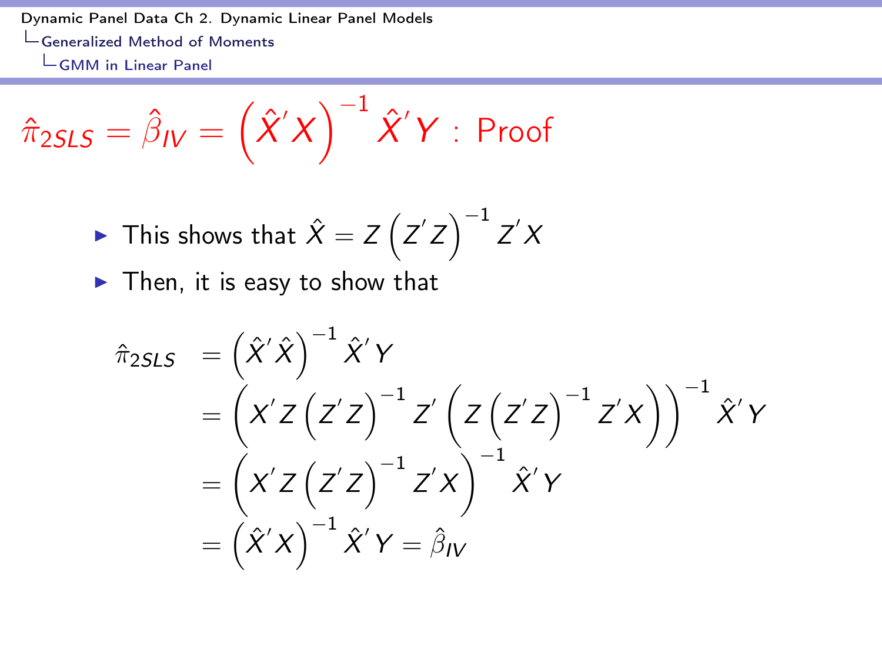# $\hat{\pi}_{2SLS} = \hat{\beta}_{IV} = \left(\hat{X}'X\right)^{-1}\hat{X}'Y$ : Proof

- This shows that $\hat{X} = Z\left(Z'Z\right)^{-1}Z'X$
- Then, it is easy to show that

$$
\begin{aligned}
\hat{\pi}_{2SLS} &= \left(\hat{X}'\hat{X}\right)^{-1}\hat{X}'Y \\
&= \left(X'Z\left(Z'Z\right)^{-1}Z'\left(Z\left(Z'Z\right)^{-1}Z'X\right)\right)^{-1}\hat{X}'Y \\
&= \left(X'Z\left(Z'Z\right)^{-1}Z'X\right)^{-1}\hat{X}'Y \\
&= \left(\hat{X}'X\right)^{-1}\hat{X}'Y = \hat{\beta}_{IV}
\end{aligned}
$$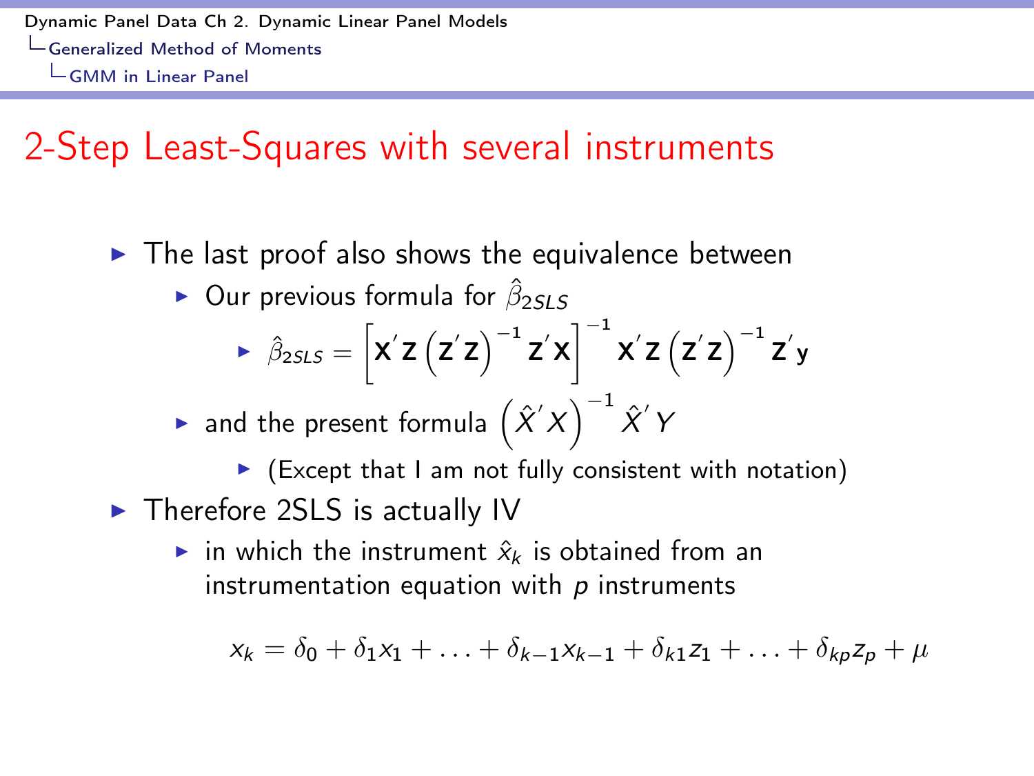# 2-Step Least-Squares with several instruments

- The last proof also shows the equivalence between
  - Our previous formula for $\hat{\beta}_{2SLS}$
    - $\hat{\beta}_{2SLS} = \left[\mathbf{X}'\mathbf{Z}\left(\mathbf{Z}'\mathbf{Z}\right)^{-1}\mathbf{Z}'\mathbf{X}\right]^{-1}\mathbf{X}'\mathbf{Z}\left(\mathbf{Z}'\mathbf{Z}\right)^{-1}\mathbf{Z}'\mathbf{y}$
  - and the present formula $\left(\hat{X}'X\right)^{-1}\hat{X}'Y$
    - (Except that I am not fully consistent with notation)
- Therefore 2SLS is actually IV
  - in which the instrument $\hat{x}_k$ is obtained from an instrumentation equation with $p$ instruments

$$x_k = \delta_0 + \delta_1 x_1 + \ldots + \delta_{k-1} x_{k-1} + \delta_{k1} z_1 + \ldots + \delta_{kp} z_p + \mu$$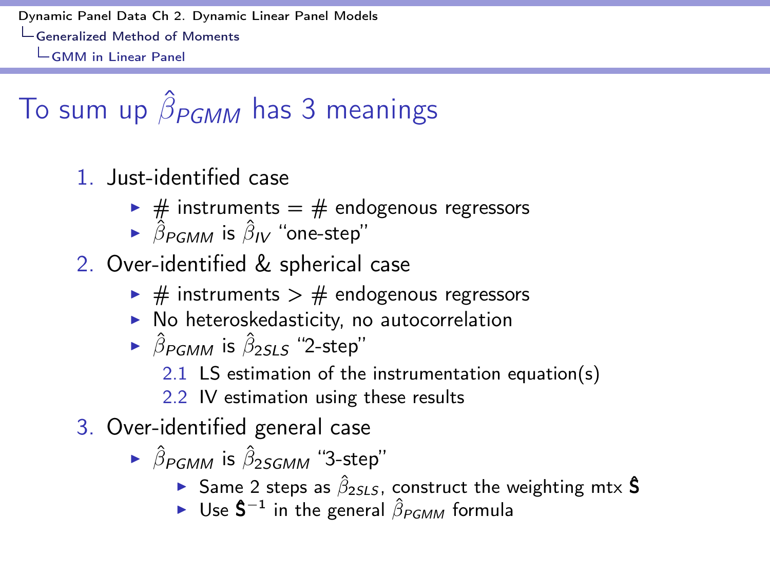# To sum up $\hat{\beta}_{PGMM}$ has 3 meanings

1. Just-identified case
   - # instruments = # endogenous regressors
   - $\hat{\beta}_{PGMM}$ is $\hat{\beta}_{IV}$ "one-step"
2. Over-identified & spherical case
   - # instruments > # endogenous regressors
   - No heteroskedasticity, no autocorrelation
   - $\hat{\beta}_{PGMM}$ is $\hat{\beta}_{2SLS}$ "2-step"
     - 2.1 LS estimation of the instrumentation equation(s)
     - 2.2 IV estimation using these results
3. Over-identified general case
   - $\hat{\beta}_{PGMM}$ is $\hat{\beta}_{2SGMM}$ "3-step"
     - Same 2 steps as $\hat{\beta}_{2SLS}$, construct the weighting mtx $\hat{\mathbf{S}}$
     - Use $\hat{\mathbf{S}}^{-1}$ in the general $\hat{\beta}_{PGMM}$ formula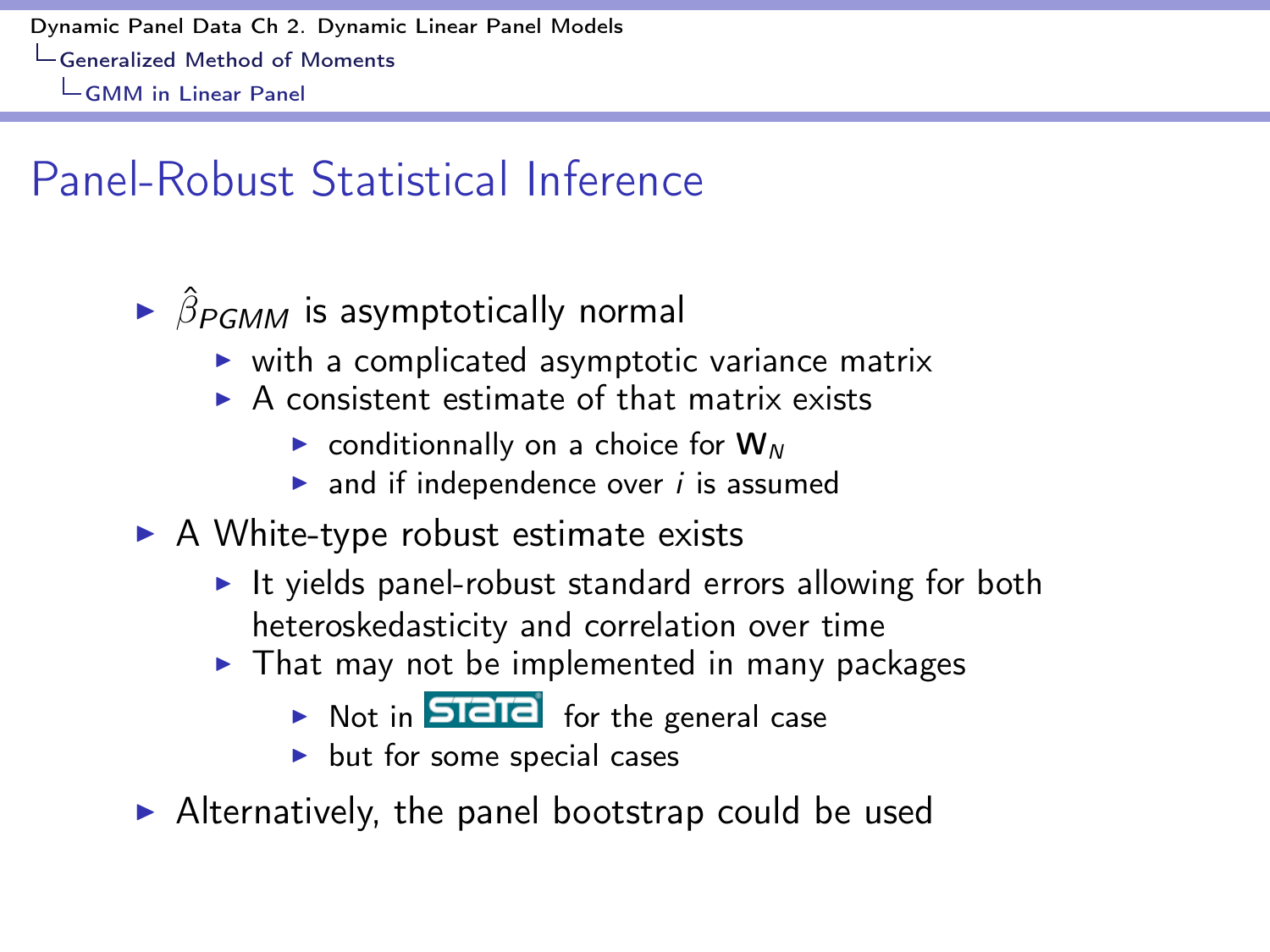## Panel-Robust Statistical Inference

- $\hat{\beta}_{PGMM}$ is asymptotically normal
  - with a complicated asymptotic variance matrix
  - A consistent estimate of that matrix exists
    - conditionnally on a choice for $\mathbf{W}_N$
    - and if independence over $i$ is assumed
- A White-type robust estimate exists
  - It yields panel-robust standard errors allowing for both heteroskedasticity and correlation over time
  - That may not be implemented in many packages
    - Not in STATA for the general case
    - but for some special cases
- Alternatively, the panel bootstrap could be used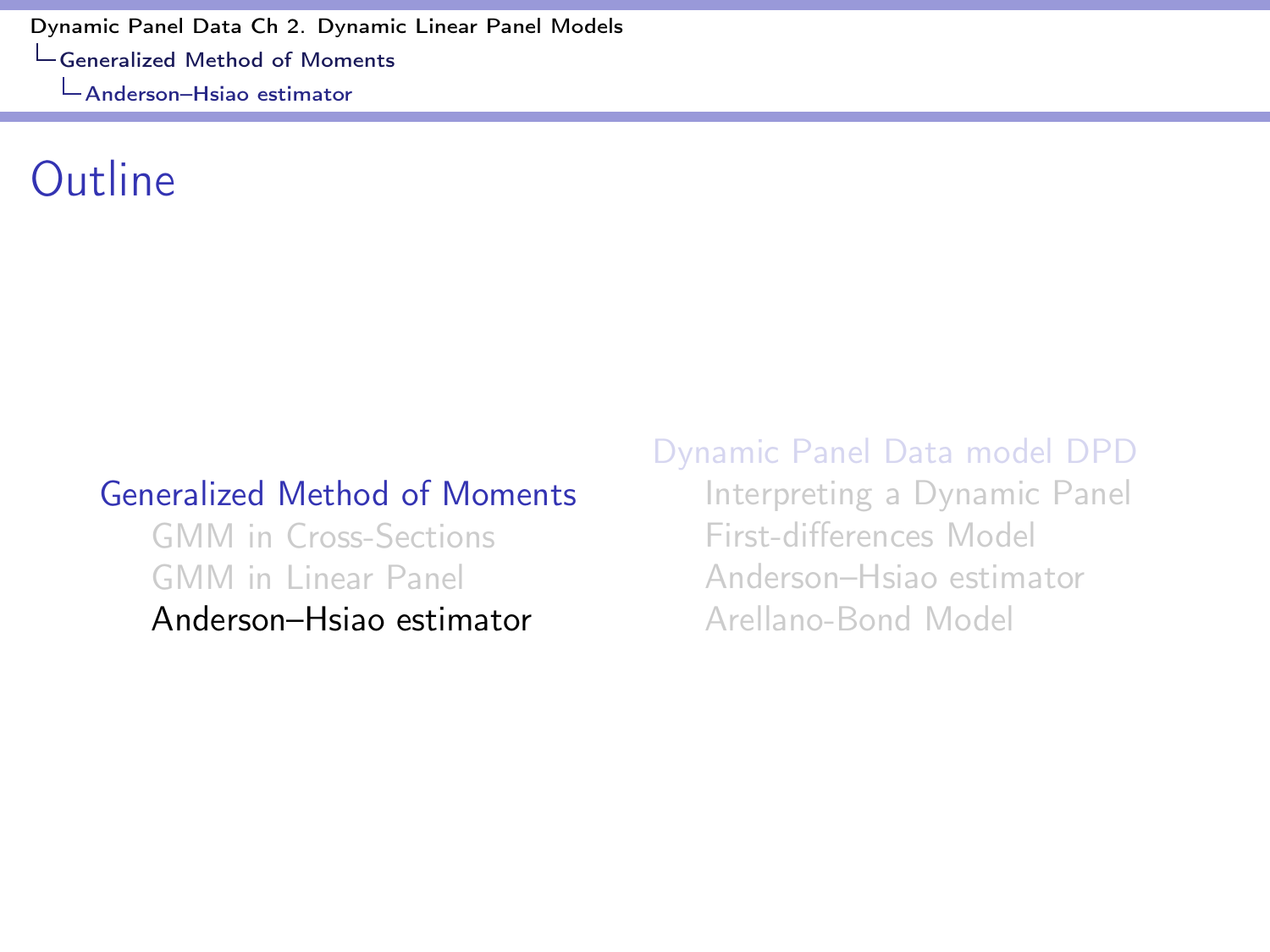# Outline

- Generalized Method of Moments
  - GMM in Cross-Sections
  - GMM in Linear Panel
  - Anderson–Hsiao estimator
- Dynamic Panel Data model DPD
  - Interpreting a Dynamic Panel
  - First-differences Model
  - Anderson–Hsiao estimator
  - Arellano-Bond Model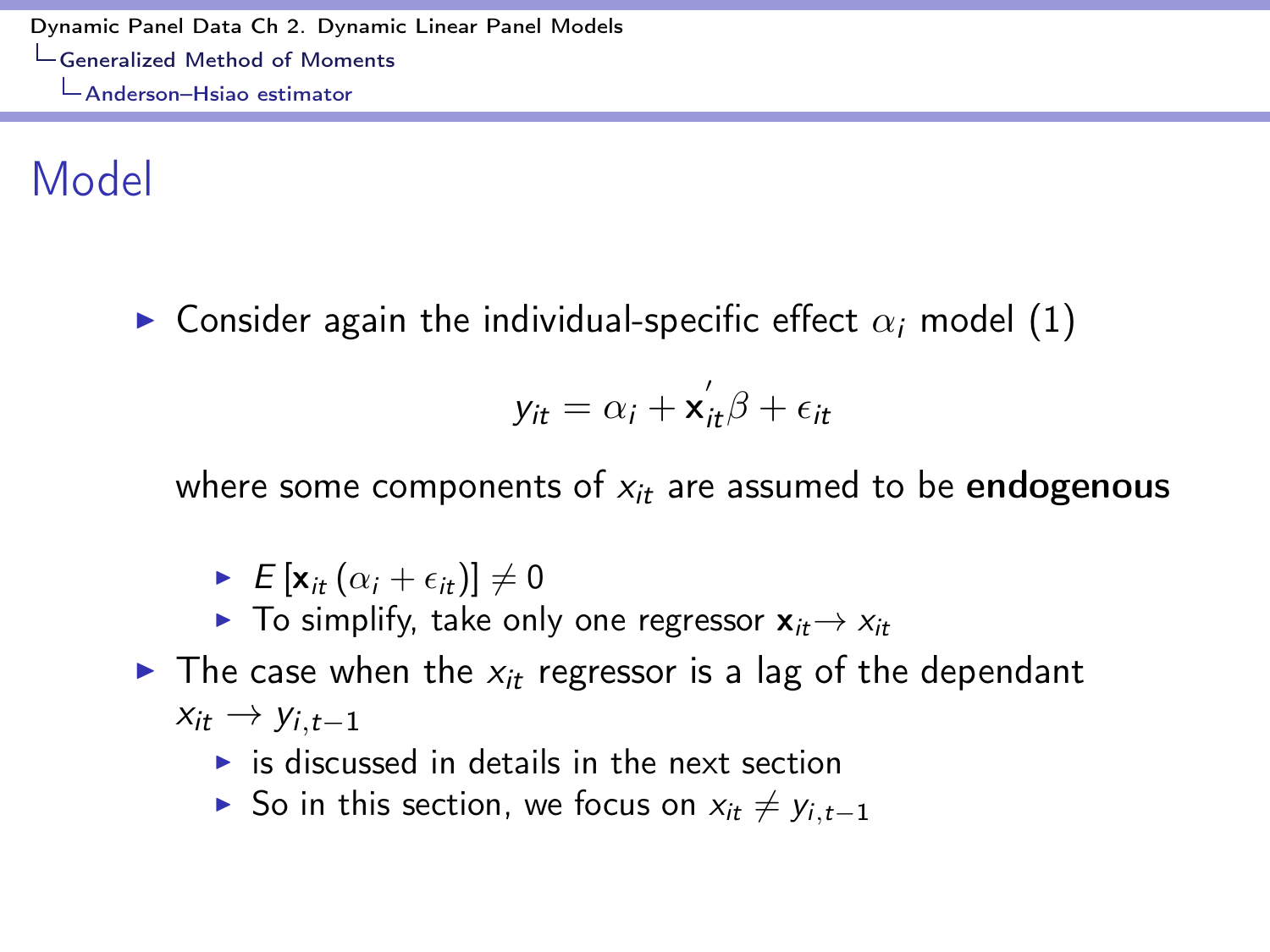# Model

- Consider again the individual-specific effect $\alpha_i$ model (1)

$$y_{it} = \alpha_i + \mathbf{x}_{it}^{'}\beta + \epsilon_{it}$$

  where some components of $x_{it}$ are assumed to be **endogenous**

  - $E\left[\mathbf{x}_{it}\left(\alpha_i + \epsilon_{it}\right)\right] \neq 0$
  - To simplify, take only one regressor $\mathbf{x}_{it} \rightarrow x_{it}$

- The case when the $x_{it}$ regressor is a lag of the dependant $x_{it} \rightarrow y_{i,t-1}$
  - is discussed in details in the next section
  - So in this section, we focus on $x_{it} \neq y_{i,t-1}$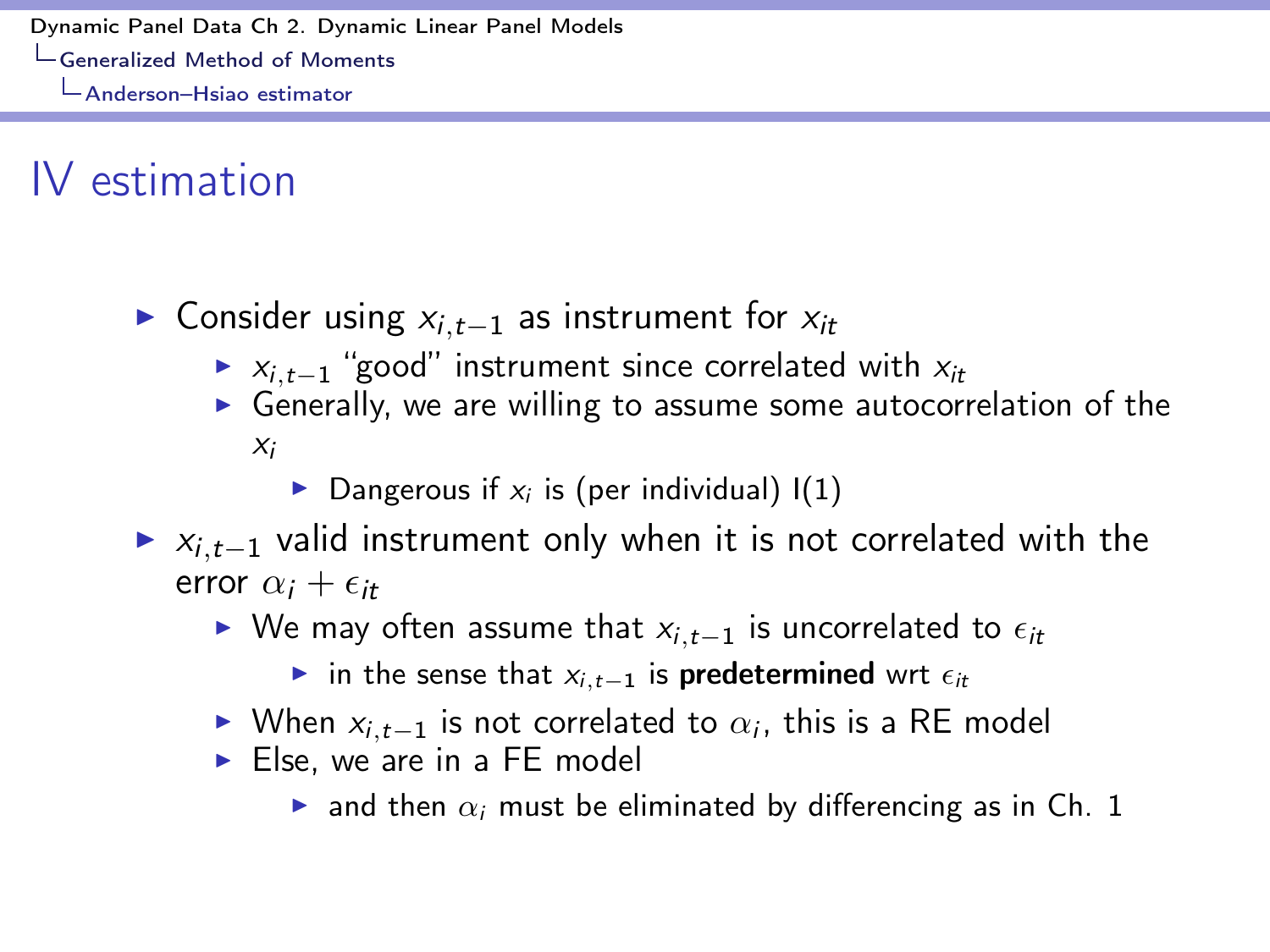# IV estimation

- Consider using $x_{i,t-1}$ as instrument for $x_{it}$
  - $x_{i,t-1}$ "good" instrument since correlated with $x_{it}$
  - Generally, we are willing to assume some autocorrelation of the $x_i$
    - Dangerous if $x_i$ is (per individual) I(1)
- $x_{i,t-1}$ valid instrument only when it is not correlated with the error $\alpha_i + \epsilon_{it}$
  - We may often assume that $x_{i,t-1}$ is uncorrelated to $\epsilon_{it}$
    - in the sense that $x_{i,t-1}$ is **predetermined** wrt $\epsilon_{it}$
  - When $x_{i,t-1}$ is not correlated to $\alpha_i$, this is a RE model
  - Else, we are in a FE model
    - and then $\alpha_i$ must be eliminated by differencing as in Ch. 1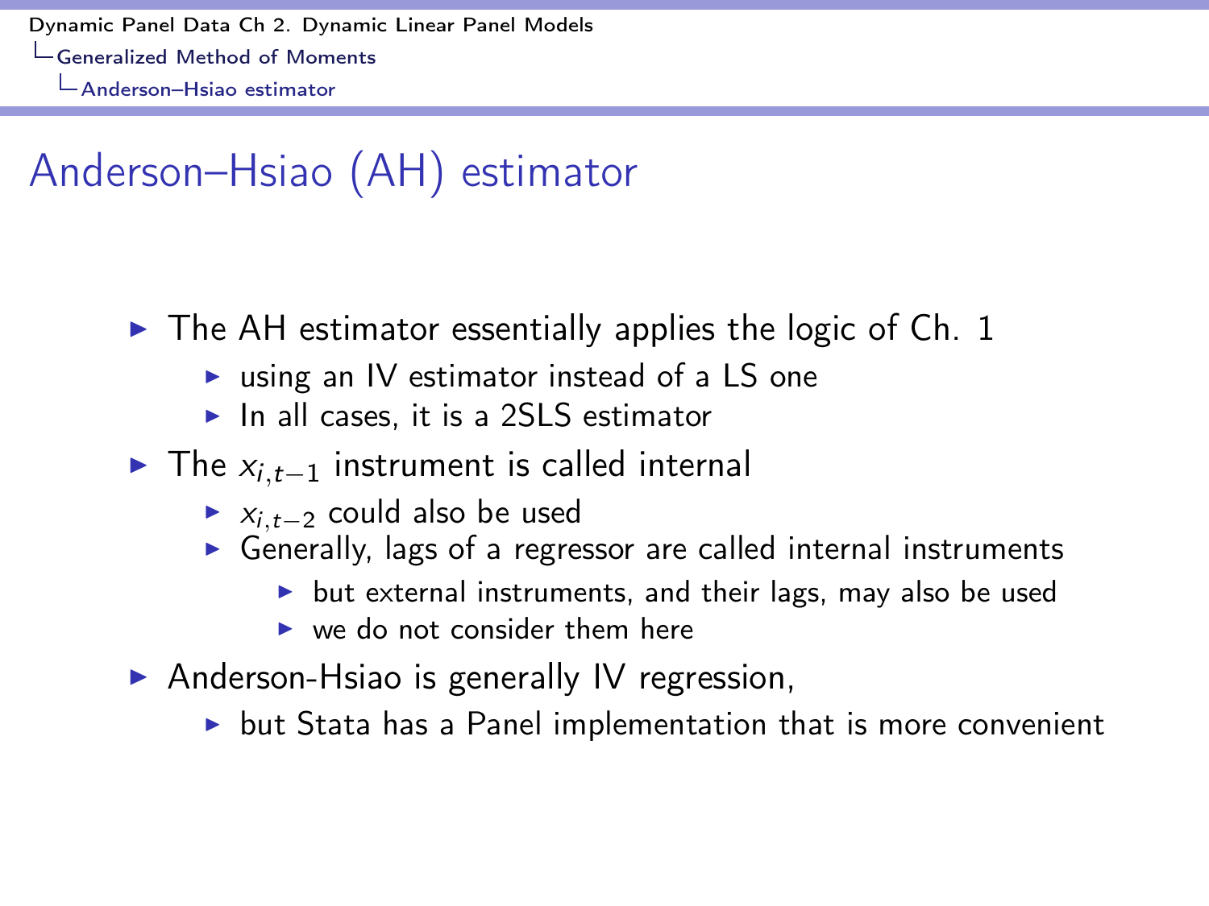# Anderson–Hsiao (AH) estimator

- The AH estimator essentially applies the logic of Ch. 1
  - using an IV estimator instead of a LS one
  - In all cases, it is a 2SLS estimator
- The $x_{i,t-1}$ instrument is called internal
  - $x_{i,t-2}$ could also be used
  - Generally, lags of a regressor are called internal instruments
    - but external instruments, and their lags, may also be used
    - we do not consider them here
- Anderson-Hsiao is generally IV regression,
  - but Stata has a Panel implementation that is more convenient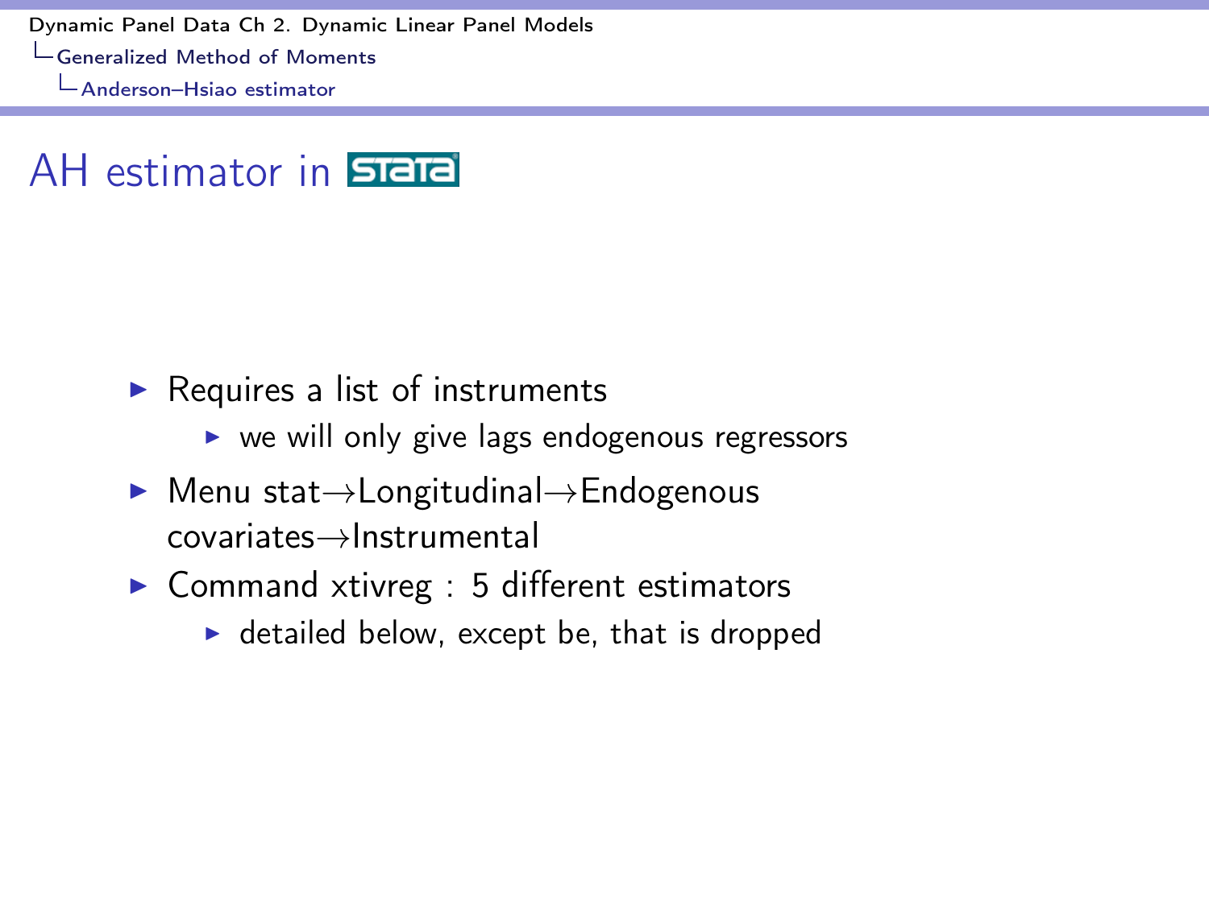# AH estimator in Stata

- Requires a list of instruments
  - we will only give lags endogenous regressors
- Menu stat→Longitudinal→Endogenous covariates→Instrumental
- Command xtivreg : 5 different estimators
  - detailed below, except be, that is dropped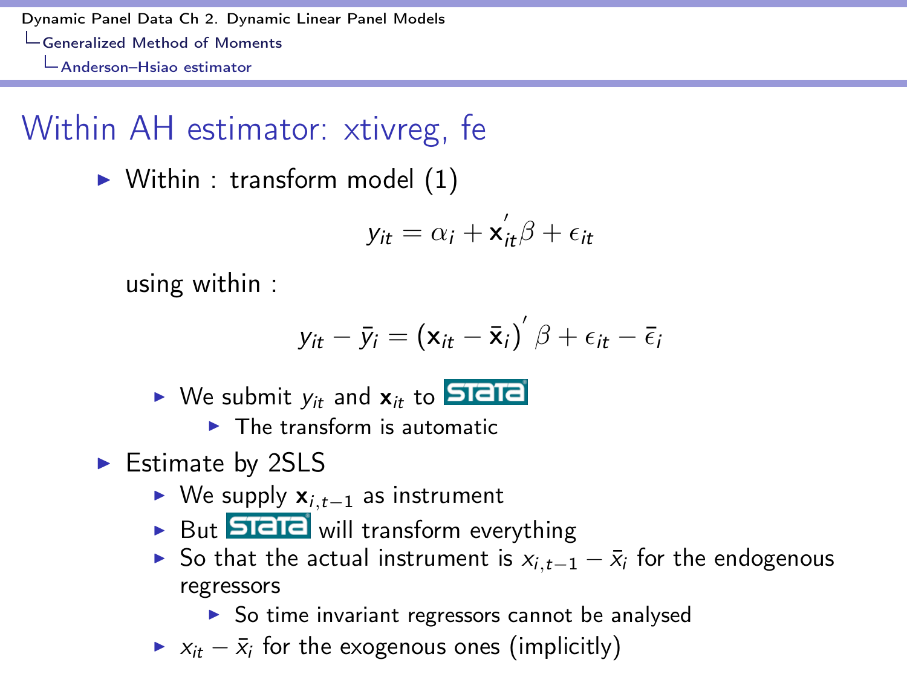# Within AH estimator: xtivreg, fe

- Within : transform model (1)

$$y_{it} = \alpha_i + \mathbf{x}_{it}^{'}\beta + \epsilon_{it}$$

  using within :

$$y_{it} - \bar{y}_i = \left(\mathbf{x}_{it} - \bar{\mathbf{x}}_i\right)^{'} \beta + \epsilon_{it} - \bar{\epsilon}_i$$

  - We submit $y_{it}$ and $\mathbf{x}_{it}$ to STATA
    - The transform is automatic
- Estimate by 2SLS
  - We supply $\mathbf{x}_{i,t-1}$ as instrument
  - But STATA will transform everything
  - So that the actual instrument is $x_{i,t-1} - \bar{x}_i$ for the endogenous regressors
    - So time invariant regressors cannot be analysed
  - $x_{it} - \bar{x}_i$ for the exogenous ones (implicitly)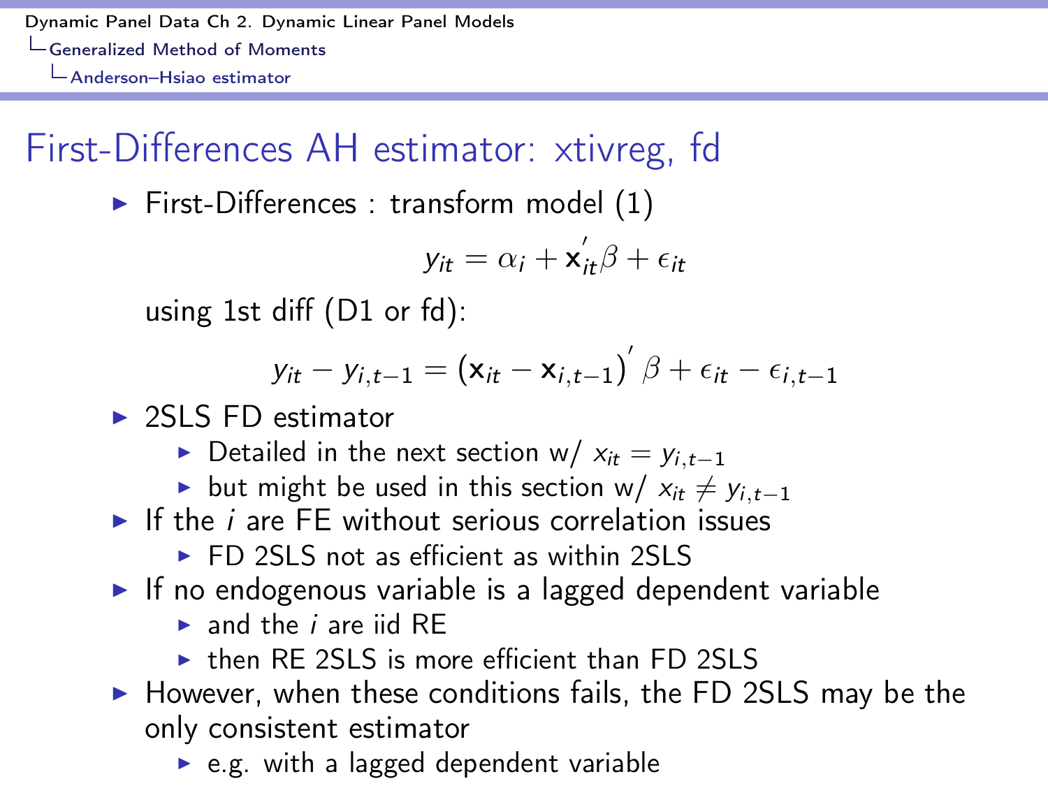# First-Differences AH estimator: xtivreg, fd

- First-Differences : transform model (1)

$$y_{it} = \alpha_i + \mathbf{x}_{it}^{'}\beta + \epsilon_{it}$$

  using 1st diff (D1 or fd):

$$y_{it} - y_{i,t-1} = \left(\mathbf{x}_{it} - \mathbf{x}_{i,t-1}\right)^{'}\beta + \epsilon_{it} - \epsilon_{i,t-1}$$

- 2SLS FD estimator
  - Detailed in the next section w/ $x_{it} = y_{i,t-1}$
  - but might be used in this section w/ $x_{it} \neq y_{i,t-1}$
- If the $i$ are FE without serious correlation issues
  - FD 2SLS not as efficient as within 2SLS
- If no endogenous variable is a lagged dependent variable
  - and the $i$ are iid RE
  - then RE 2SLS is more efficient than FD 2SLS
- However, when these conditions fails, the FD 2SLS may be the only consistent estimator
  - e.g. with a lagged dependent variable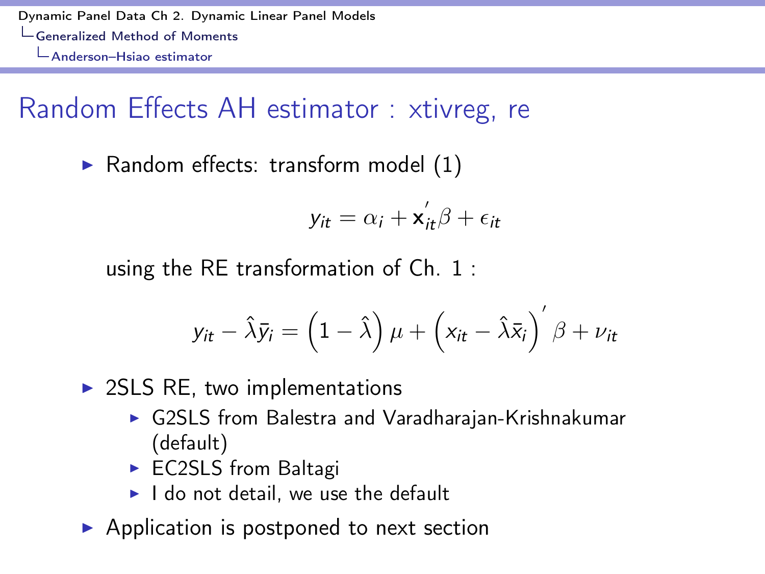# Random Effects AH estimator : xtivreg, re

- Random effects: transform model (1)

$$y_{it} = \alpha_i + \mathbf{x}_{it}^{'}\beta + \epsilon_{it}$$

using the RE transformation of Ch. 1 :

$$y_{it} - \hat{\lambda}\bar{y}_i = \left(1 - \hat{\lambda}\right)\mu + \left(x_{it} - \hat{\lambda}\bar{x}_i\right)^{'}\beta + \nu_{it}$$

- 2SLS RE, two implementations
  - G2SLS from Balestra and Varadharajan-Krishnakumar (default)
  - EC2SLS from Baltagi
  - I do not detail, we use the default
- Application is postponed to next section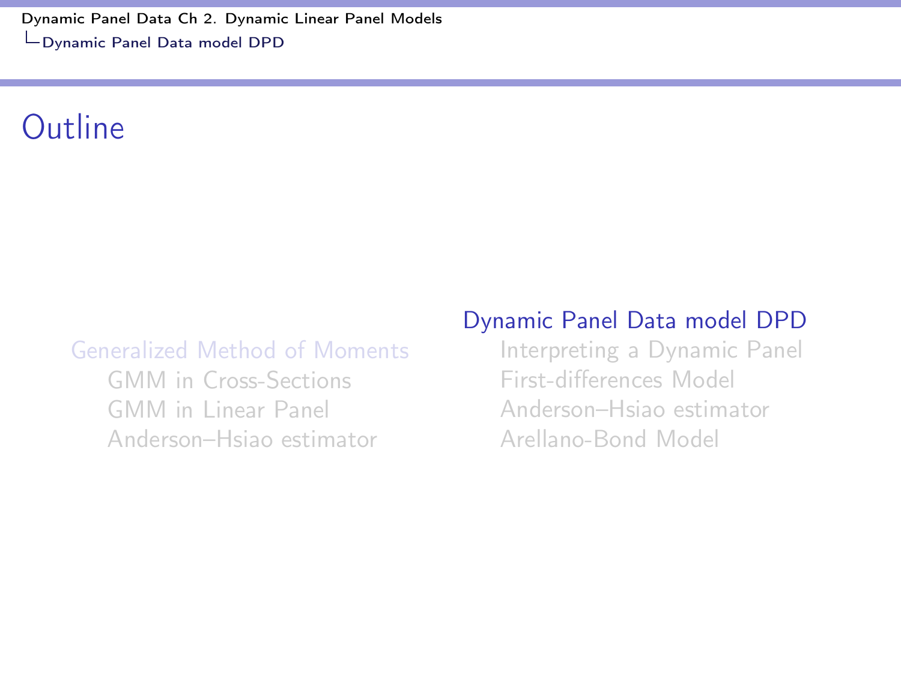# Outline

- Generalized Method of Moments
  - GMM in Cross-Sections
  - GMM in Linear Panel
  - Anderson–Hsiao estimator
- Dynamic Panel Data model DPD
  - Interpreting a Dynamic Panel
  - First-differences Model
  - Anderson–Hsiao estimator
  - Arellano-Bond Model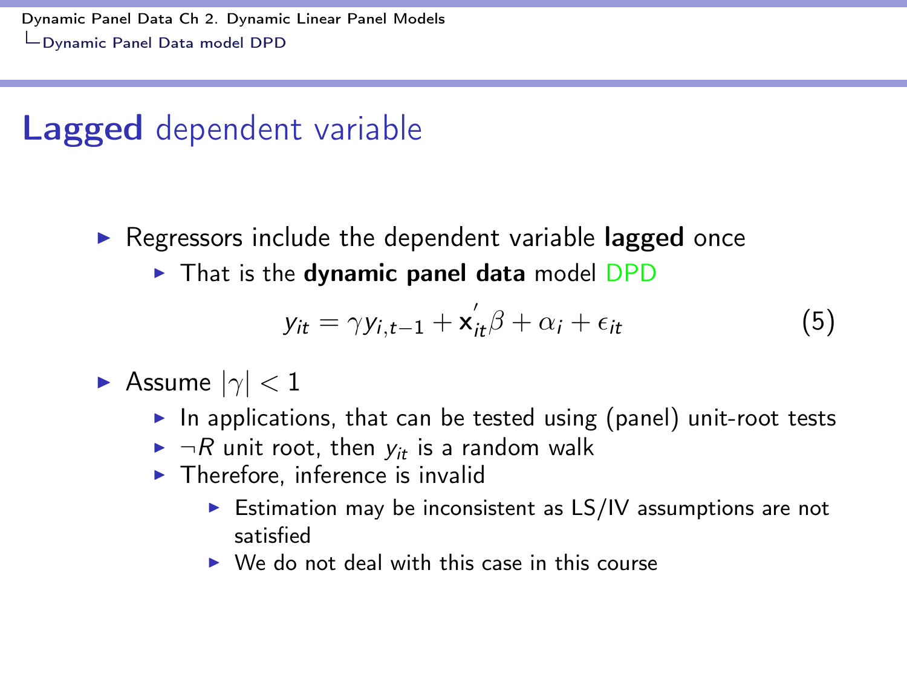# **Lagged** dependent variable

- Regressors include the dependent variable **lagged** once
  - That is the **dynamic panel data** model DPD

$$y_{it} = \gamma y_{i,t-1} + \mathbf{x}_{it}^{'}\beta + \alpha_i + \epsilon_{it} \tag{5}$$

- Assume $|\gamma| < 1$
  - In applications, that can be tested using (panel) unit-root tests
  - $\neg R$ unit root, then $y_{it}$ is a random walk
  - Therefore, inference is invalid
    - Estimation may be inconsistent as LS/IV assumptions are not satisfied
    - We do not deal with this case in this course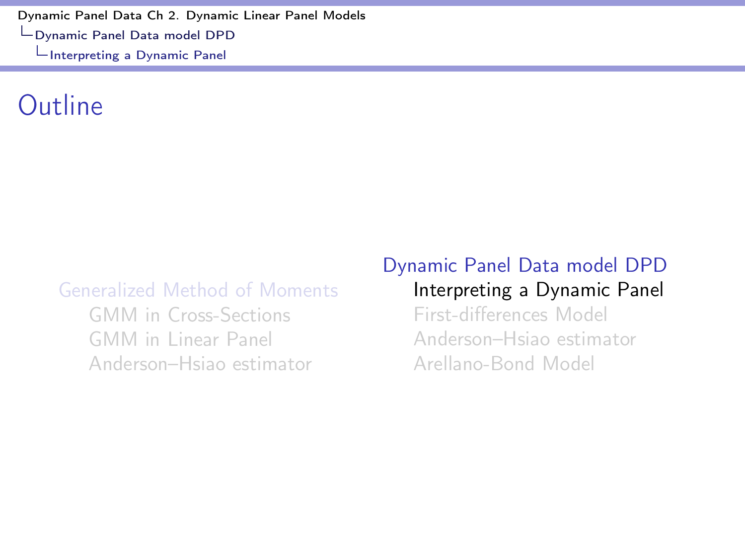# Outline

Generalized Method of Moments
- GMM in Cross-Sections
- GMM in Linear Panel
- Anderson–Hsiao estimator

Dynamic Panel Data model DPD
- Interpreting a Dynamic Panel
- First-differences Model
- Anderson–Hsiao estimator
- Arellano-Bond Model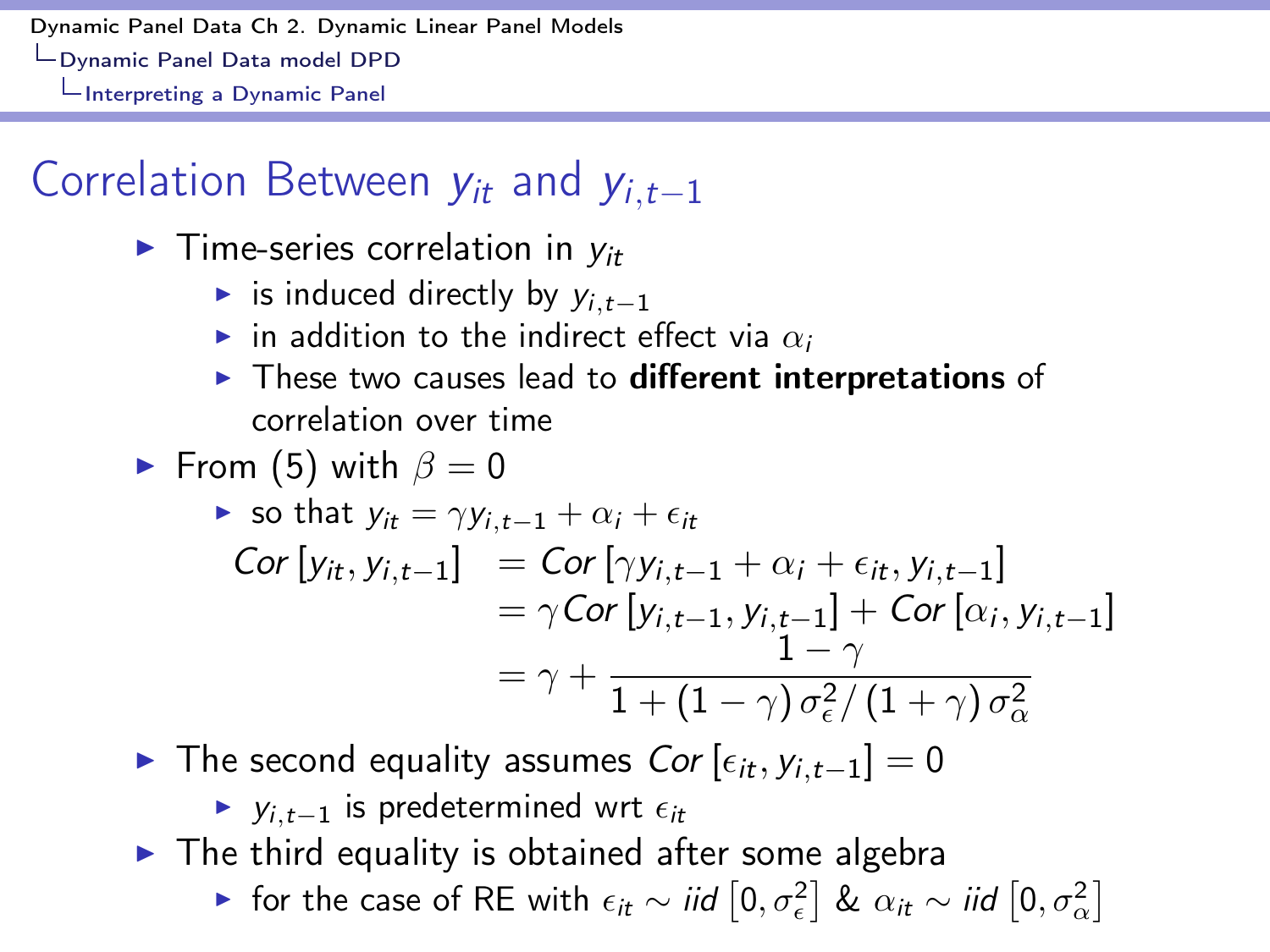# Correlation Between $y_{it}$ and $y_{i,t-1}$

- Time-series correlation in $y_{it}$
  - is induced directly by $y_{i,t-1}$
  - in addition to the indirect effect via $\alpha_i$
  - These two causes lead to **different interpretations** of correlation over time
- From (5) with $\beta = 0$
  - so that $y_{it} = \gamma y_{i,t-1} + \alpha_i + \epsilon_{it}$

$$
\begin{aligned}
Cor\left[y_{it}, y_{i,t-1}\right] &= Cor\left[\gamma y_{i,t-1} + \alpha_i + \epsilon_{it}, y_{i,t-1}\right] \\
&= \gamma Cor\left[y_{i,t-1}, y_{i,t-1}\right] + Cor\left[\alpha_i, y_{i,t-1}\right] \\
&= \gamma + \frac{1-\gamma}{1 + (1-\gamma)\,\sigma_\epsilon^2 / (1+\gamma)\,\sigma_\alpha^2}
\end{aligned}
$$

- The second equality assumes $Cor\left[\epsilon_{it}, y_{i,t-1}\right] = 0$
  - $y_{i,t-1}$ is predetermined wrt $\epsilon_{it}$
- The third equality is obtained after some algebra
  - for the case of RE with $\epsilon_{it} \sim iid\left[0, \sigma_\epsilon^2\right]$ & $\alpha_{it} \sim iid\left[0, \sigma_\alpha^2\right]$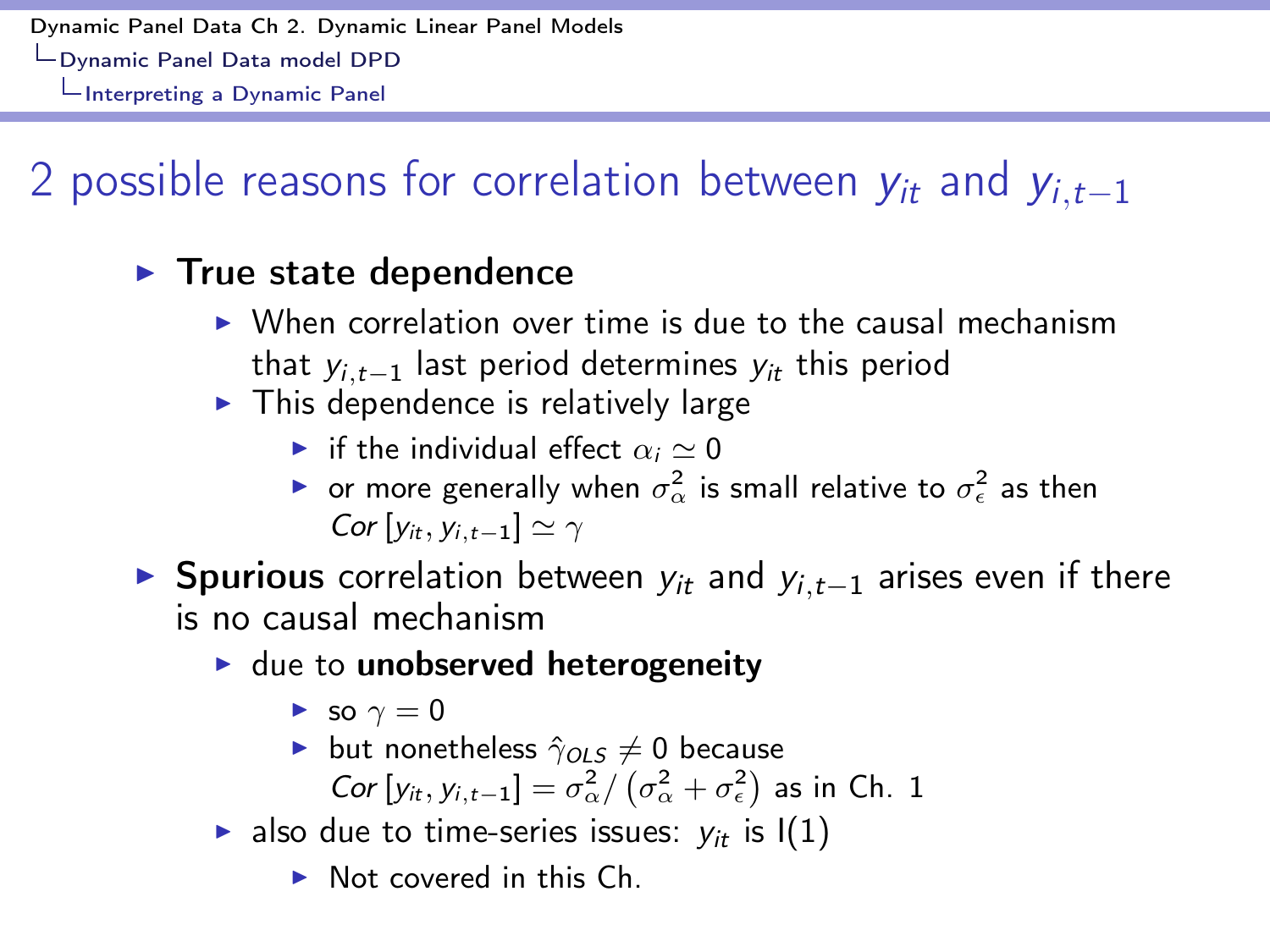# 2 possible reasons for correlation between $y_{it}$ and $y_{i,t-1}$

- **True state dependence**
  - When correlation over time is due to the causal mechanism that $y_{i,t-1}$ last period determines $y_{it}$ this period
  - This dependence is relatively large
    - if the individual effect $\alpha_i \simeq 0$
    - or more generally when $\sigma_\alpha^2$ is small relative to $\sigma_\epsilon^2$ as then $Cor\left[y_{it}, y_{i,t-1}\right] \simeq \gamma$
- **Spurious** correlation between $y_{it}$ and $y_{i,t-1}$ arises even if there is no causal mechanism
  - due to **unobserved heterogeneity**
    - so $\gamma = 0$
    - but nonetheless $\hat{\gamma}_{OLS} \neq 0$ because $Cor\left[y_{it}, y_{i,t-1}\right] = \sigma_\alpha^2 / \left(\sigma_\alpha^2 + \sigma_\epsilon^2\right)$ as in Ch. 1
  - also due to time-series issues: $y_{it}$ is I(1)
    - Not covered in this Ch.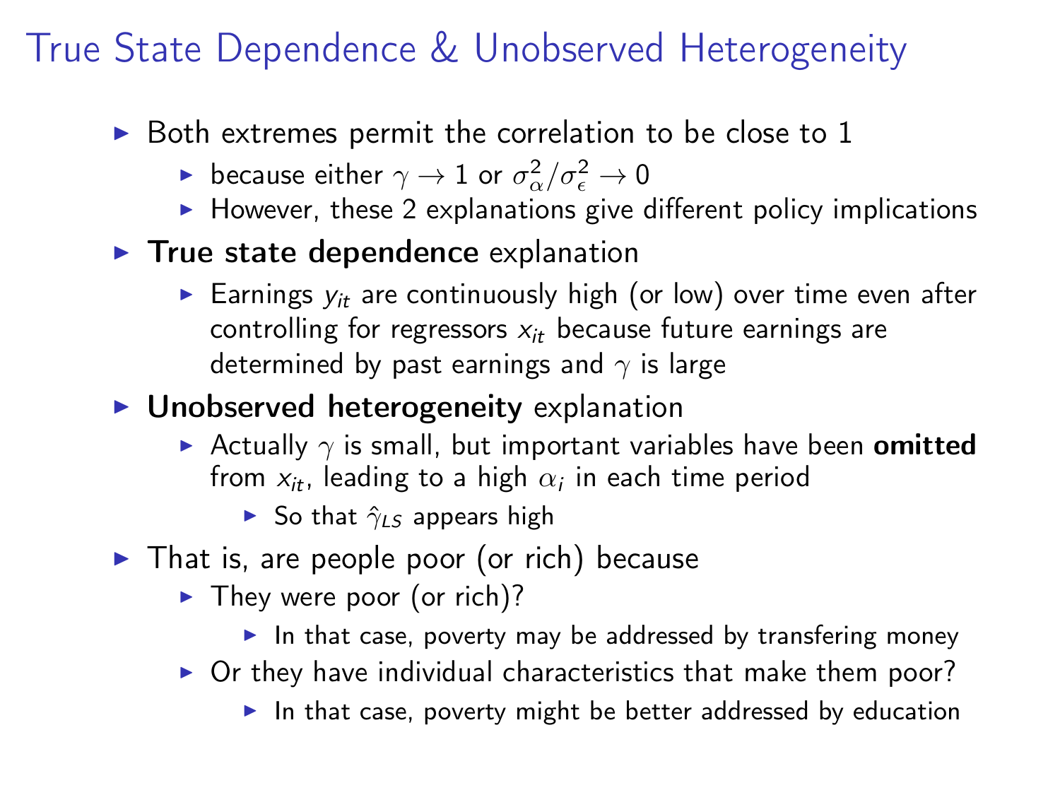# True State Dependence & Unobserved Heterogeneity

- Both extremes permit the correlation to be close to 1
  - because either $\gamma \to 1$ or $\sigma_\alpha^2/\sigma_\epsilon^2 \to 0$
  - However, these 2 explanations give different policy implications
- **True state dependence** explanation
  - Earnings $y_{it}$ are continuously high (or low) over time even after controlling for regressors $x_{it}$ because future earnings are determined by past earnings and $\gamma$ is large
- **Unobserved heterogeneity** explanation
  - Actually $\gamma$ is small, but important variables have been **omitted** from $x_{it}$, leading to a high $\alpha_i$ in each time period
    - So that $\hat{\gamma}_{LS}$ appears high
- That is, are people poor (or rich) because
  - They were poor (or rich)?
    - In that case, poverty may be addressed by transfering money
  - Or they have individual characteristics that make them poor?
    - In that case, poverty might be better addressed by education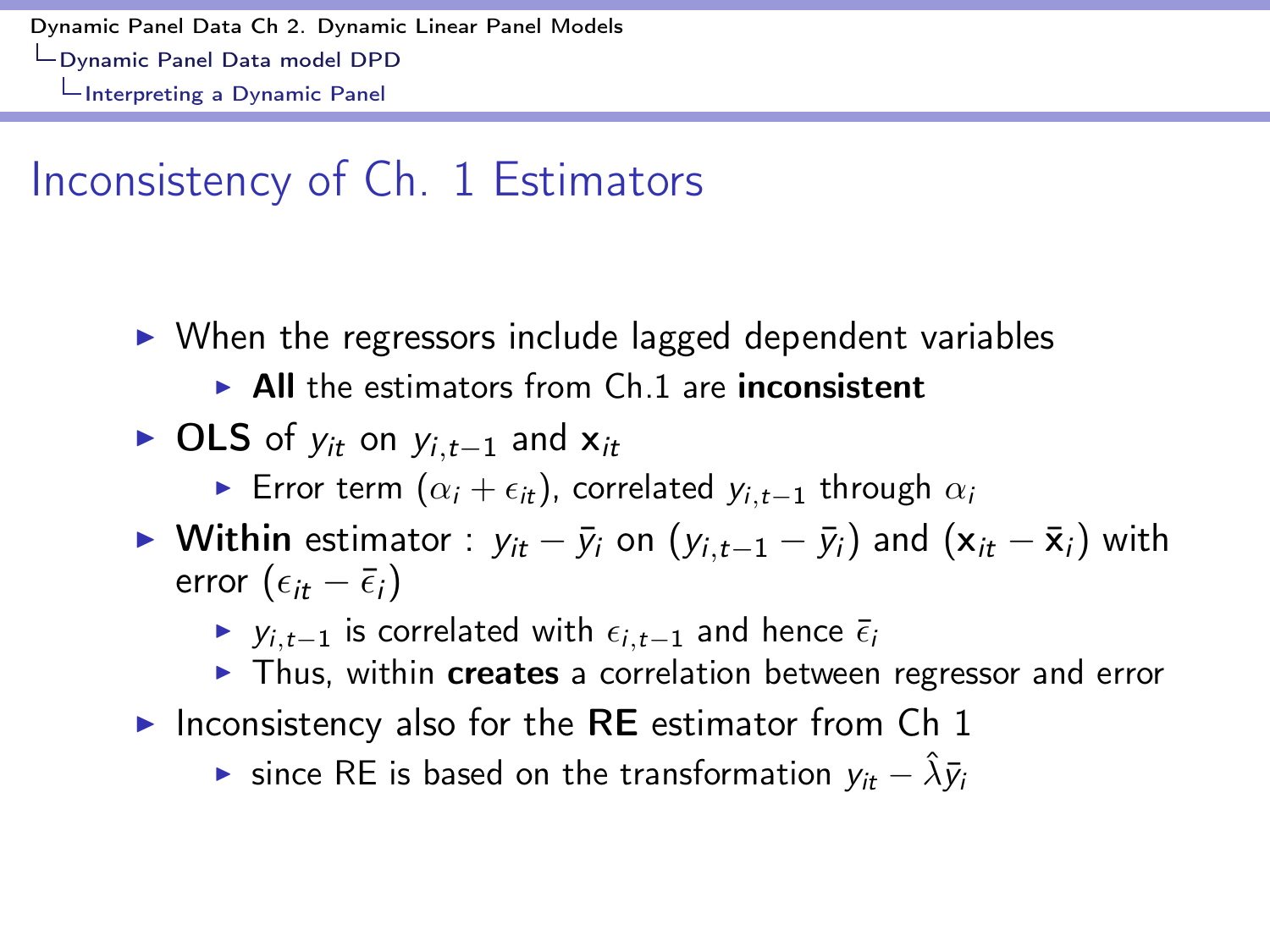# Inconsistency of Ch. 1 Estimators

- When the regressors include lagged dependent variables
  - **All** the estimators from Ch.1 are **inconsistent**
- **OLS** of $y_{it}$ on $y_{i,t-1}$ and $\mathbf{x}_{it}$
  - Error term $(\alpha_i + \epsilon_{it})$, correlated $y_{i,t-1}$ through $\alpha_i$
- **Within** estimator : $y_{it} - \bar{y}_i$ on $(y_{i,t-1} - \bar{y}_i)$ and $(\mathbf{x}_{it} - \bar{\mathbf{x}}_i)$ with error $(\epsilon_{it} - \bar{\epsilon}_i)$
  - $y_{i,t-1}$ is correlated with $\epsilon_{i,t-1}$ and hence $\bar{\epsilon}_i$
  - Thus, within **creates** a correlation between regressor and error
- Inconsistency also for the **RE** estimator from Ch 1
  - since RE is based on the transformation $y_{it} - \hat{\lambda}\bar{y}_i$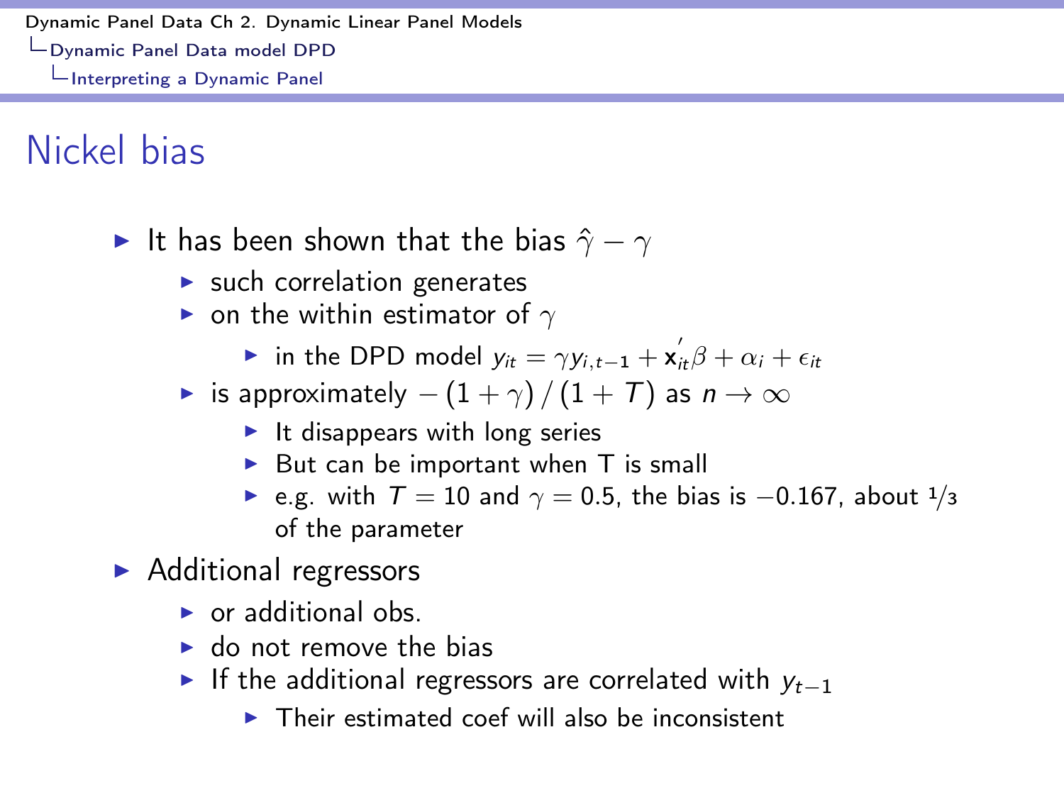# Nickel bias

- It has been shown that the bias $\hat{\gamma} - \gamma$
  - such correlation generates
  - on the within estimator of $\gamma$
    - in the DPD model $y_{it} = \gamma y_{i,t-1} + \mathbf{x}_{it}^{'}\beta + \alpha_i + \epsilon_{it}$
  - is approximately $-(1+\gamma)/(1+T)$ as $n \to \infty$
    - It disappears with long series
    - But can be important when T is small
    - e.g. with $T = 10$ and $\gamma = 0.5$, the bias is $-0.167$, about 1/3 of the parameter
- Additional regressors
  - or additional obs.
  - do not remove the bias
  - If the additional regressors are correlated with $y_{t-1}$
    - Their estimated coef will also be inconsistent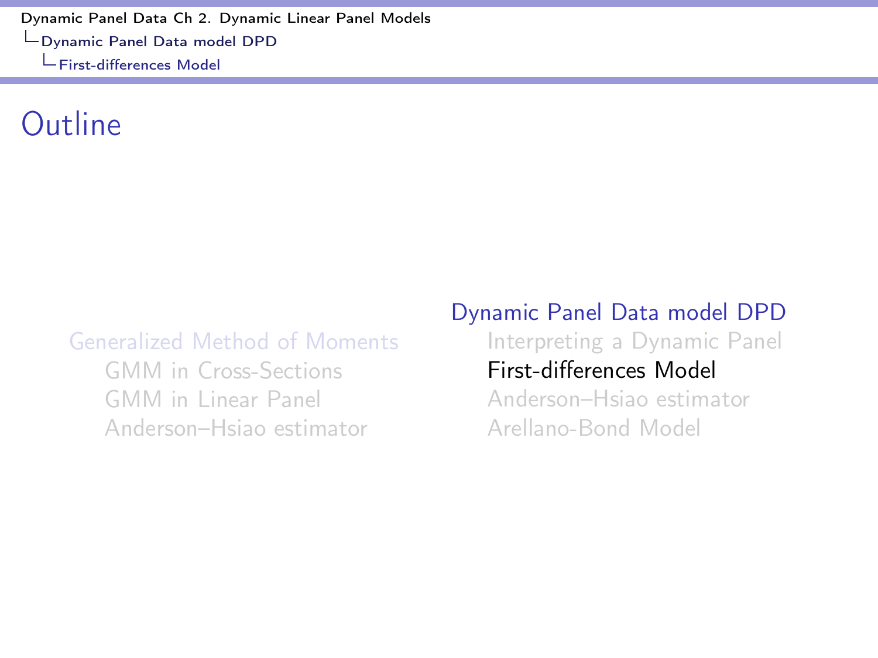# Outline

- Generalized Method of Moments
  - GMM in Cross-Sections
  - GMM in Linear Panel
  - Anderson–Hsiao estimator
- Dynamic Panel Data model DPD
  - Interpreting a Dynamic Panel
  - First-differences Model
  - Anderson–Hsiao estimator
  - Arellano-Bond Model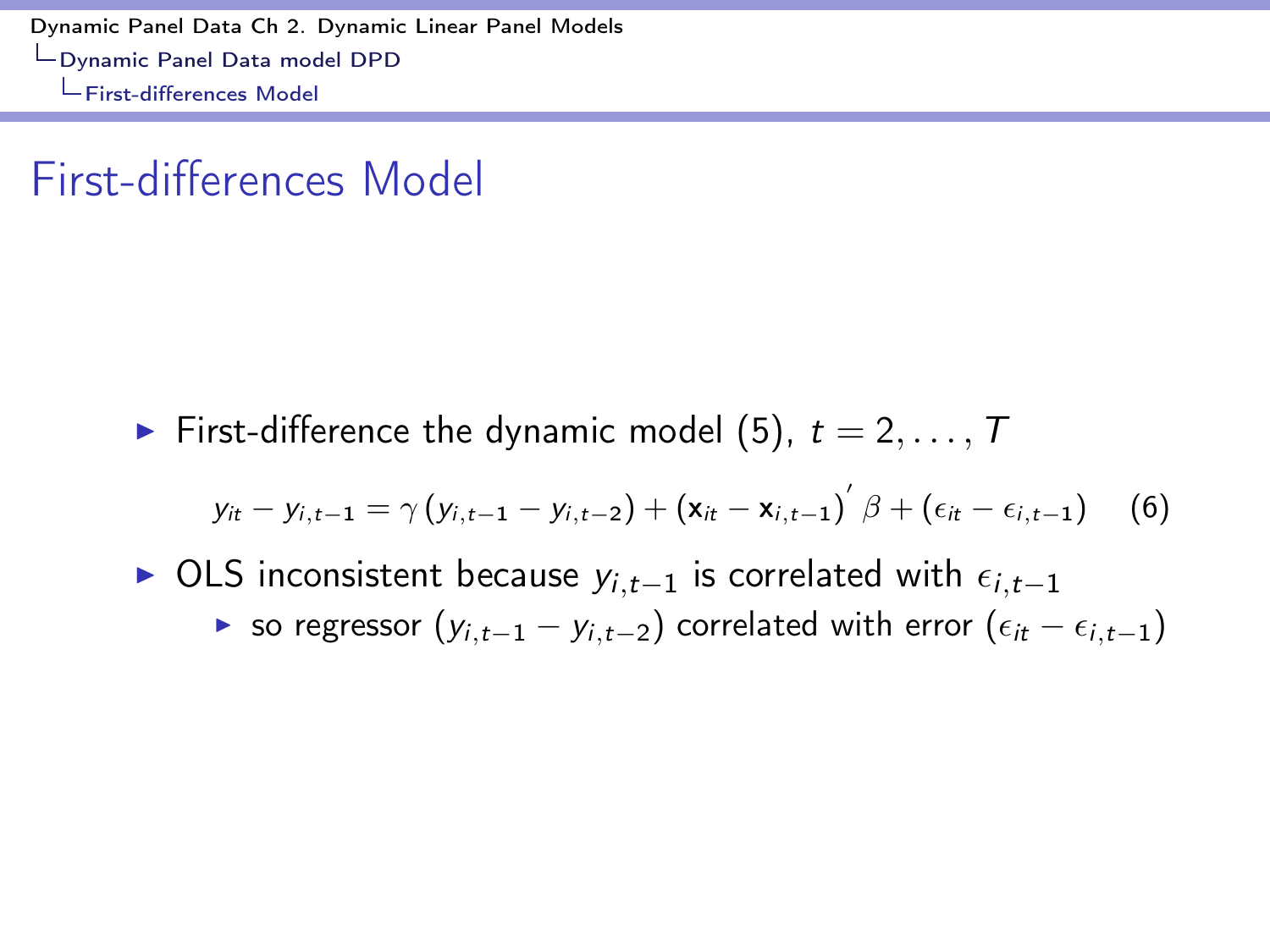# First-differences Model

- First-difference the dynamic model (5), $t = 2, \ldots, T$

$$y_{it} - y_{i,t-1} = \gamma \left( y_{i,t-1} - y_{i,t-2} \right) + \left( \mathbf{x}_{it} - \mathbf{x}_{i,t-1} \right)' \beta + \left( \epsilon_{it} - \epsilon_{i,t-1} \right) \quad (6)$$

- OLS inconsistent because $y_{i,t-1}$ is correlated with $\epsilon_{i,t-1}$
  - so regressor $(y_{i,t-1} - y_{i,t-2})$ correlated with error $(\epsilon_{it} - \epsilon_{i,t-1})$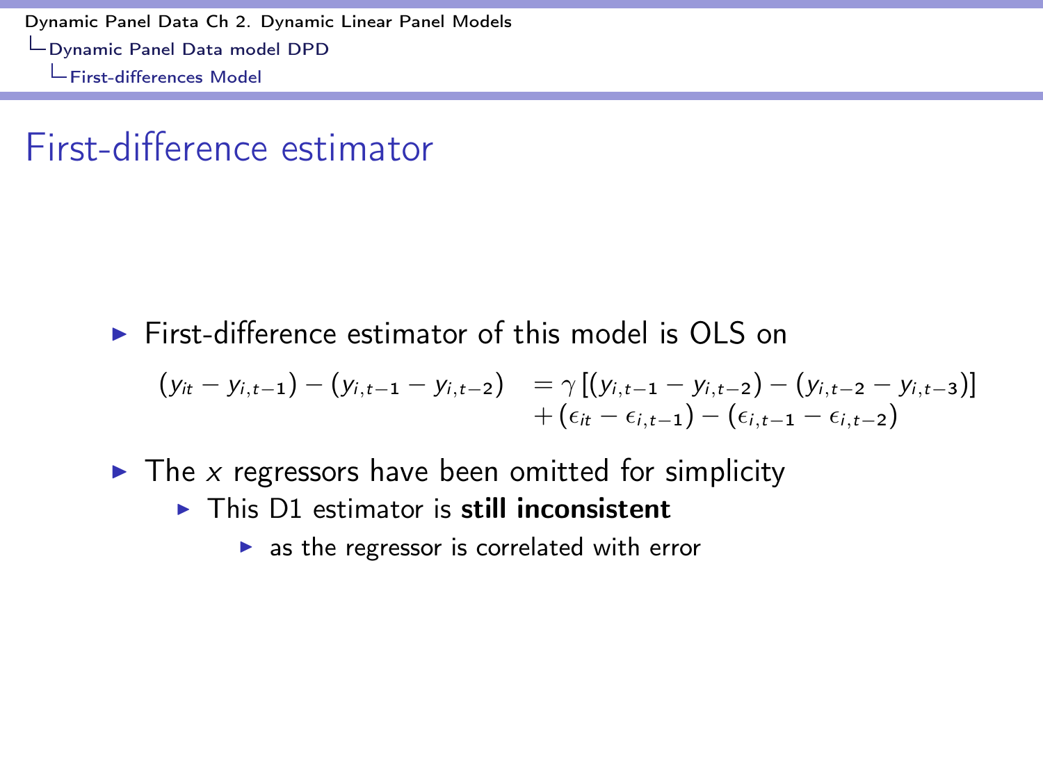# First-difference estimator

- First-difference estimator of this model is OLS on

$$
\begin{aligned}
(y_{it} - y_{i,t-1}) - (y_{i,t-1} - y_{i,t-2}) \quad &= \gamma \left[ (y_{i,t-1} - y_{i,t-2}) - (y_{i,t-2} - y_{i,t-3}) \right] \\
&+ (\epsilon_{it} - \epsilon_{i,t-1}) - (\epsilon_{i,t-1} - \epsilon_{i,t-2})
\end{aligned}
$$

- The $x$ regressors have been omitted for simplicity
  - This D1 estimator is **still inconsistent**
    - as the regressor is correlated with error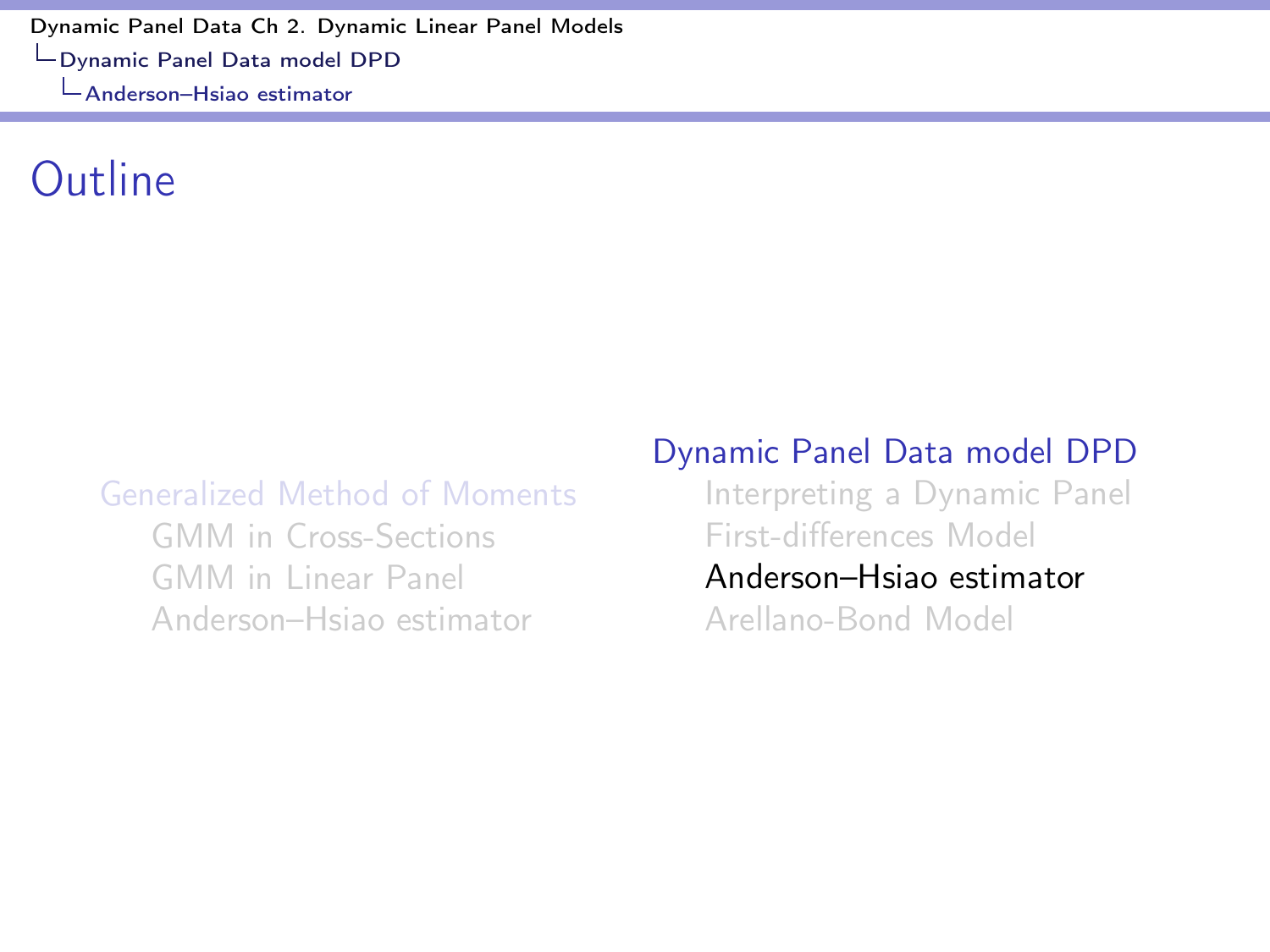# Outline

- Generalized Method of Moments
  - GMM in Cross-Sections
  - GMM in Linear Panel
  - Anderson–Hsiao estimator
- Dynamic Panel Data model DPD
  - Interpreting a Dynamic Panel
  - First-differences Model
  - Anderson–Hsiao estimator
  - Arellano-Bond Model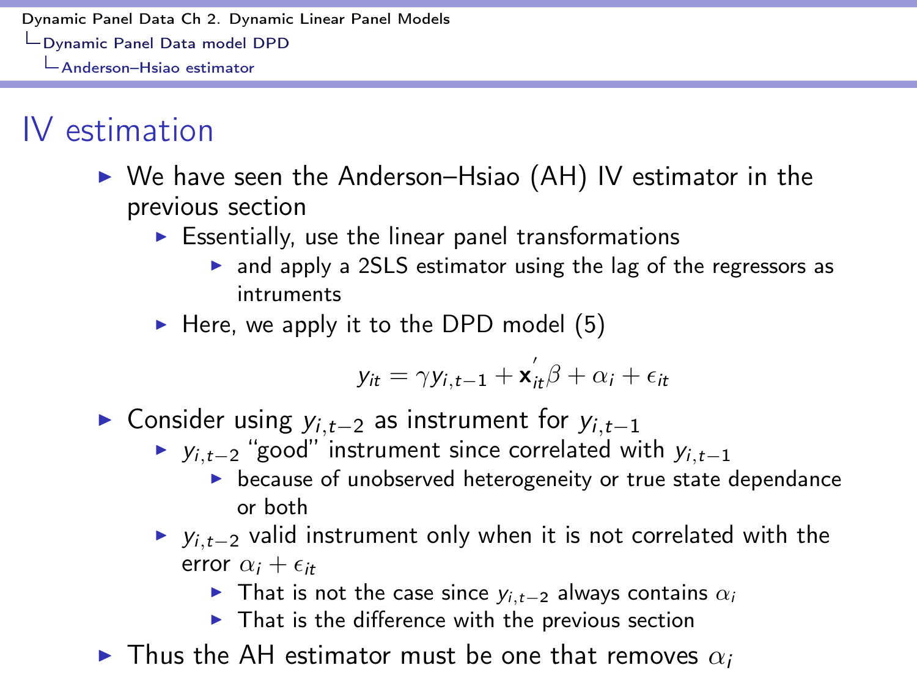# IV estimation

- We have seen the Anderson–Hsiao (AH) IV estimator in the previous section
  - Essentially, use the linear panel transformations
    - and apply a 2SLS estimator using the lag of the regressors as intruments
  - Here, we apply it to the DPD model (5)

$$y_{it} = \gamma y_{i,t-1} + \mathbf{x}_{it}^{'}\beta + \alpha_i + \epsilon_{it}$$

- Consider using $y_{i,t-2}$ as instrument for $y_{i,t-1}$
  - $y_{i,t-2}$ "good" instrument since correlated with $y_{i,t-1}$
    - because of unobserved heterogeneity or true state dependance or both
  - $y_{i,t-2}$ valid instrument only when it is not correlated with the error $\alpha_i + \epsilon_{it}$
    - That is not the case since $y_{i,t-2}$ always contains $\alpha_i$
    - That is the difference with the previous section
- Thus the AH estimator must be one that removes $\alpha_i$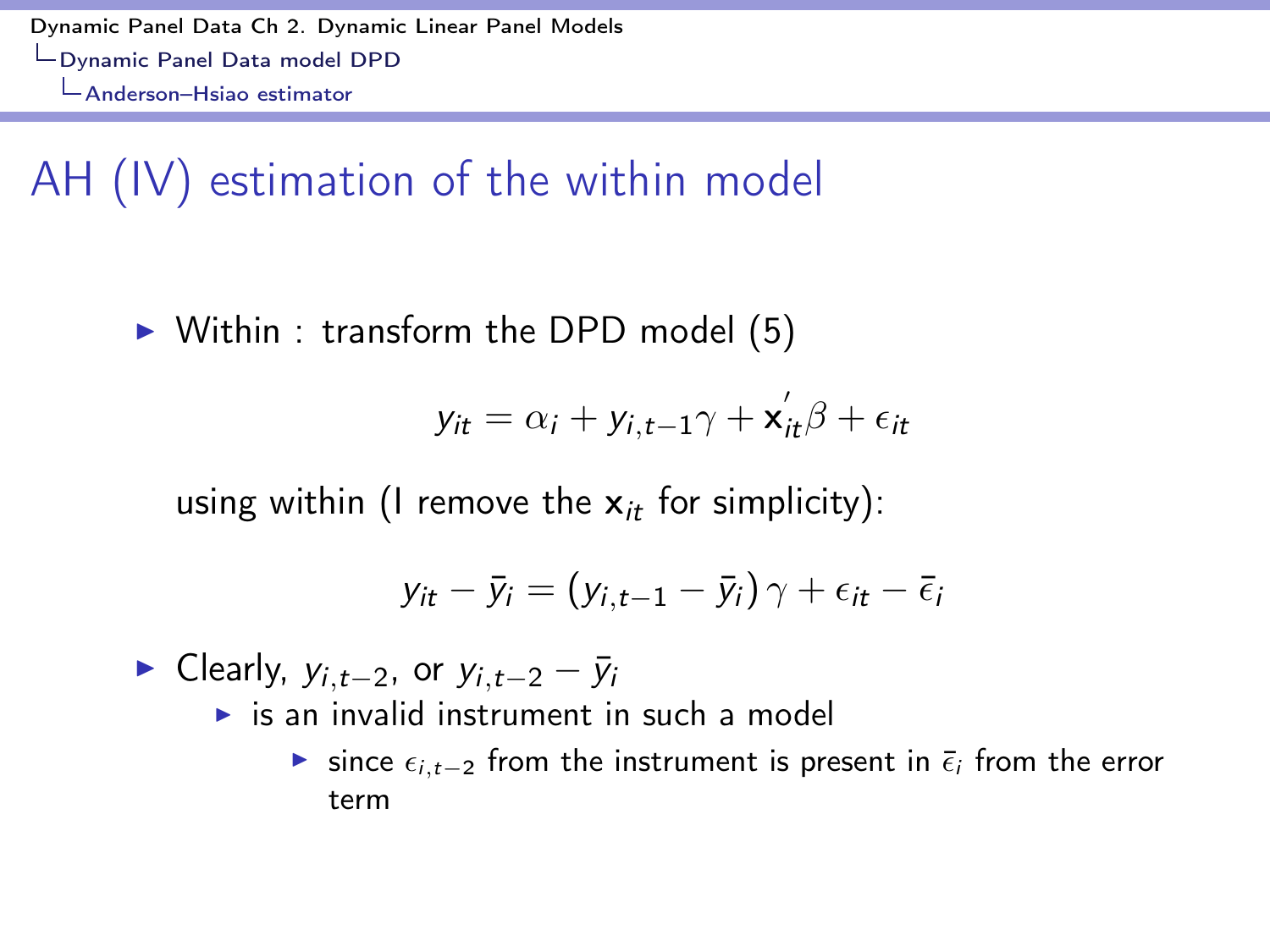# AH (IV) estimation of the within model

- Within : transform the DPD model (5)

$$y_{it} = \alpha_i + y_{i,t-1}\gamma + \mathbf{x}_{it}^{'}\beta + \epsilon_{it}$$

  using within (I remove the $\mathbf{x}_{it}$ for simplicity):

$$y_{it} - \bar{y}_i = (y_{i,t-1} - \bar{y}_i)\,\gamma + \epsilon_{it} - \bar{\epsilon}_i$$

- Clearly, $y_{i,t-2}$, or $y_{i,t-2} - \bar{y}_i$
  - is an invalid instrument in such a model
    - since $\epsilon_{i,t-2}$ from the instrument is present in $\bar{\epsilon}_i$ from the error term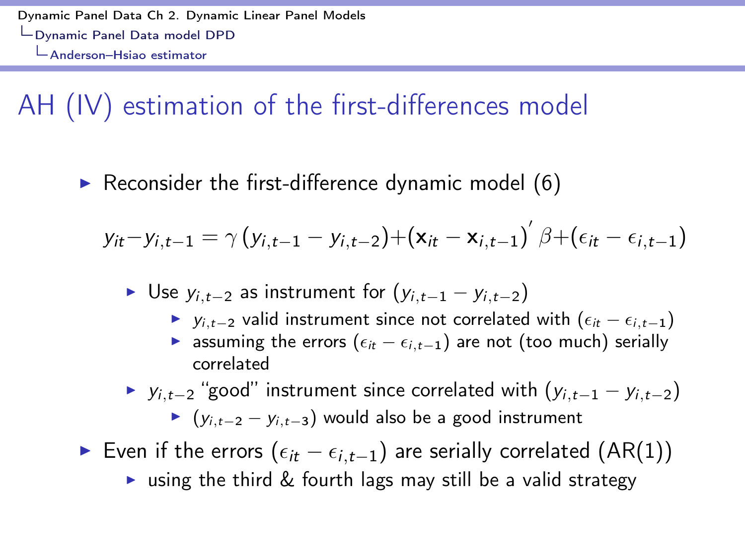# AH (IV) estimation of the first-differences model

- Reconsider the first-difference dynamic model (6)

$$y_{it} - y_{i,t-1} = \gamma \left( y_{i,t-1} - y_{i,t-2} \right) + \left( \mathbf{x}_{it} - \mathbf{x}_{i,t-1} \right)' \beta + \left( \epsilon_{it} - \epsilon_{i,t-1} \right)$$

  - Use $y_{i,t-2}$ as instrument for $(y_{i,t-1} - y_{i,t-2})$
    - $y_{i,t-2}$ valid instrument since not correlated with $(\epsilon_{it} - \epsilon_{i,t-1})$
    - assuming the errors $(\epsilon_{it} - \epsilon_{i,t-1})$ are not (too much) serially correlated
  - $y_{i,t-2}$ "good" instrument since correlated with $(y_{i,t-1} - y_{i,t-2})$
    - $(y_{i,t-2} - y_{i,t-3})$ would also be a good instrument
- Even if the errors $(\epsilon_{it} - \epsilon_{i,t-1})$ are serially correlated (AR(1))
  - using the third & fourth lags may still be a valid strategy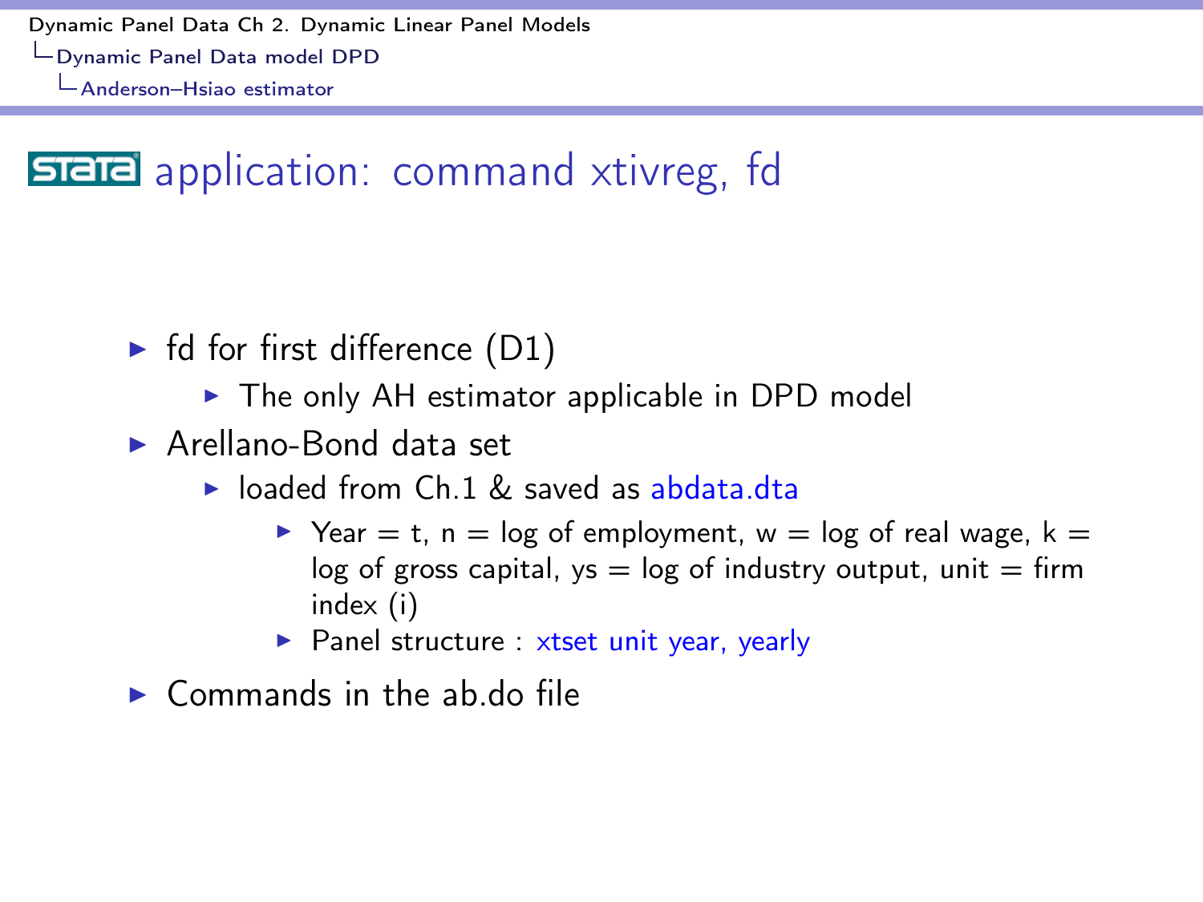# STATA application: command xtivreg, fd

- fd for first difference (D1)
  - The only AH estimator applicable in DPD model
- Arellano-Bond data set
  - loaded from Ch.1 & saved as abdata.dta
    - Year = t, n = log of employment, w = log of real wage, k = log of gross capital, ys = log of industry output, unit = firm index (i)
    - Panel structure : xtset unit year, yearly
- Commands in the ab.do file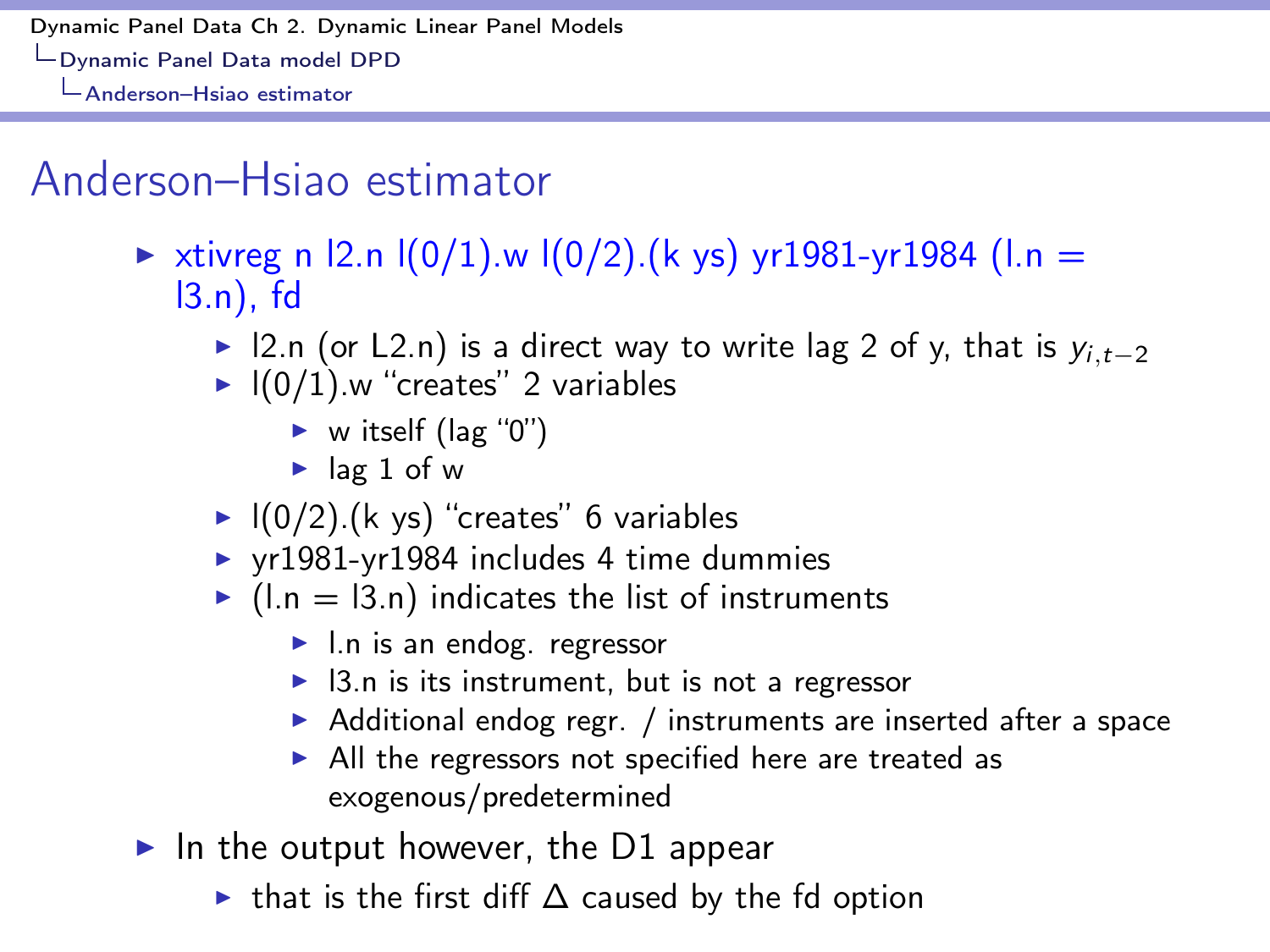# Anderson–Hsiao estimator

- xtivreg n l2.n l(0/1).w l(0/2).(k ys) yr1981-yr1984 (l.n = l3.n), fd
  - l2.n (or L2.n) is a direct way to write lag 2 of y, that is $y_{i,t-2}$
  - l(0/1).w "creates" 2 variables
    - w itself (lag "0")
    - lag 1 of w
  - l(0/2).(k ys) "creates" 6 variables
  - yr1981-yr1984 includes 4 time dummies
  - (l.n = l3.n) indicates the list of instruments
    - l.n is an endog. regressor
    - l3.n is its instrument, but is not a regressor
    - Additional endog regr. / instruments are inserted after a space
    - All the regressors not specified here are treated as exogenous/predetermined
- In the output however, the D1 appear
  - that is the first diff $\Delta$ caused by the fd option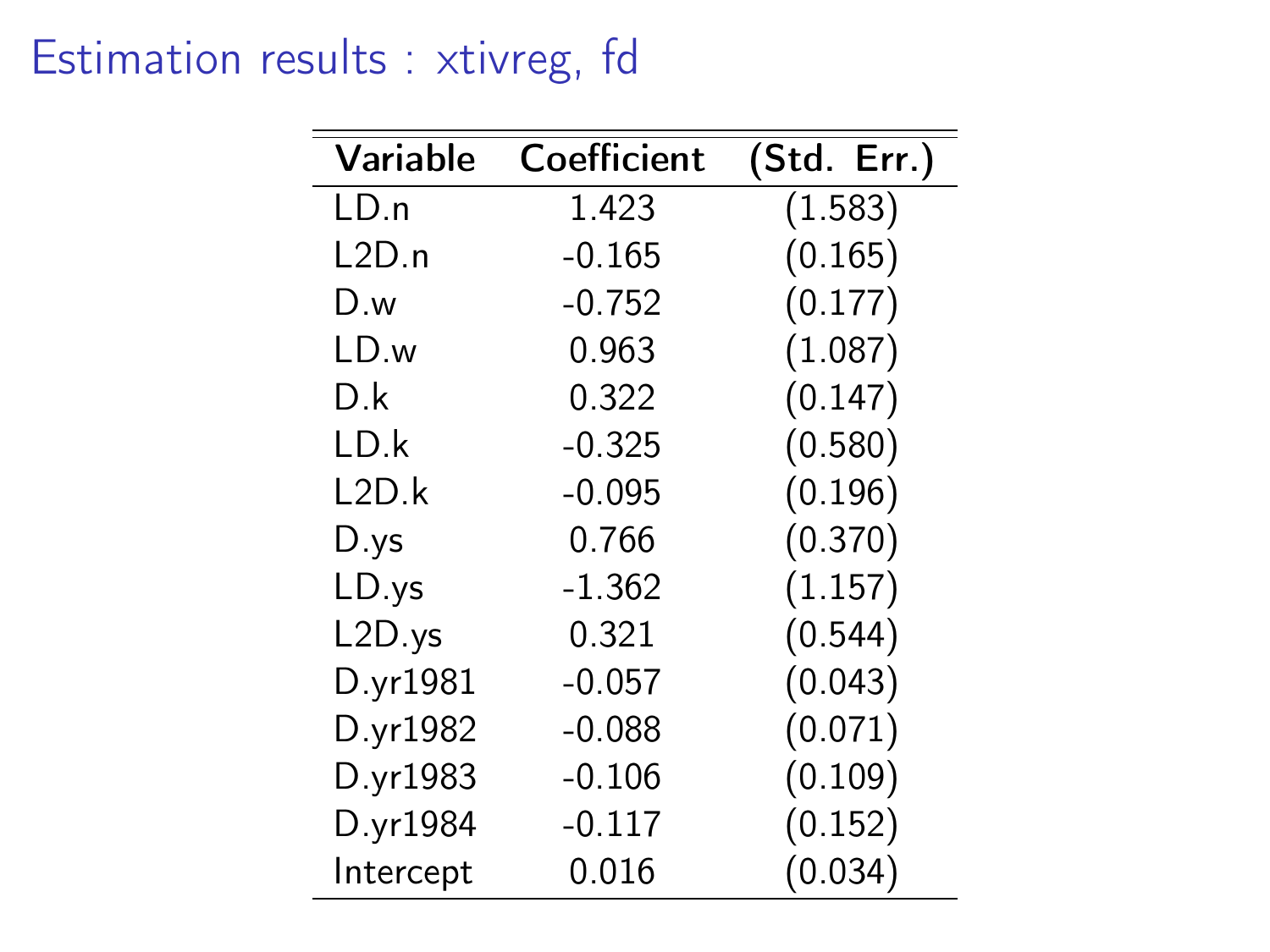# Estimation results : xtivreg, fd

| Variable | Coefficient | (Std. Err.) |
|---|---|---|
| LD.n | 1.423 | (1.583) |
| L2D.n | -0.165 | (0.165) |
| D.w | -0.752 | (0.177) |
| LD.w | 0.963 | (1.087) |
| D.k | 0.322 | (0.147) |
| LD.k | -0.325 | (0.580) |
| L2D.k | -0.095 | (0.196) |
| D.ys | 0.766 | (0.370) |
| LD.ys | -1.362 | (1.157) |
| L2D.ys | 0.321 | (0.544) |
| D.yr1981 | -0.057 | (0.043) |
| D.yr1982 | -0.088 | (0.071) |
| D.yr1983 | -0.106 | (0.109) |
| D.yr1984 | -0.117 | (0.152) |
| Intercept | 0.016 | (0.034) |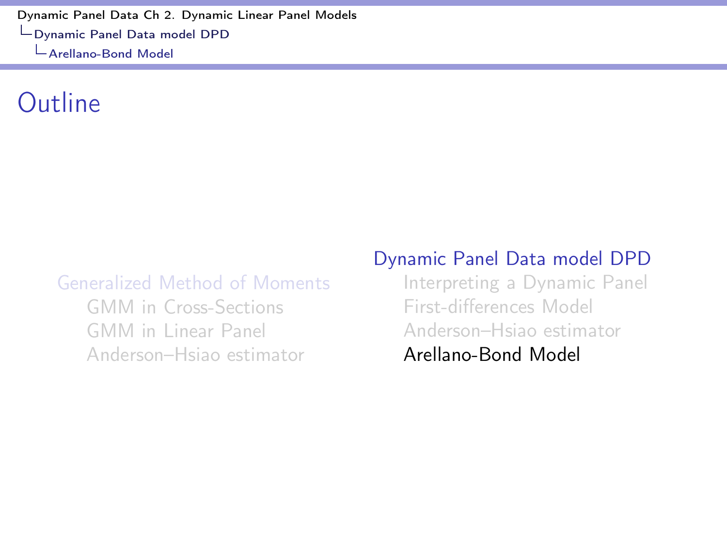# Outline

- Generalized Method of Moments
  - GMM in Cross-Sections
  - GMM in Linear Panel
  - Anderson–Hsiao estimator
- Dynamic Panel Data model DPD
  - Interpreting a Dynamic Panel
  - First-differences Model
  - Anderson–Hsiao estimator
  - Arellano-Bond Model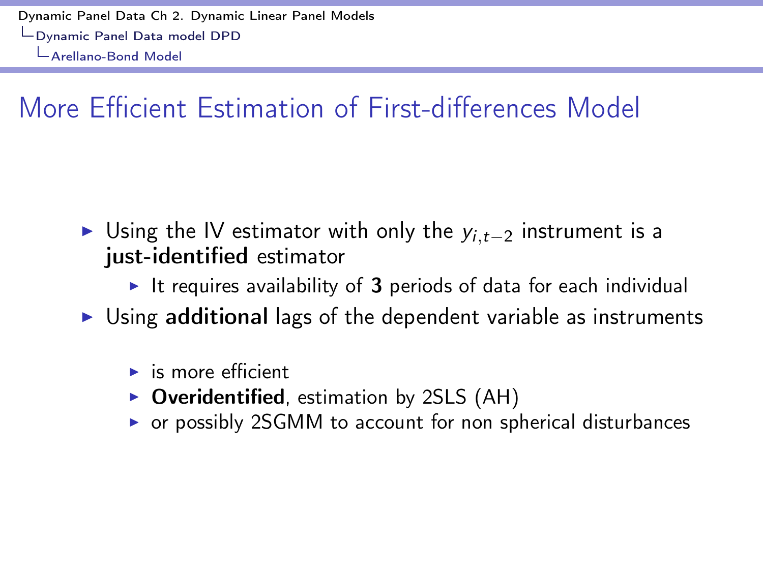# More Efficient Estimation of First-differences Model

- Using the IV estimator with only the $y_{i,t-2}$ instrument is a **just-identified** estimator
  - It requires availability of **3** periods of data for each individual
- Using **additional** lags of the dependent variable as instruments
  - is more efficient
  - **Overidentified**, estimation by 2SLS (AH)
  - or possibly 2SGMM to account for non spherical disturbances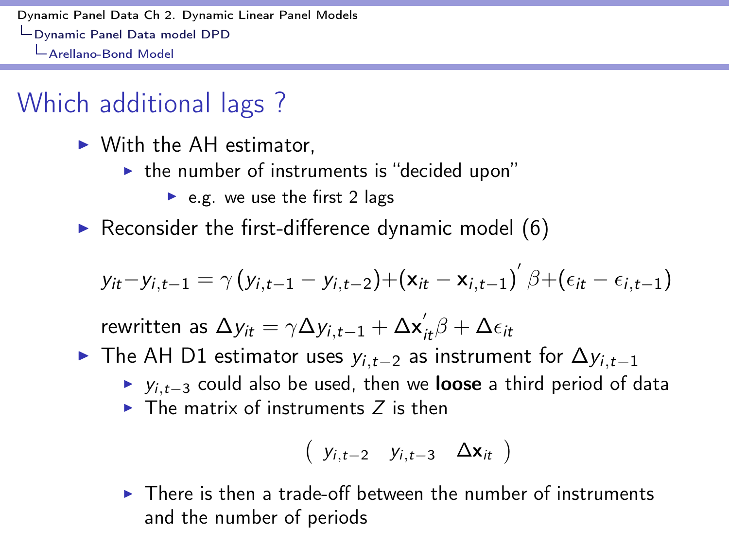# Which additional lags ?

- With the AH estimator,
  - the number of instruments is "decided upon"
    - e.g. we use the first 2 lags
- Reconsider the first-difference dynamic model (6)

$$y_{it} - y_{i,t-1} = \gamma \left( y_{i,t-1} - y_{i,t-2} \right) + \left( \mathbf{x}_{it} - \mathbf{x}_{i,t-1} \right)' \beta + \left( \epsilon_{it} - \epsilon_{i,t-1} \right)$$

  rewritten as $\Delta y_{it} = \gamma \Delta y_{i,t-1} + \Delta \mathbf{x}_{it}' \beta + \Delta \epsilon_{it}$

- The AH D1 estimator uses $y_{i,t-2}$ as instrument for $\Delta y_{i,t-1}$
  - $y_{i,t-3}$ could also be used, then we **loose** a third period of data
  - The matrix of instruments $Z$ is then

$$\begin{pmatrix} y_{i,t-2} & y_{i,t-3} & \Delta \mathbf{x}_{it} \end{pmatrix}$$

  - There is then a trade-off between the number of instruments and the number of periods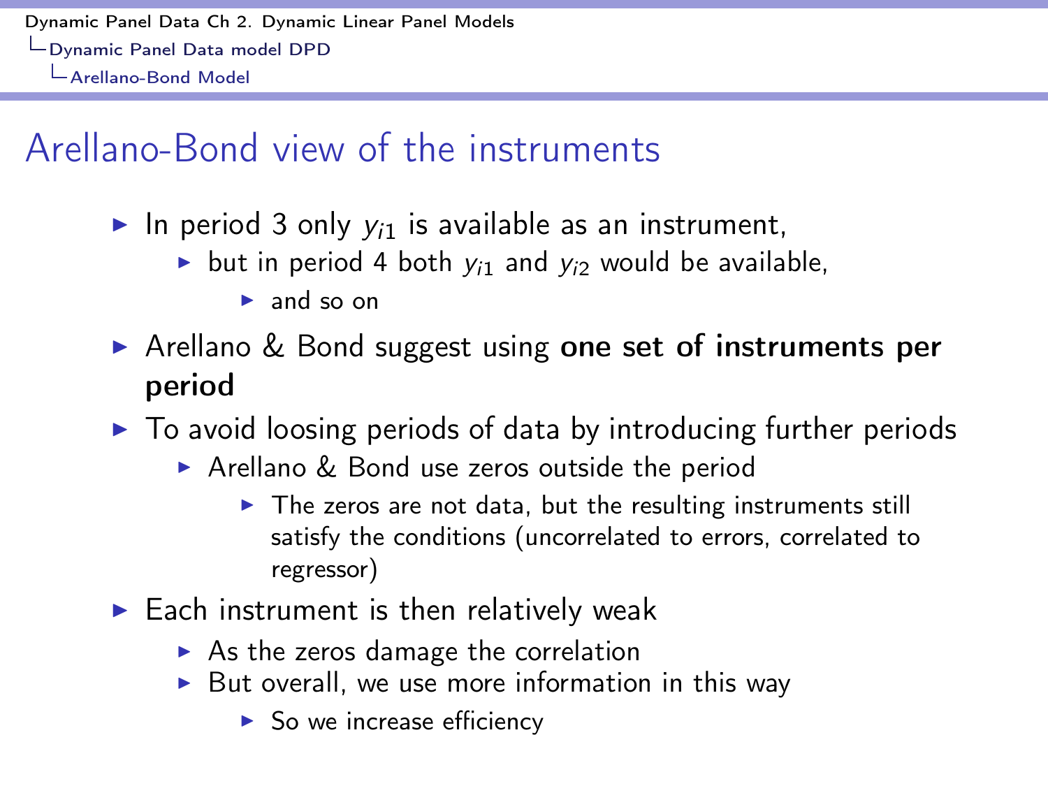# Arellano-Bond view of the instruments

- In period 3 only $y_{i1}$ is available as an instrument,
  - but in period 4 both $y_{i1}$ and $y_{i2}$ would be available,
    - and so on
- Arellano & Bond suggest using **one set of instruments per period**
- To avoid loosing periods of data by introducing further periods
  - Arellano & Bond use zeros outside the period
    - The zeros are not data, but the resulting instruments still satisfy the conditions (uncorrelated to errors, correlated to regressor)
- Each instrument is then relatively weak
  - As the zeros damage the correlation
  - But overall, we use more information in this way
    - So we increase efficiency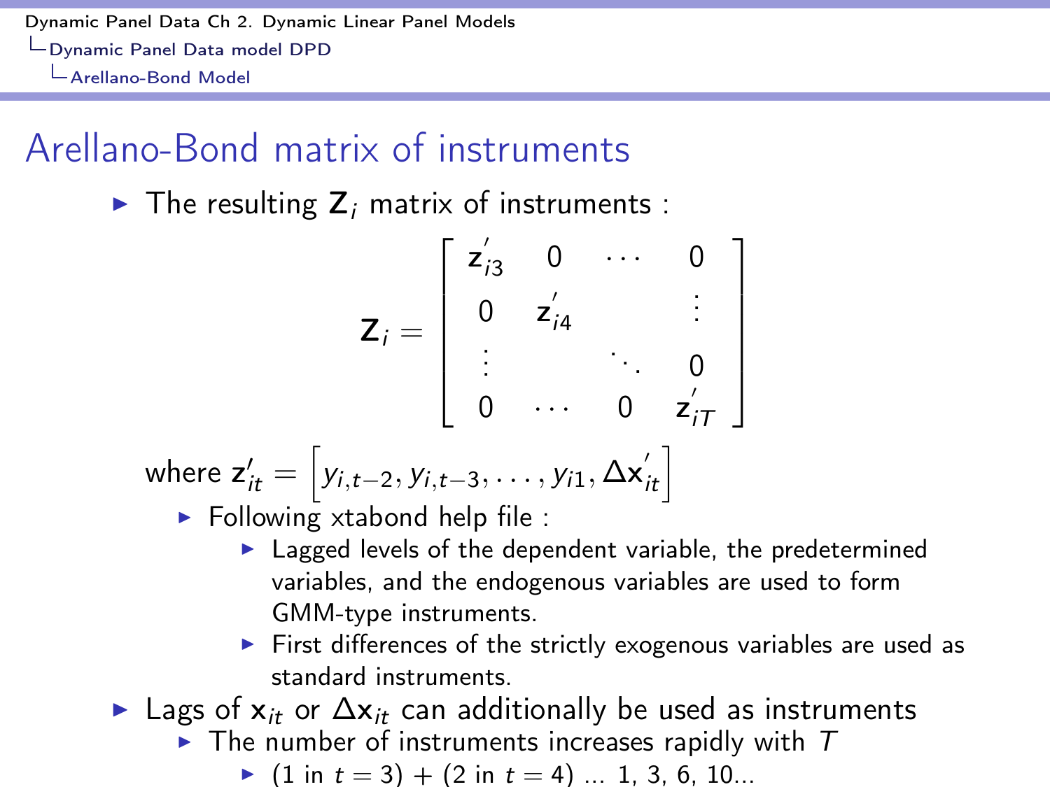## Arellano-Bond matrix of instruments

- The resulting $\mathbf{Z}_i$ matrix of instruments :

$$
\mathbf{Z}_i = \begin{bmatrix} \mathbf{z}_{i3}^{'} & 0 & \cdots & 0 \\ 0 & \mathbf{z}_{i4}^{'} & & \vdots \\ \vdots & & \ddots & 0 \\ 0 & \cdots & 0 & \mathbf{z}_{iT}^{'} \end{bmatrix}
$$

  where $\mathbf{z}_{it}' = \left[ y_{i,t-2}, y_{i,t-3}, \ldots, y_{i1}, \Delta \mathbf{x}_{it}^{'} \right]$

  - Following xtabond help file :
    - Lagged levels of the dependent variable, the predetermined variables, and the endogenous variables are used to form GMM-type instruments.
    - First differences of the strictly exogenous variables are used as standard instruments.
- Lags of $\mathbf{x}_{it}$ or $\Delta \mathbf{x}_{it}$ can additionally be used as instruments
  - The number of instruments increases rapidly with $T$
    - (1 in $t = 3$) + (2 in $t = 4$) ... 1, 3, 6, 10...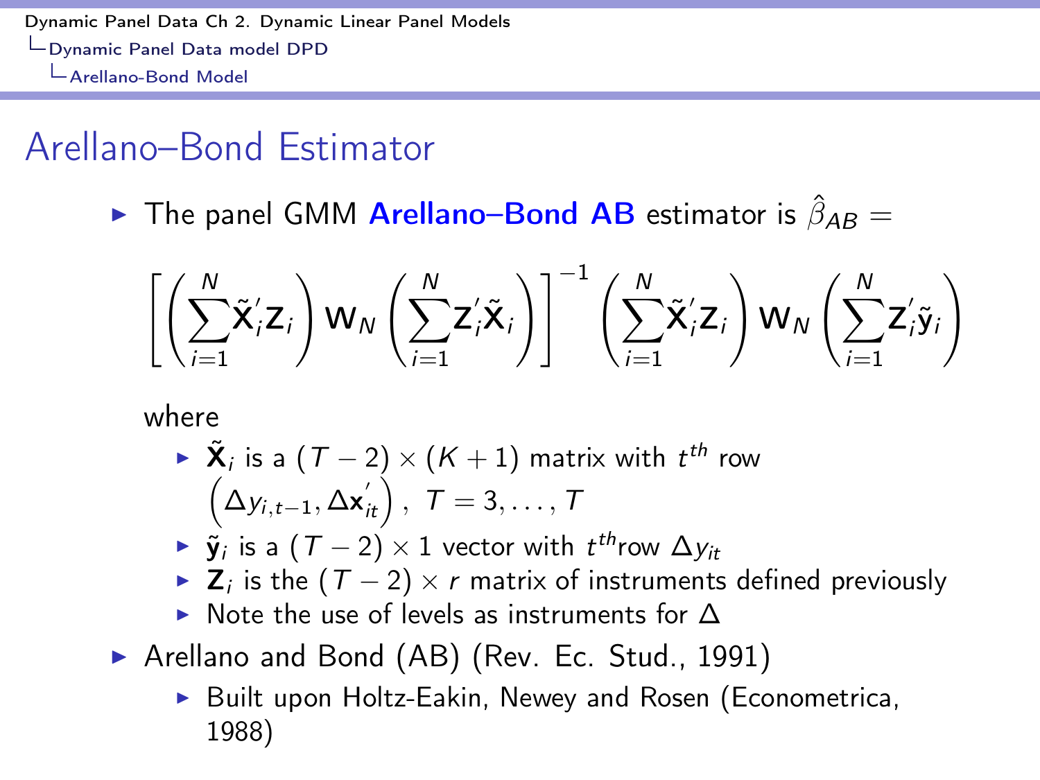# Arellano–Bond Estimator

- The panel GMM **Arellano–Bond AB** estimator is $\hat{\beta}_{AB} =$

$$\left[\left(\sum_{i=1}^{N}\tilde{\mathbf{X}}_i'\mathbf{Z}_i\right)\mathbf{W}_N\left(\sum_{i=1}^{N}\mathbf{Z}_i'\tilde{\mathbf{X}}_i\right)\right]^{-1}\left(\sum_{i=1}^{N}\tilde{\mathbf{X}}_i'\mathbf{Z}_i\right)\mathbf{W}_N\left(\sum_{i=1}^{N}\mathbf{Z}_i'\tilde{\mathbf{y}}_i\right)$$

  where
  - $\tilde{\mathbf{X}}_i$ is a $(T-2)\times(K+1)$ matrix with $t^{th}$ row $\left(\Delta y_{i,t-1}, \Delta \mathbf{x}_{it}^{'}\right)$, $T = 3, \ldots, T$
  - $\tilde{\mathbf{y}}_i$ is a $(T-2)\times 1$ vector with $t^{th}$row $\Delta y_{it}$
  - $\mathbf{Z}_i$ is the $(T-2)\times r$ matrix of instruments defined previously
  - Note the use of levels as instruments for $\Delta$
- Arellano and Bond (AB) (Rev. Ec. Stud., 1991)
  - Built upon Holtz-Eakin, Newey and Rosen (Econometrica, 1988)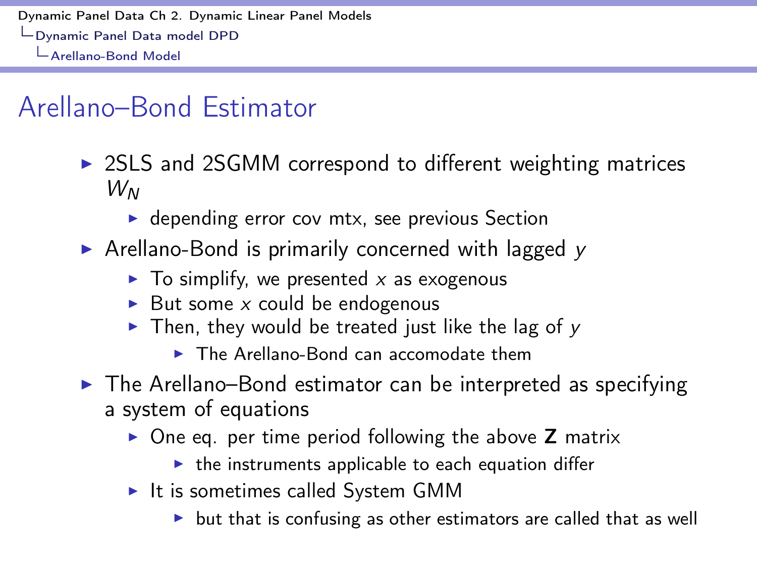# Arellano–Bond Estimator

- 2SLS and 2SGMM correspond to different weighting matrices $W_N$
  - depending error cov mtx, see previous Section
- Arellano-Bond is primarily concerned with lagged $y$
  - To simplify, we presented $x$ as exogenous
  - But some $x$ could be endogenous
  - Then, they would be treated just like the lag of $y$
    - The Arellano-Bond can accomodate them
- The Arellano–Bond estimator can be interpreted as specifying a system of equations
  - One eq. per time period following the above $\mathbf{Z}$ matrix
    - the instruments applicable to each equation differ
  - It is sometimes called System GMM
    - but that is confusing as other estimators are called that as well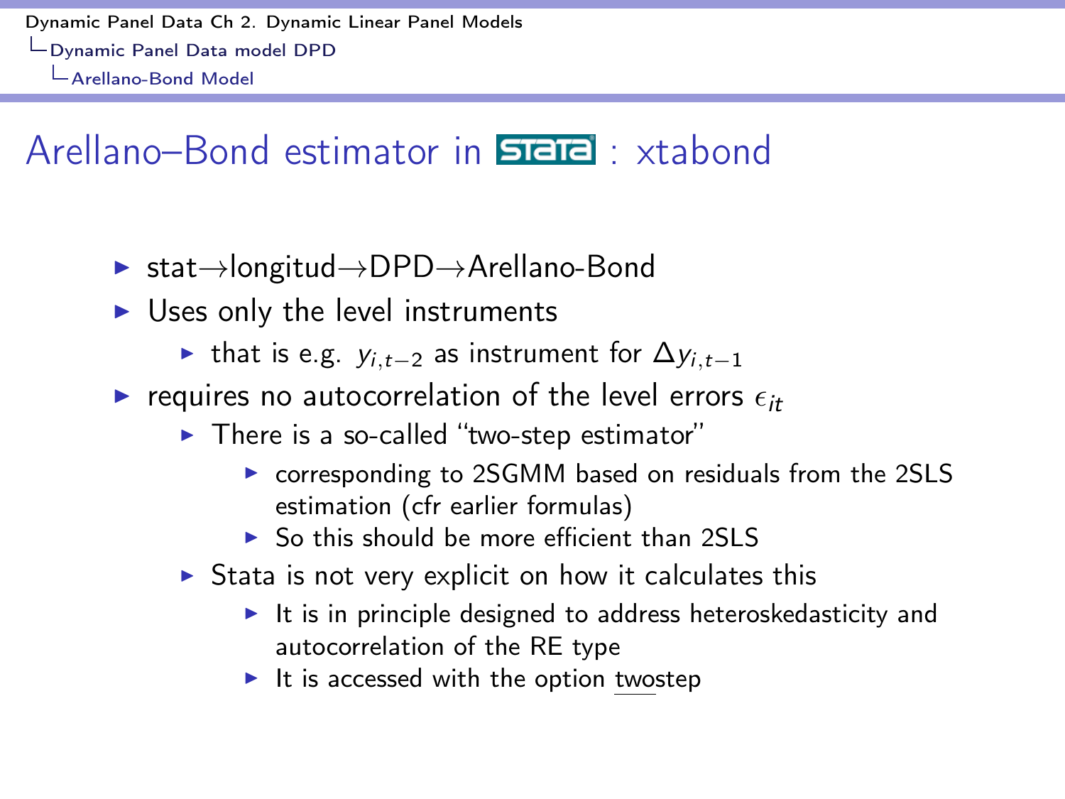# Arellano–Bond estimator in Stata : xtabond

- stat→longitud→DPD→Arellano-Bond
- Uses only the level instruments
  - that is e.g. $y_{i,t-2}$ as instrument for $\Delta y_{i,t-1}$
- requires no autocorrelation of the level errors $\epsilon_{it}$
  - There is a so-called "two-step estimator"
    - corresponding to 2SGMM based on residuals from the 2SLS estimation (cfr earlier formulas)
    - So this should be more efficient than 2SLS
  - Stata is not very explicit on how it calculates this
    - It is in principle designed to address heteroskedasticity and autocorrelation of the RE type
    - It is accessed with the option twostep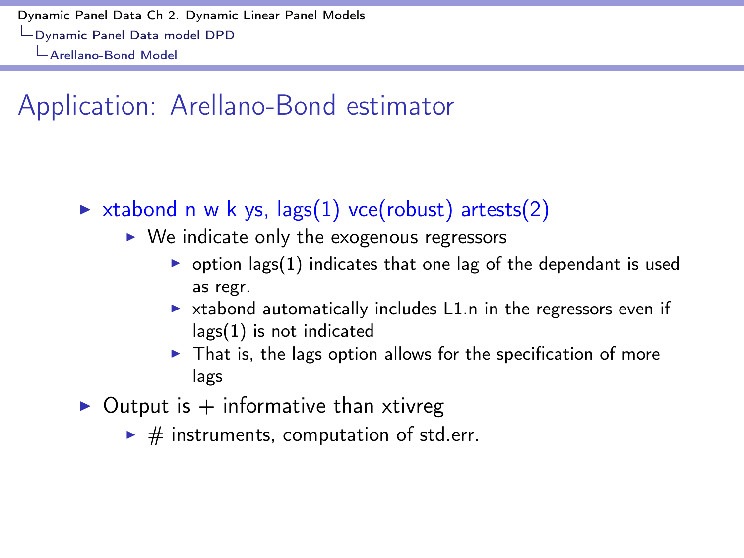# Application: Arellano-Bond estimator

- xtabond n w k ys, lags(1) vce(robust) artests(2)
  - We indicate only the exogenous regressors
    - option lags(1) indicates that one lag of the dependant is used as regr.
    - xtabond automatically includes L1.n in the regressors even if lags(1) is not indicated
    - That is, the lags option allows for the specification of more lags
- Output is + informative than xtivreg
  - # instruments, computation of std.err.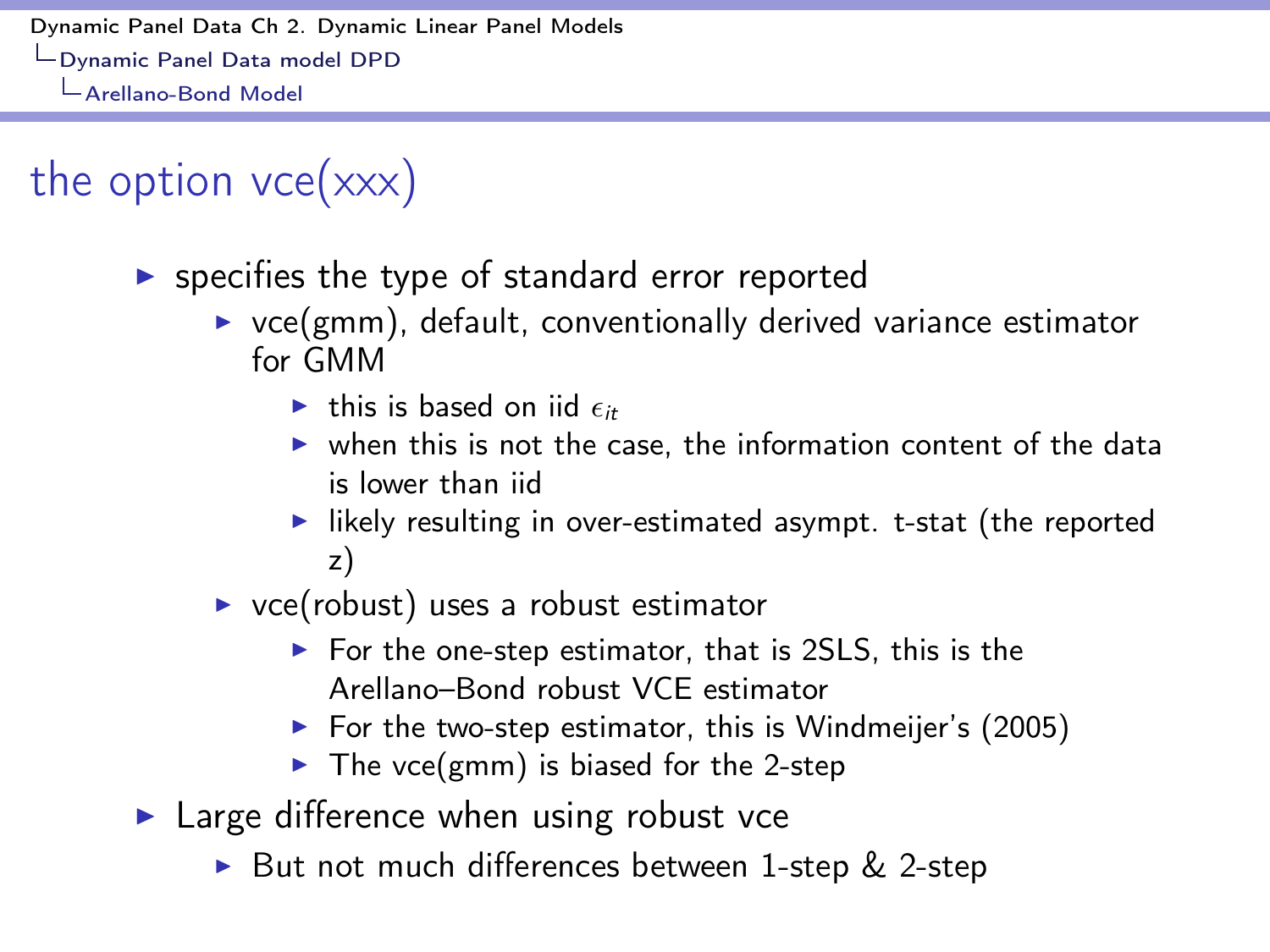# the option vce(xxx)

- specifies the type of standard error reported
  - vce(gmm), default, conventionally derived variance estimator for GMM
    - this is based on iid $\epsilon_{it}$
    - when this is not the case, the information content of the data is lower than iid
    - likely resulting in over-estimated asympt. t-stat (the reported z)
  - vce(robust) uses a robust estimator
    - For the one-step estimator, that is 2SLS, this is the Arellano–Bond robust VCE estimator
    - For the two-step estimator, this is Windmeijer's (2005)
    - The vce(gmm) is biased for the 2-step
- Large difference when using robust vce
  - But not much differences between 1-step & 2-step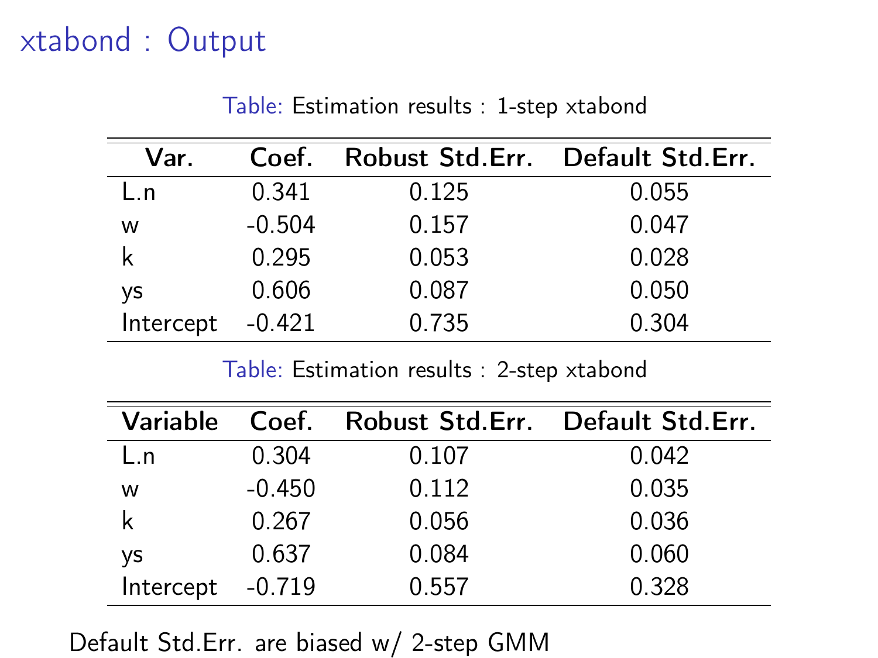# xtabond : Output

Table: Estimation results : 1-step xtabond

| Var. | Coef. | Robust Std.Err. | Default Std.Err. |
|---|---|---|---|
| L.n | 0.341 | 0.125 | 0.055 |
| w | -0.504 | 0.157 | 0.047 |
| k | 0.295 | 0.053 | 0.028 |
| ys | 0.606 | 0.087 | 0.050 |
| Intercept | -0.421 | 0.735 | 0.304 |

Table: Estimation results : 2-step xtabond

| Variable | Coef. | Robust Std.Err. | Default Std.Err. |
|---|---|---|---|
| L.n | 0.304 | 0.107 | 0.042 |
| w | -0.450 | 0.112 | 0.035 |
| k | 0.267 | 0.056 | 0.036 |
| ys | 0.637 | 0.084 | 0.060 |
| Intercept | -0.719 | 0.557 | 0.328 |

Default Std.Err. are biased w/ 2-step GMM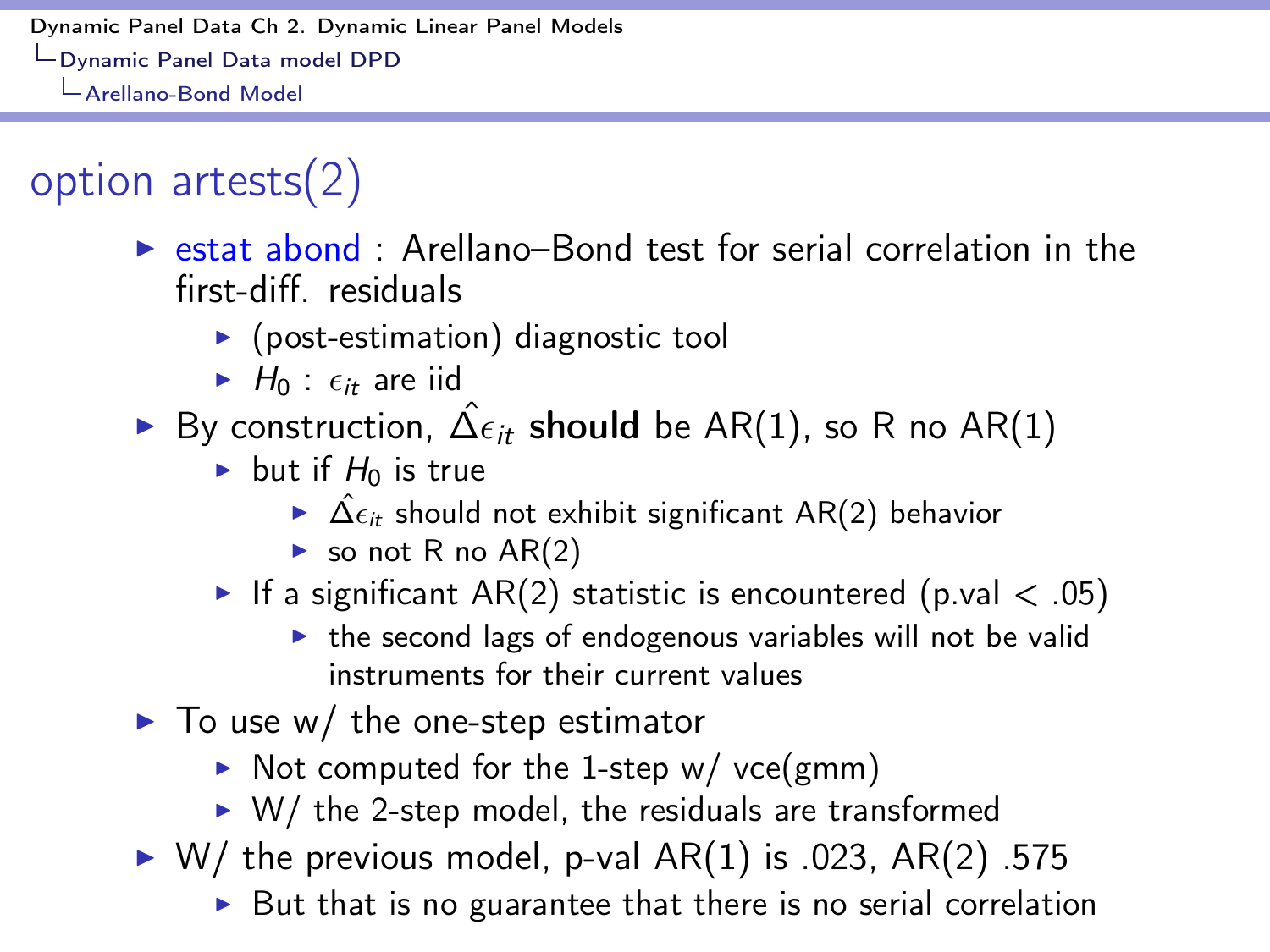# option artests(2)

- estat abond : Arellano–Bond test for serial correlation in the first-diff. residuals
  - (post-estimation) diagnostic tool
  - $H_0$ : $\epsilon_{it}$ are iid
- By construction, $\hat{\Delta}\epsilon_{it}$ **should** be AR(1), so R no AR(1)
  - but if $H_0$ is true
    - $\hat{\Delta}\epsilon_{it}$ should not exhibit significant AR(2) behavior
    - so not R no AR(2)
  - If a significant AR(2) statistic is encountered (p.val $<$ .05)
    - the second lags of endogenous variables will not be valid instruments for their current values
- To use w/ the one-step estimator
  - Not computed for the 1-step w/ vce(gmm)
  - W/ the 2-step model, the residuals are transformed
- W/ the previous model, p-val AR(1) is .023, AR(2) .575
  - But that is no guarantee that there is no serial correlation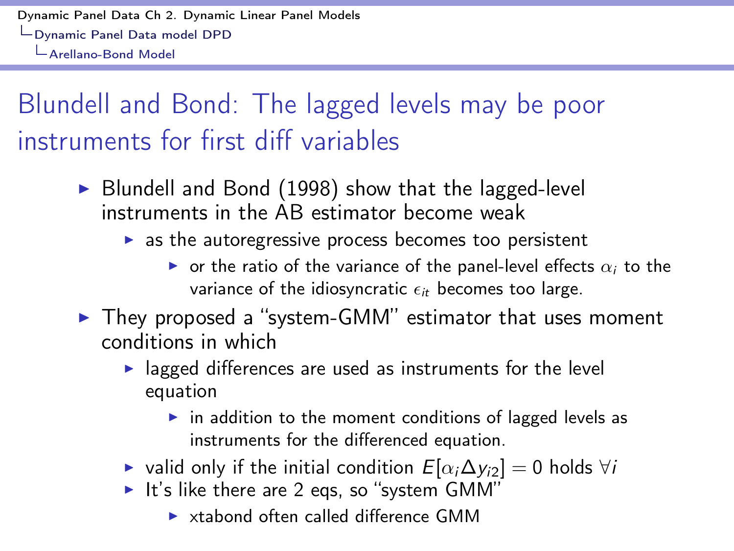# Blundell and Bond: The lagged levels may be poor instruments for first diff variables

- Blundell and Bond (1998) show that the lagged-level instruments in the AB estimator become weak
  - as the autoregressive process becomes too persistent
    - or the ratio of the variance of the panel-level effects $\alpha_i$ to the variance of the idiosyncratic $\epsilon_{it}$ becomes too large.
- They proposed a "system-GMM" estimator that uses moment conditions in which
  - lagged differences are used as instruments for the level equation
    - in addition to the moment conditions of lagged levels as instruments for the differenced equation.
  - valid only if the initial condition $E[\alpha_i \Delta y_{i2}] = 0$ holds $\forall i$
  - It's like there are 2 eqs, so "system GMM"
    - xtabond often called difference GMM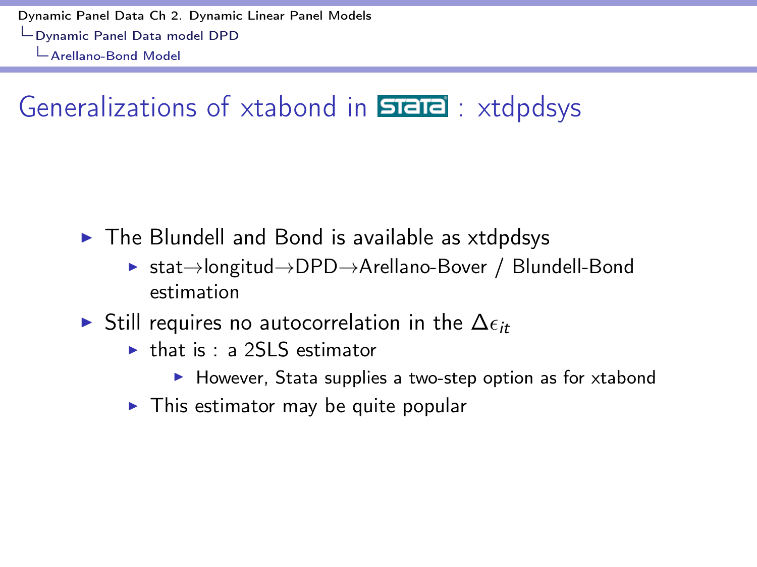## Generalizations of xtabond in Stata : xtdpdsys

- The Blundell and Bond is available as xtdpdsys
  - stat→longitud→DPD→Arellano-Bover / Blundell-Bond estimation
- Still requires no autocorrelation in the $\Delta\epsilon_{it}$
  - that is : a 2SLS estimator
    - However, Stata supplies a two-step option as for xtabond
  - This estimator may be quite popular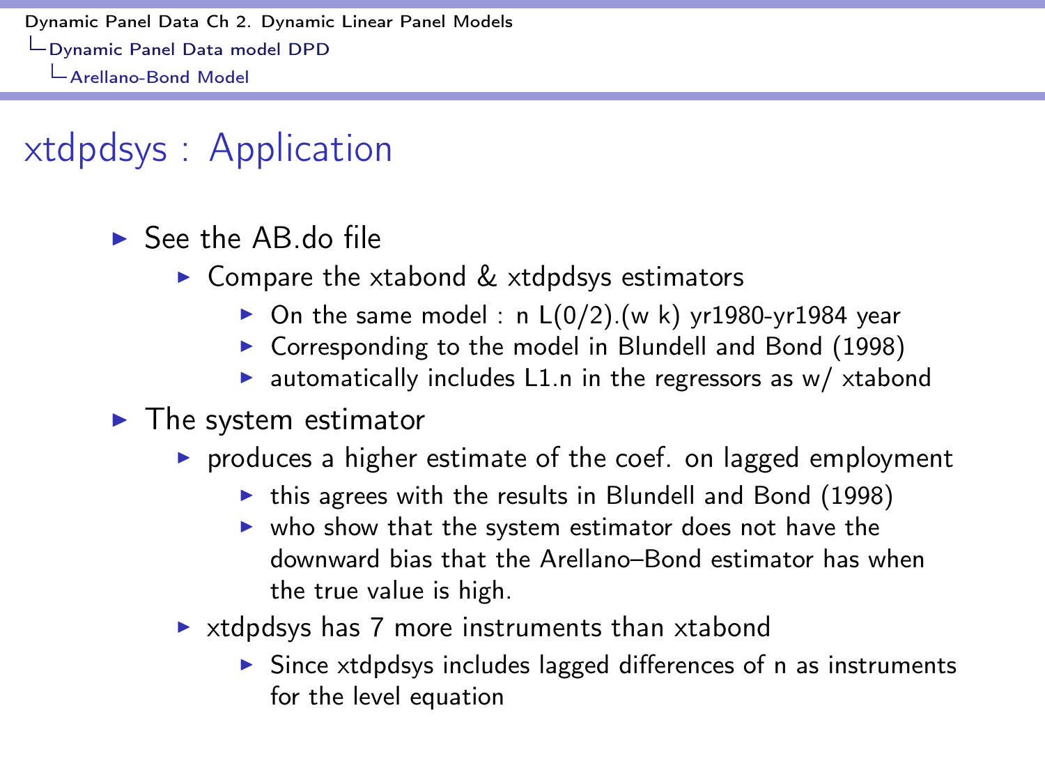# xtdpdsys : Application

- See the AB.do file
  - Compare the xtabond & xtdpdsys estimators
    - On the same model : n L(0/2).(w k) yr1980-yr1984 year
    - Corresponding to the model in Blundell and Bond (1998)
    - automatically includes L1.n in the regressors as w/ xtabond
- The system estimator
  - produces a higher estimate of the coef. on lagged employment
    - this agrees with the results in Blundell and Bond (1998)
    - who show that the system estimator does not have the downward bias that the Arellano–Bond estimator has when the true value is high.
  - xtdpdsys has 7 more instruments than xtabond
    - Since xtdpdsys includes lagged differences of n as instruments for the level equation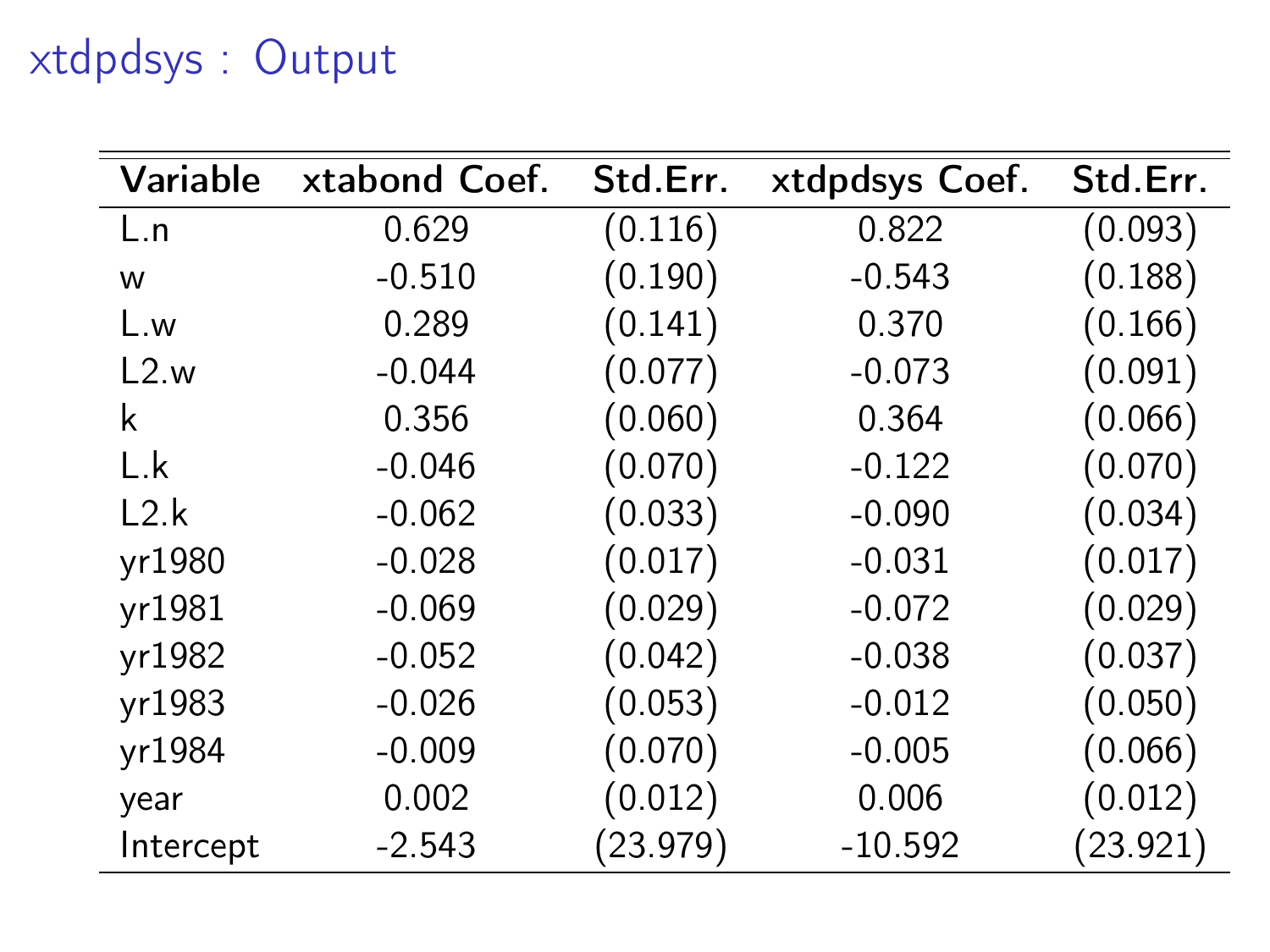# xtdpdsys : Output

| Variable | xtabond Coef. | Std.Err. | xtdpdsys Coef. | Std.Err. |
|---|---|---|---|---|
| L.n | 0.629 | (0.116) | 0.822 | (0.093) |
| w | -0.510 | (0.190) | -0.543 | (0.188) |
| L.w | 0.289 | (0.141) | 0.370 | (0.166) |
| L2.w | -0.044 | (0.077) | -0.073 | (0.091) |
| k | 0.356 | (0.060) | 0.364 | (0.066) |
| L.k | -0.046 | (0.070) | -0.122 | (0.070) |
| L2.k | -0.062 | (0.033) | -0.090 | (0.034) |
| yr1980 | -0.028 | (0.017) | -0.031 | (0.017) |
| yr1981 | -0.069 | (0.029) | -0.072 | (0.029) |
| yr1982 | -0.052 | (0.042) | -0.038 | (0.037) |
| yr1983 | -0.026 | (0.053) | -0.012 | (0.050) |
| yr1984 | -0.009 | (0.070) | -0.005 | (0.066) |
| year | 0.002 | (0.012) | 0.006 | (0.012) |
| Intercept | -2.543 | (23.979) | -10.592 | (23.921) |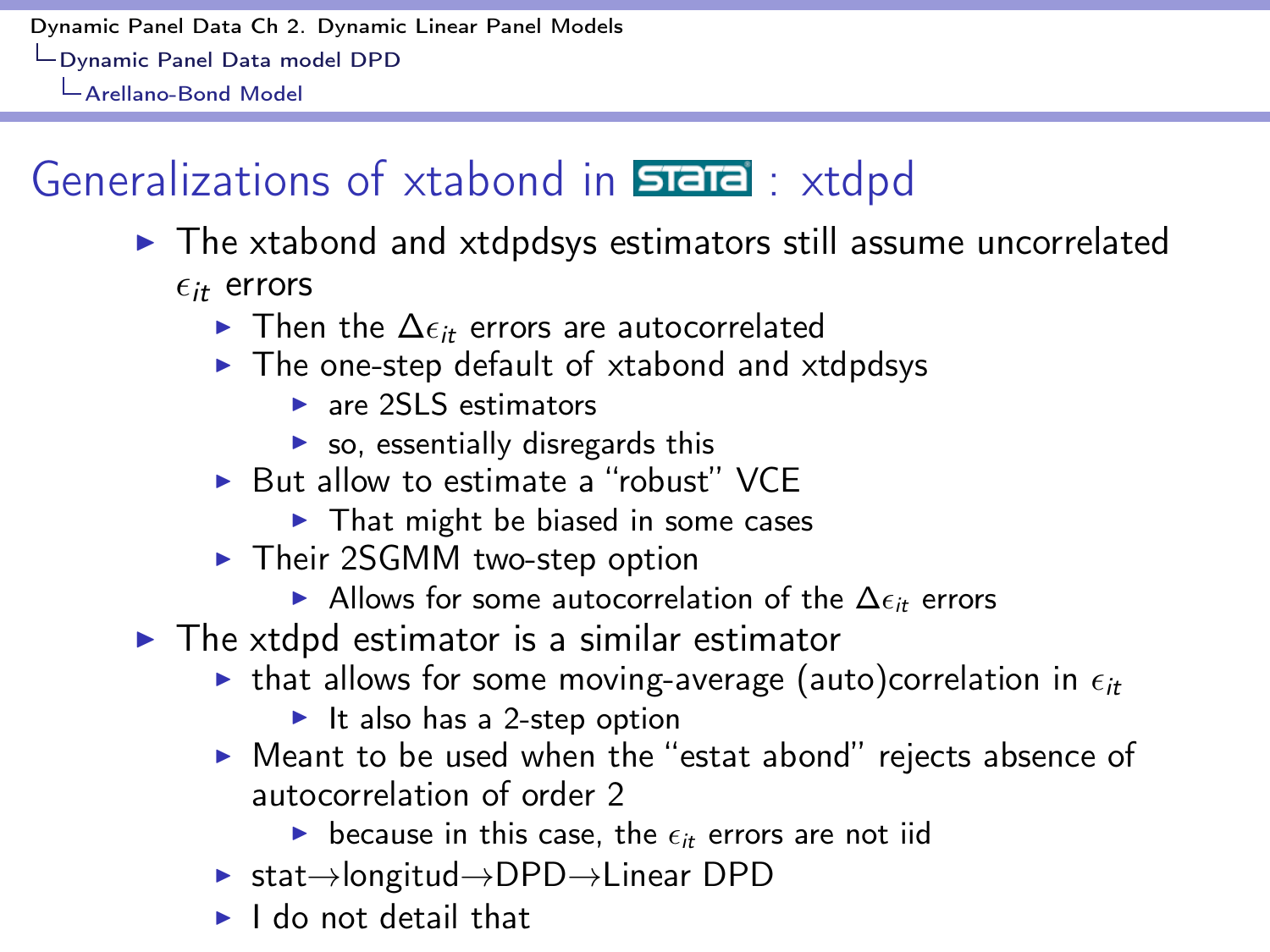# Generalizations of xtabond in STATA : xtdpd

- The xtabond and xtdpdsys estimators still assume uncorrelated $\epsilon_{it}$ errors
  - Then the $\Delta\epsilon_{it}$ errors are autocorrelated
  - The one-step default of xtabond and xtdpdsys
    - are 2SLS estimators
    - so, essentially disregards this
  - But allow to estimate a "robust" VCE
    - That might be biased in some cases
  - Their 2SGMM two-step option
    - Allows for some autocorrelation of the $\Delta\epsilon_{it}$ errors
- The xtdpd estimator is a similar estimator
  - that allows for some moving-average (auto)correlation in $\epsilon_{it}$
    - It also has a 2-step option
  - Meant to be used when the "estat abond" rejects absence of autocorrelation of order 2
    - because in this case, the $\epsilon_{it}$ errors are not iid
  - stat→longitud→DPD→Linear DPD
  - I do not detail that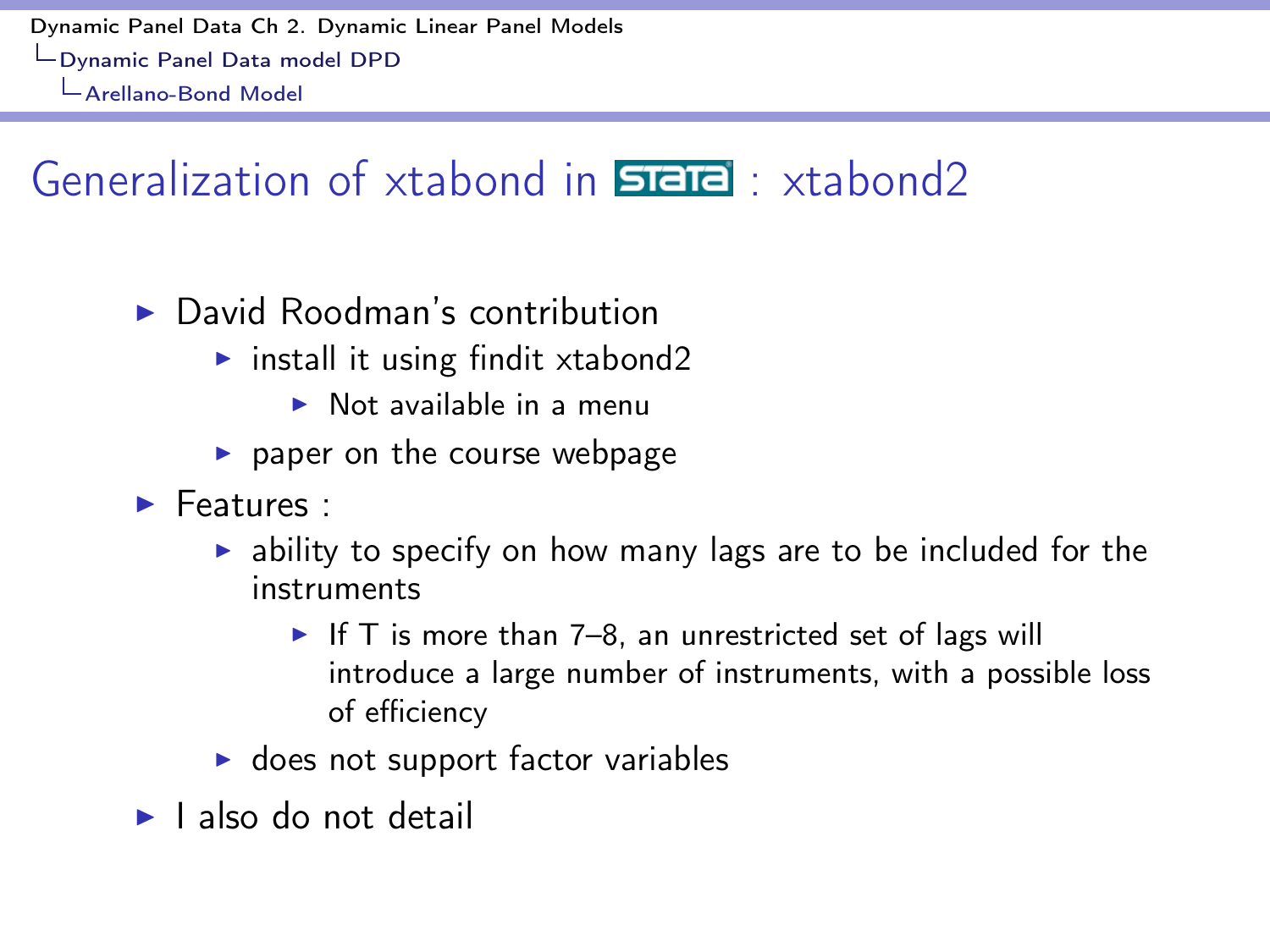## Generalization of xtabond in STATA : xtabond2

- David Roodman's contribution
  - install it using findit xtabond2
    - Not available in a menu
  - paper on the course webpage
- Features :
  - ability to specify on how many lags are to be included for the instruments
    - If T is more than 7–8, an unrestricted set of lags will introduce a large number of instruments, with a possible loss of efficiency
  - does not support factor variables
- I also do not detail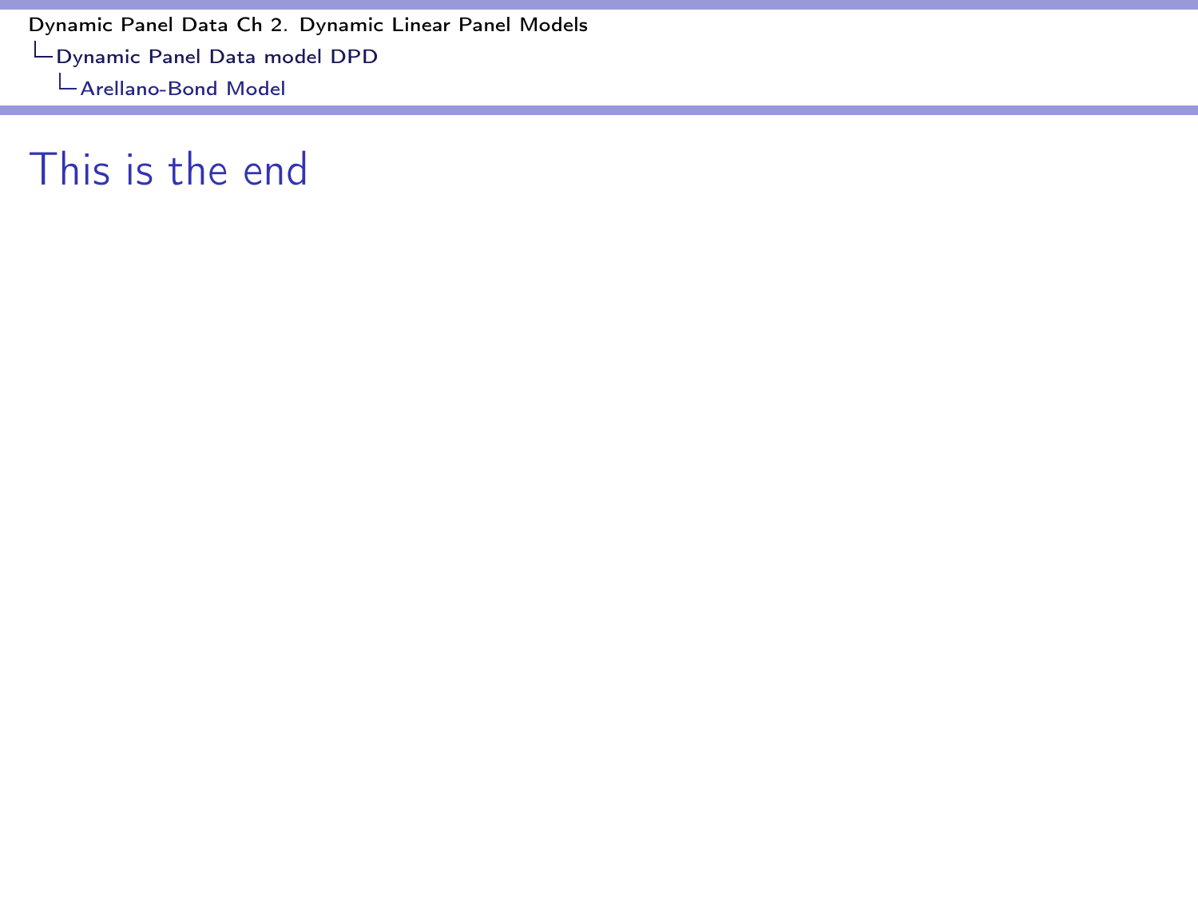# This is the end